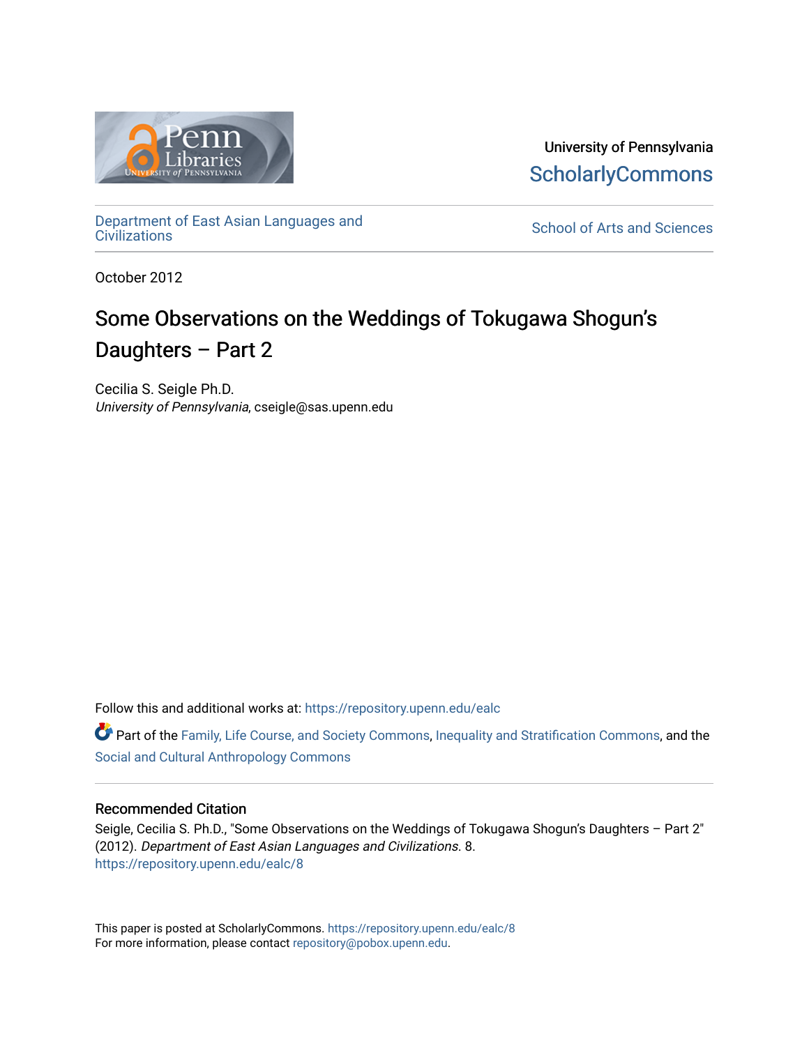University of Pennsylvania
ScholarlyCommons

Department of East Asian Languages and Civilizations

School of Arts and Sciences

October 2012

# Some Observations on the Weddings of Tokugawa Shogun's Daughters – Part 2

Cecilia S. Seigle Ph.D.
*University of Pennsylvania*, cseigle@sas.upenn.edu

Follow this and additional works at: https://repository.upenn.edu/ealc

Part of the Family, Life Course, and Society Commons, Inequality and Stratification Commons, and the Social and Cultural Anthropology Commons

## Recommended Citation

Seigle, Cecilia S. Ph.D., "Some Observations on the Weddings of Tokugawa Shogun's Daughters – Part 2" (2012). *Department of East Asian Languages and Civilizations*. 8.
https://repository.upenn.edu/ealc/8

This paper is posted at ScholarlyCommons. https://repository.upenn.edu/ealc/8
For more information, please contact repository@pobox.upenn.edu.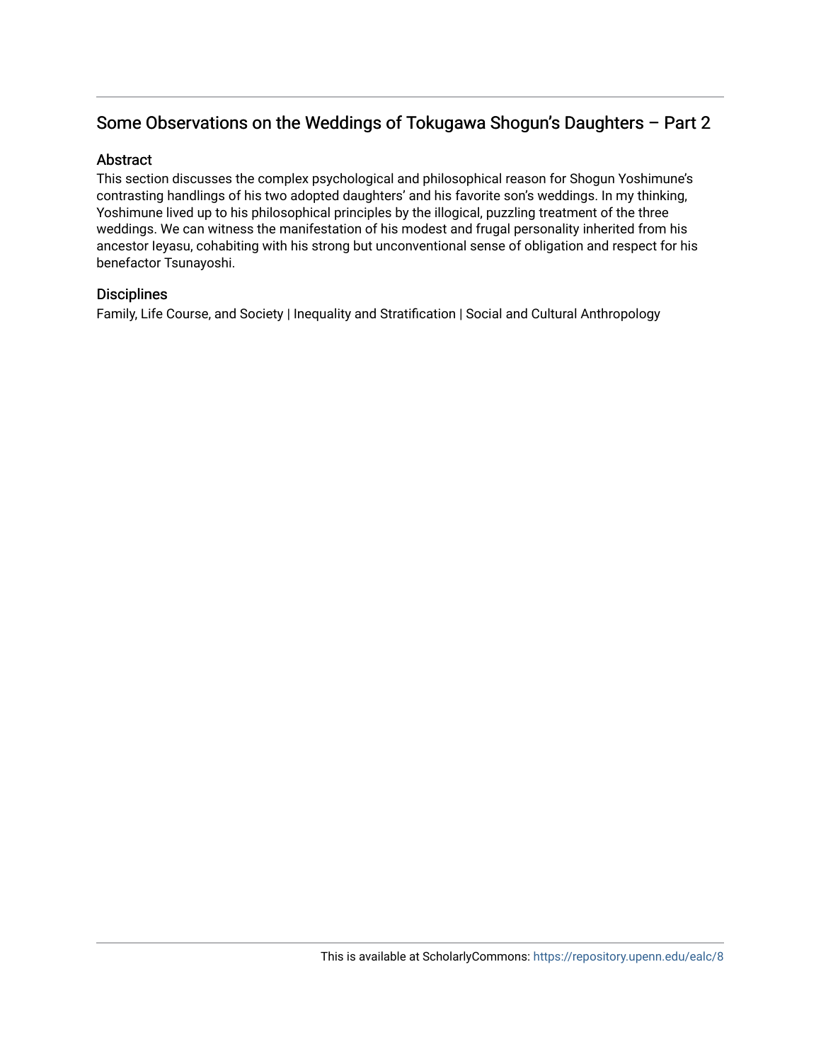## Some Observations on the Weddings of Tokugawa Shogun's Daughters – Part 2

### Abstract

This section discusses the complex psychological and philosophical reason for Shogun Yoshimune's contrasting handlings of his two adopted daughters' and his favorite son's weddings. In my thinking, Yoshimune lived up to his philosophical principles by the illogical, puzzling treatment of the three weddings. We can witness the manifestation of his modest and frugal personality inherited from his ancestor Ieyasu, cohabiting with his strong but unconventional sense of obligation and respect for his benefactor Tsunayoshi.

### Disciplines

Family, Life Course, and Society | Inequality and Stratification | Social and Cultural Anthropology

This is available at ScholarlyCommons: https://repository.upenn.edu/ealc/8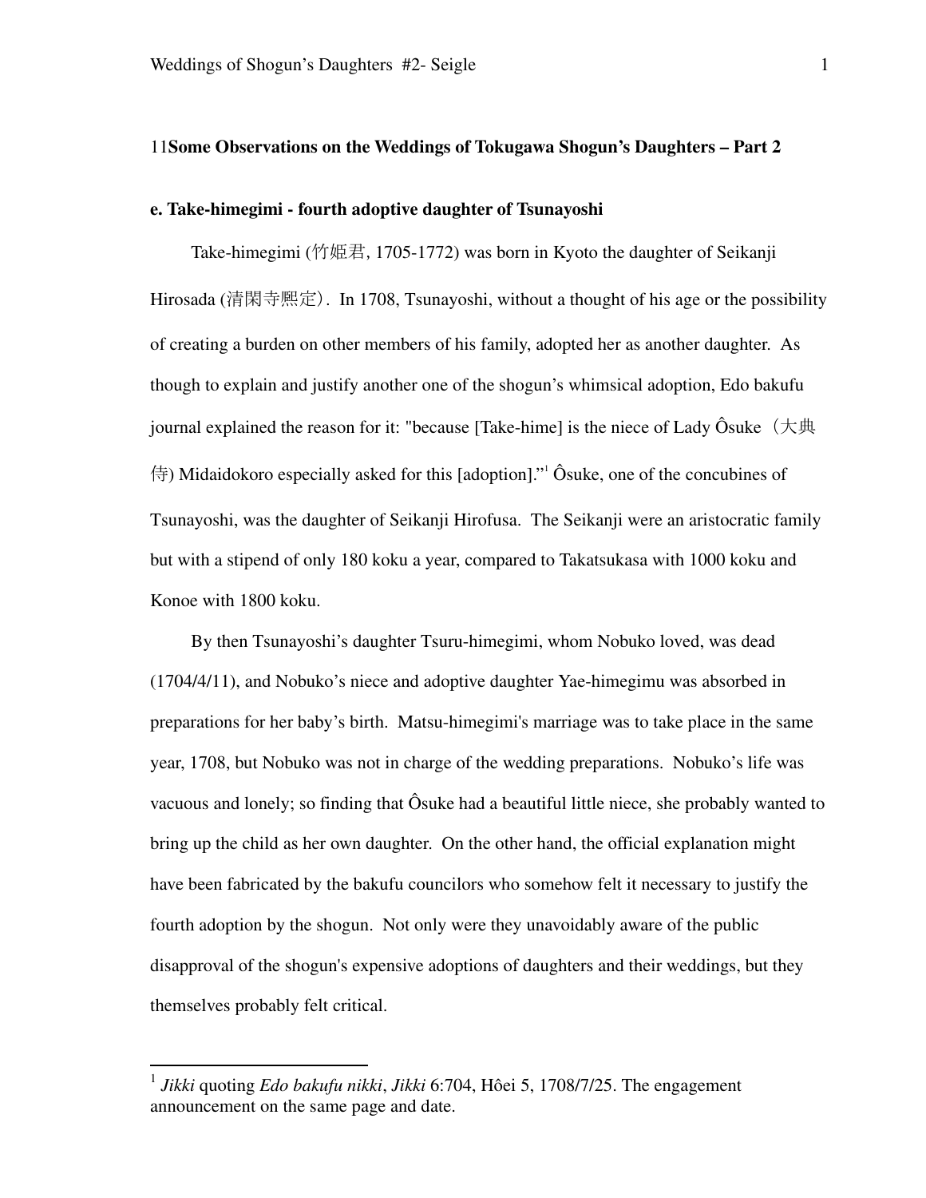## 11**Some Observations on the Weddings of Tokugawa Shogun's Daughters – Part 2**

### e. Take-himegimi - fourth adoptive daughter of Tsunayoshi

Take-himegimi (竹姫君, 1705-1772) was born in Kyoto the daughter of Seikanji Hirosada (清閑寺熙定). In 1708, Tsunayoshi, without a thought of his age or the possibility of creating a burden on other members of his family, adopted her as another daughter. As though to explain and justify another one of the shogun's whimsical adoption, Edo bakufu journal explained the reason for it: "because [Take-hime] is the niece of Lady Ôsuke（大典侍) Midaidokoro especially asked for this [adoption]."[1] Ôsuke, one of the concubines of Tsunayoshi, was the daughter of Seikanji Hirofusa. The Seikanji were an aristocratic family but with a stipend of only 180 koku a year, compared to Takatsukasa with 1000 koku and Konoe with 1800 koku.

By then Tsunayoshi's daughter Tsuru-himegimi, whom Nobuko loved, was dead (1704/4/11), and Nobuko's niece and adoptive daughter Yae-himegimu was absorbed in preparations for her baby's birth. Matsu-himegimi's marriage was to take place in the same year, 1708, but Nobuko was not in charge of the wedding preparations. Nobuko's life was vacuous and lonely; so finding that Ôsuke had a beautiful little niece, she probably wanted to bring up the child as her own daughter. On the other hand, the official explanation might have been fabricated by the bakufu councilors who somehow felt it necessary to justify the fourth adoption by the shogun. Not only were they unavoidably aware of the public disapproval of the shogun's expensive adoptions of daughters and their weddings, but they themselves probably felt critical.

---

[1] *Jikki* quoting *Edo bakufu nikki*, *Jikki* 6:704, Hôei 5, 1708/7/25. The engagement announcement on the same page and date.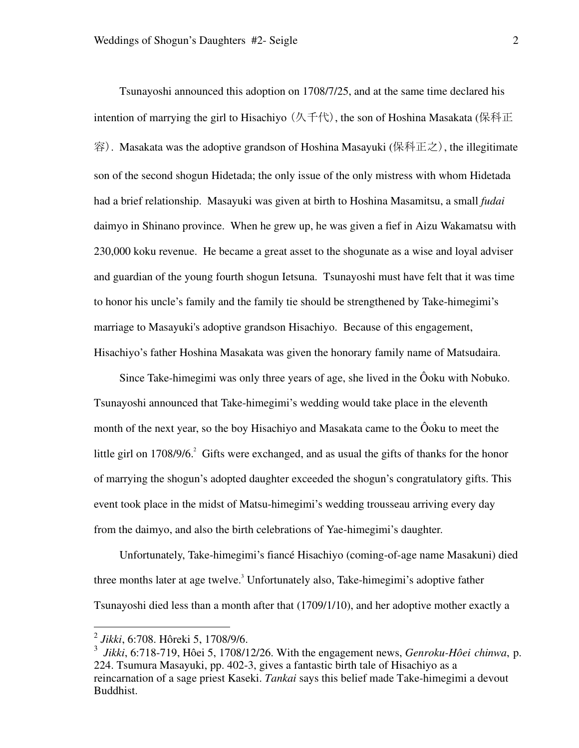Tsunayoshi announced this adoption on 1708/7/25, and at the same time declared his intention of marrying the girl to Hisachiyo（久千代）, the son of Hoshina Masakata (保科正容）. Masakata was the adoptive grandson of Hoshina Masayuki (保科正之）, the illegitimate son of the second shogun Hidetada; the only issue of the only mistress with whom Hidetada had a brief relationship. Masayuki was given at birth to Hoshina Masamitsu, a small *fudai* daimyo in Shinano province. When he grew up, he was given a fief in Aizu Wakamatsu with 230,000 koku revenue. He became a great asset to the shogunate as a wise and loyal adviser and guardian of the young fourth shogun Ietsuna. Tsunayoshi must have felt that it was time to honor his uncle's family and the family tie should be strengthened by Take-himegimi's marriage to Masayuki's adoptive grandson Hisachiyo. Because of this engagement, Hisachiyo's father Hoshina Masakata was given the honorary family name of Matsudaira.

Since Take-himegimi was only three years of age, she lived in the Ôoku with Nobuko. Tsunayoshi announced that Take-himegimi's wedding would take place in the eleventh month of the next year, so the boy Hisachiyo and Masakata came to the Ôoku to meet the little girl on 1708/9/6.[2] Gifts were exchanged, and as usual the gifts of thanks for the honor of marrying the shogun's adopted daughter exceeded the shogun's congratulatory gifts. This event took place in the midst of Matsu-himegimi's wedding trousseau arriving every day from the daimyo, and also the birth celebrations of Yae-himegimi's daughter.

Unfortunately, Take-himegimi's fiancé Hisachiyo (coming-of-age name Masakuni) died three months later at age twelve.[3] Unfortunately also, Take-himegimi's adoptive father Tsunayoshi died less than a month after that (1709/1/10), and her adoptive mother exactly a

---

[2] *Jikki*, 6:708. Hôreki 5, 1708/9/6.

[3] *Jikki*, 6:718-719, Hôei 5, 1708/12/26. With the engagement news, *Genroku-Hôei chinwa*, p. 224. Tsumura Masayuki, pp. 402-3, gives a fantastic birth tale of Hisachiyo as a reincarnation of a sage priest Kaseki. *Tankai* says this belief made Take-himegimi a devout Buddhist.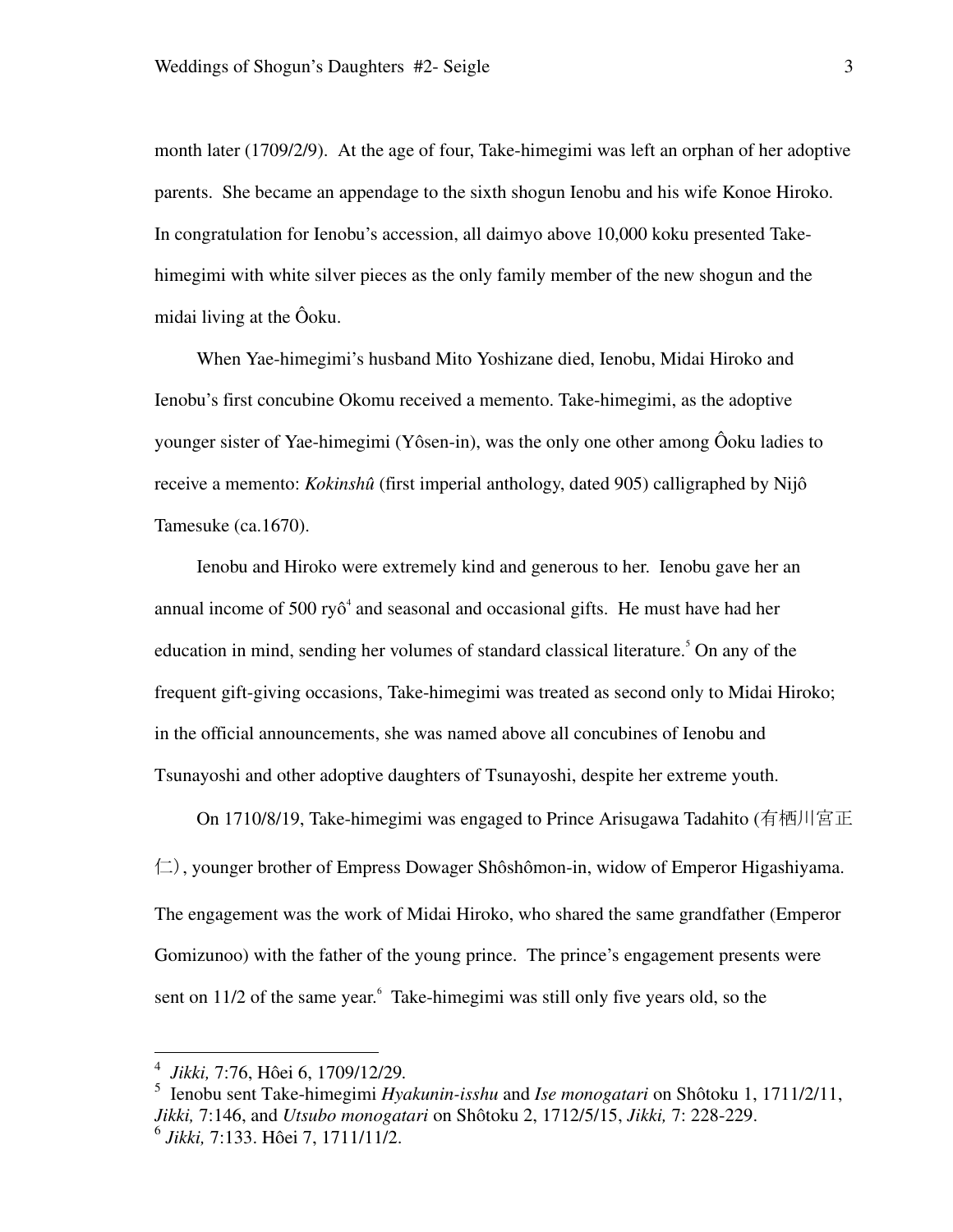month later (1709/2/9). At the age of four, Take-himegimi was left an orphan of her adoptive parents. She became an appendage to the sixth shogun Ienobu and his wife Konoe Hiroko. In congratulation for Ienobu's accession, all daimyo above 10,000 koku presented Take-himegimi with white silver pieces as the only family member of the new shogun and the midai living at the Ôoku.

When Yae-himegimi's husband Mito Yoshizane died, Ienobu, Midai Hiroko and Ienobu's first concubine Okomu received a memento. Take-himegimi, as the adoptive younger sister of Yae-himegimi (Yôsen-in), was the only one other among Ôoku ladies to receive a memento: *Kokinshû* (first imperial anthology, dated 905) calligraphed by Nijô Tamesuke (ca.1670).

Ienobu and Hiroko were extremely kind and generous to her. Ienobu gave her an annual income of 500 ryô[4] and seasonal and occasional gifts. He must have had her education in mind, sending her volumes of standard classical literature.[5] On any of the frequent gift-giving occasions, Take-himegimi was treated as second only to Midai Hiroko; in the official announcements, she was named above all concubines of Ienobu and Tsunayoshi and other adoptive daughters of Tsunayoshi, despite her extreme youth.

On 1710/8/19, Take-himegimi was engaged to Prince Arisugawa Tadahito (有栖川宮正仁), younger brother of Empress Dowager Shôshômon-in, widow of Emperor Higashiyama. The engagement was the work of Midai Hiroko, who shared the same grandfather (Emperor Gomizunoo) with the father of the young prince. The prince's engagement presents were sent on 11/2 of the same year.[6] Take-himegimi was still only five years old, so the

---

[4] *Jikki,* 7:76, Hôei 6, 1709/12/29.

[5] Ienobu sent Take-himegimi *Hyakunin-isshu* and *Ise monogatari* on Shôtoku 1, 1711/2/11, *Jikki,* 7:146, and *Utsubo monogatari* on Shôtoku 2, 1712/5/15, *Jikki,* 7: 228-229.

[6] *Jikki,* 7:133. Hôei 7, 1711/11/2.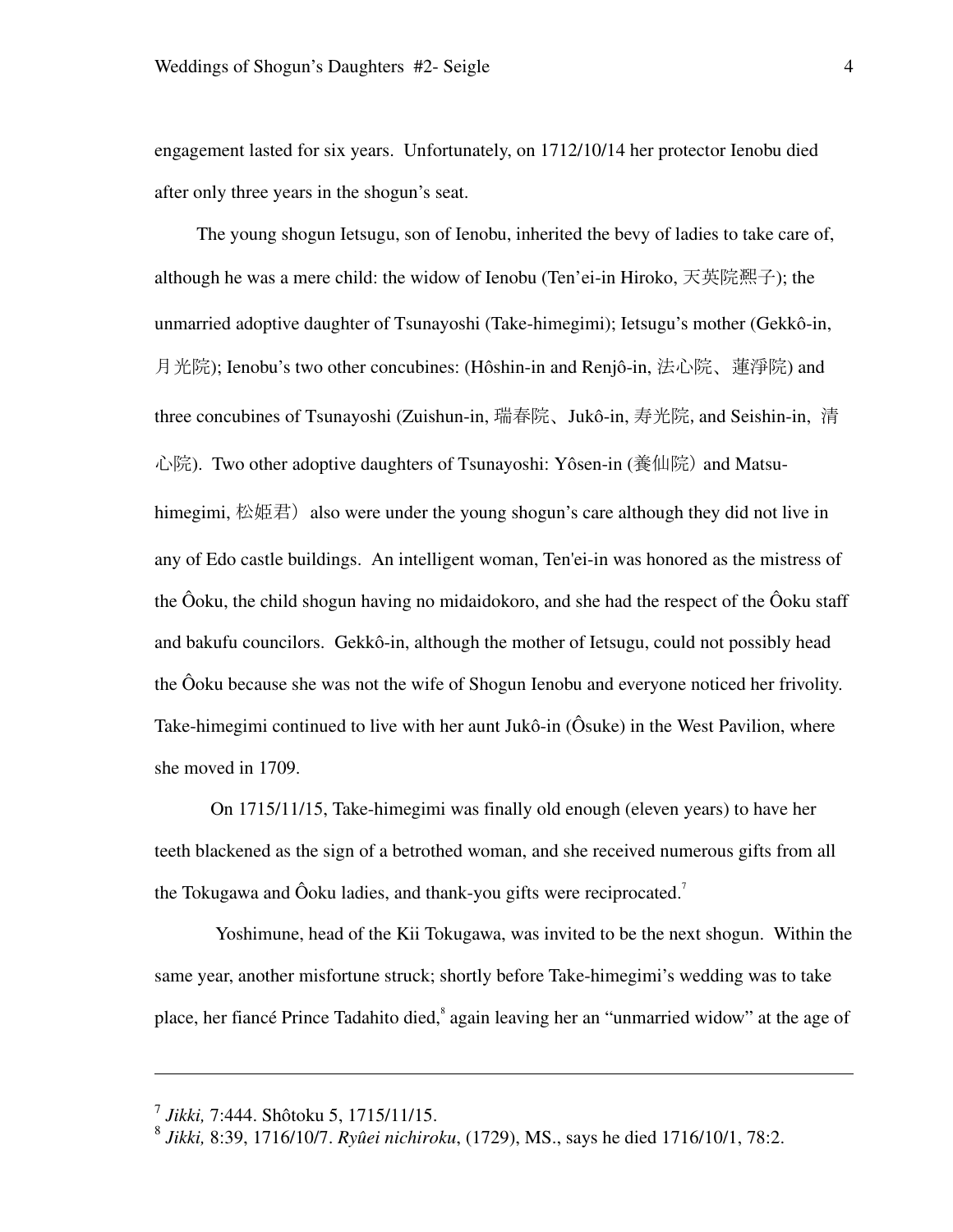engagement lasted for six years. Unfortunately, on 1712/10/14 her protector Ienobu died after only three years in the shogun's seat.

The young shogun Ietsugu, son of Ienobu, inherited the bevy of ladies to take care of, although he was a mere child: the widow of Ienobu (Ten'ei-in Hiroko, 天英院熙子); the unmarried adoptive daughter of Tsunayoshi (Take-himegimi); Ietsugu's mother (Gekkô-in, 月光院); Ienobu's two other concubines: (Hôshin-in and Renjô-in, 法心院、蓮淨院) and three concubines of Tsunayoshi (Zuishun-in, 瑞春院、Jukô-in, 寿光院, and Seishin-in, 清心院). Two other adoptive daughters of Tsunayoshi: Yôsen-in (養仙院) and Matsu-himegimi, 松姫君) also were under the young shogun's care although they did not live in any of Edo castle buildings. An intelligent woman, Ten'ei-in was honored as the mistress of the Ôoku, the child shogun having no midaidokoro, and she had the respect of the Ôoku staff and bakufu councilors. Gekkô-in, although the mother of Ietsugu, could not possibly head the Ôoku because she was not the wife of Shogun Ienobu and everyone noticed her frivolity. Take-himegimi continued to live with her aunt Jukô-in (Ôsuke) in the West Pavilion, where she moved in 1709.

On 1715/11/15, Take-himegimi was finally old enough (eleven years) to have her teeth blackened as the sign of a betrothed woman, and she received numerous gifts from all the Tokugawa and Ôoku ladies, and thank-you gifts were reciprocated.[7]

Yoshimune, head of the Kii Tokugawa, was invited to be the next shogun. Within the same year, another misfortune struck; shortly before Take-himegimi's wedding was to take place, her fiancé Prince Tadahito died,[8] again leaving her an "unmarried widow" at the age of

---

[7] *Jikki,* 7:444. Shôtoku 5, 1715/11/15.

[8] *Jikki,* 8:39, 1716/10/7. *Ryûei nichiroku*, (1729), MS., says he died 1716/10/1, 78:2.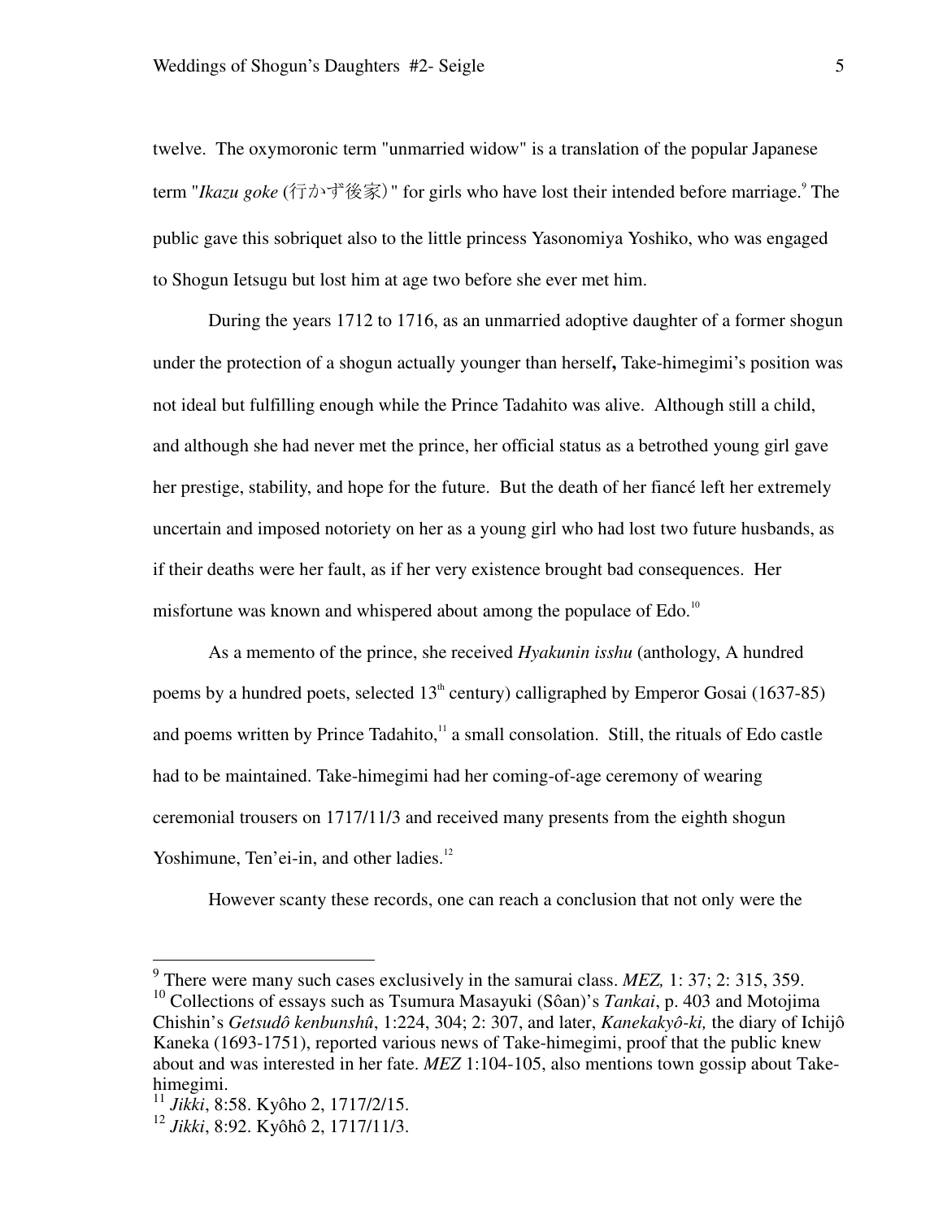twelve. The oxymoronic term "unmarried widow" is a translation of the popular Japanese term "*Ikazu goke* (行かず後家)" for girls who have lost their intended before marriage.[9] The public gave this sobriquet also to the little princess Yasonomiya Yoshiko, who was engaged to Shogun Ietsugu but lost him at age two before she ever met him.

During the years 1712 to 1716, as an unmarried adoptive daughter of a former shogun under the protection of a shogun actually younger than herself**,** Take-himegimi's position was not ideal but fulfilling enough while the Prince Tadahito was alive. Although still a child, and although she had never met the prince, her official status as a betrothed young girl gave her prestige, stability, and hope for the future. But the death of her fiancé left her extremely uncertain and imposed notoriety on her as a young girl who had lost two future husbands, as if their deaths were her fault, as if her very existence brought bad consequences. Her misfortune was known and whispered about among the populace of Edo.[10]

As a memento of the prince, she received *Hyakunin isshu* (anthology, A hundred poems by a hundred poets, selected 13th century) calligraphed by Emperor Gosai (1637-85) and poems written by Prince Tadahito,[11] a small consolation. Still, the rituals of Edo castle had to be maintained. Take-himegimi had her coming-of-age ceremony of wearing ceremonial trousers on 1717/11/3 and received many presents from the eighth shogun Yoshimune, Ten'ei-in, and other ladies.[12]

However scanty these records, one can reach a conclusion that not only were the

---

[9] There were many such cases exclusively in the samurai class. *MEZ,* 1: 37; 2: 315, 359.

[10] Collections of essays such as Tsumura Masayuki (Sôan)'s *Tankai*, p. 403 and Motojima Chishin's *Getsudô kenbunshû*, 1:224, 304; 2: 307, and later, *Kanekakyô-ki,* the diary of Ichijô Kaneka (1693-1751), reported various news of Take-himegimi, proof that the public knew about and was interested in her fate. *MEZ* 1:104-105, also mentions town gossip about Take-himegimi.

[11] *Jikki*, 8:58. Kyôho 2, 1717/2/15.

[12] *Jikki*, 8:92. Kyôhô 2, 1717/11/3.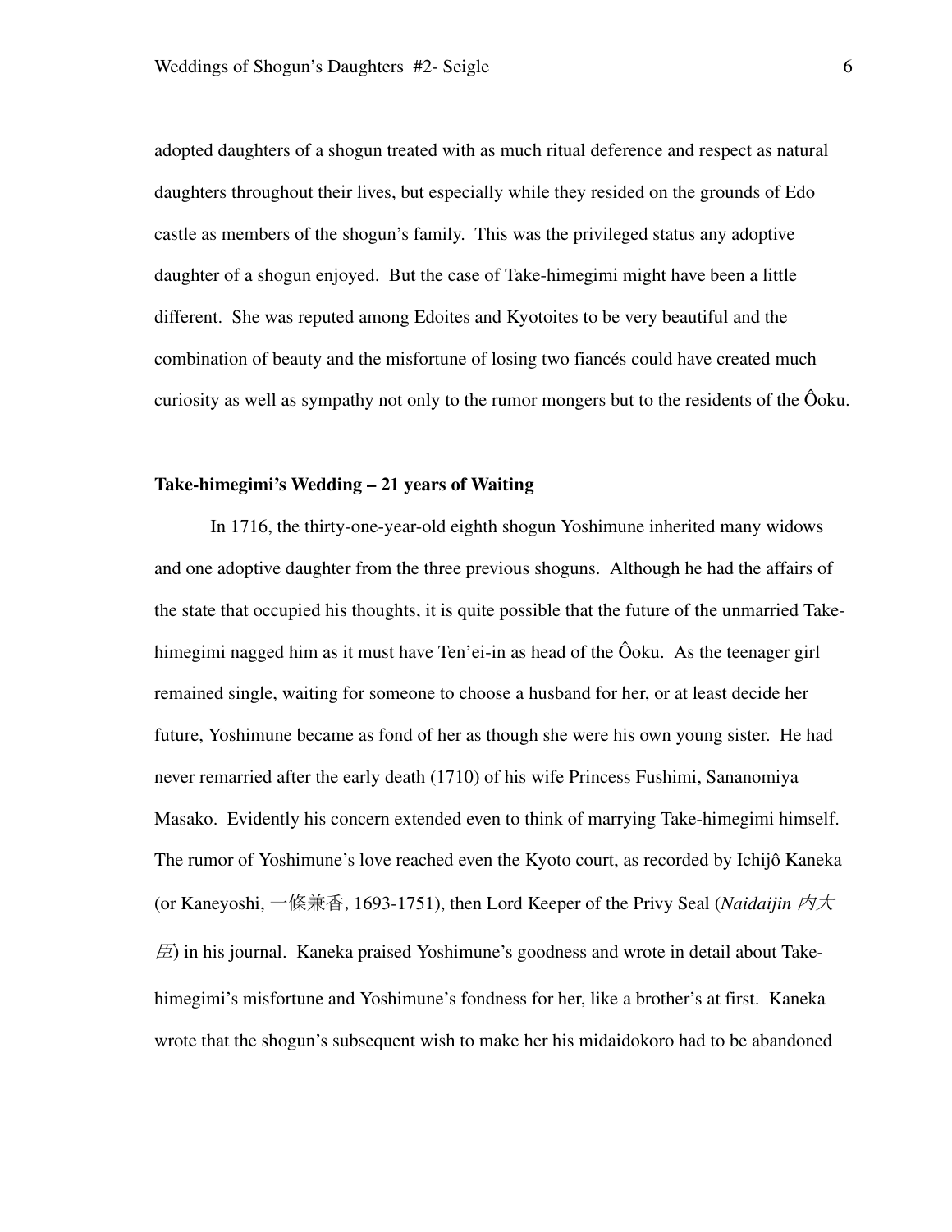adopted daughters of a shogun treated with as much ritual deference and respect as natural daughters throughout their lives, but especially while they resided on the grounds of Edo castle as members of the shogun's family. This was the privileged status any adoptive daughter of a shogun enjoyed. But the case of Take-himegimi might have been a little different. She was reputed among Edoites and Kyotoites to be very beautiful and the combination of beauty and the misfortune of losing two fiancés could have created much curiosity as well as sympathy not only to the rumor mongers but to the residents of the Ôoku.

### Take-himegimi's Wedding – 21 years of Waiting

In 1716, the thirty-one-year-old eighth shogun Yoshimune inherited many widows and one adoptive daughter from the three previous shoguns. Although he had the affairs of the state that occupied his thoughts, it is quite possible that the future of the unmarried Take-himegimi nagged him as it must have Ten'ei-in as head of the Ôoku. As the teenager girl remained single, waiting for someone to choose a husband for her, or at least decide her future, Yoshimune became as fond of her as though she were his own young sister. He had never remarried after the early death (1710) of his wife Princess Fushimi, Sananomiya Masako. Evidently his concern extended even to think of marrying Take-himegimi himself. The rumor of Yoshimune's love reached even the Kyoto court, as recorded by Ichijô Kaneka (or Kaneyoshi, 一條兼香, 1693-1751), then Lord Keeper of the Privy Seal (*Naidaijin 内大臣*) in his journal. Kaneka praised Yoshimune's goodness and wrote in detail about Take-himegimi's misfortune and Yoshimune's fondness for her, like a brother's at first. Kaneka wrote that the shogun's subsequent wish to make her his midaidokoro had to be abandoned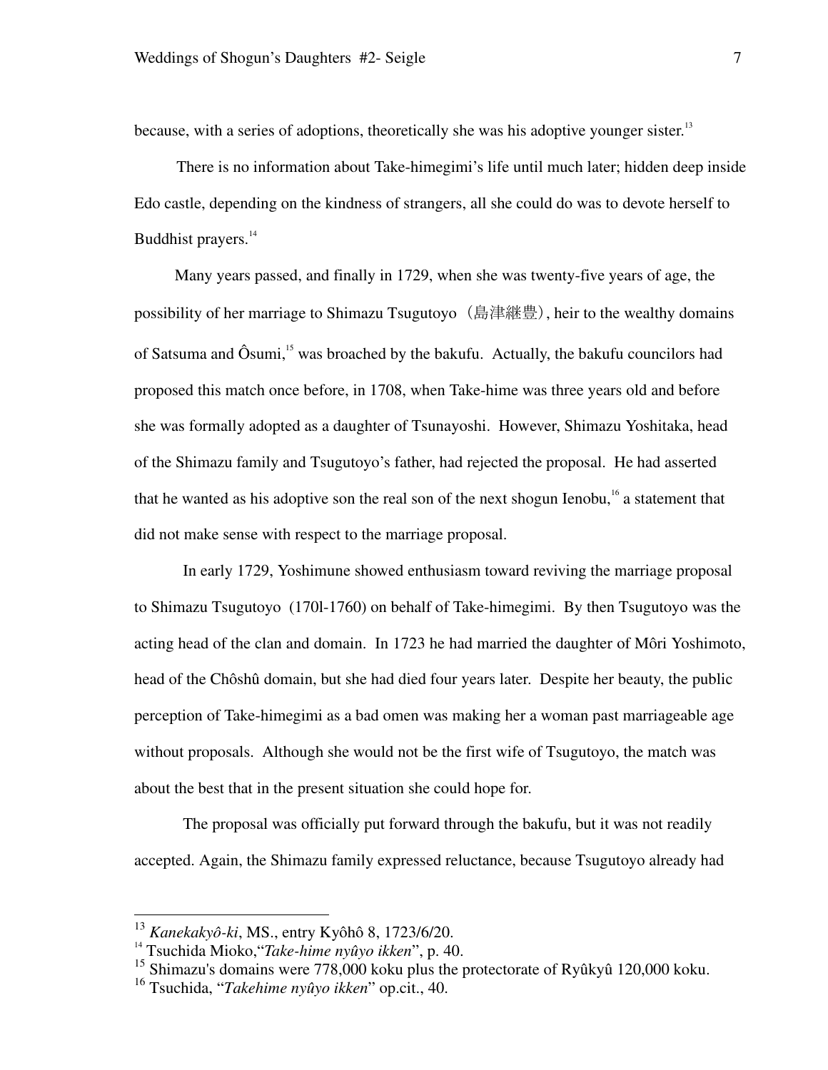because, with a series of adoptions, theoretically she was his adoptive younger sister.[13]

There is no information about Take-himegimi's life until much later; hidden deep inside Edo castle, depending on the kindness of strangers, all she could do was to devote herself to Buddhist prayers.[14]

Many years passed, and finally in 1729, when she was twenty-five years of age, the possibility of her marriage to Shimazu Tsugutoyo（島津継豊）, heir to the wealthy domains of Satsuma and Ôsumi,[15] was broached by the bakufu. Actually, the bakufu councilors had proposed this match once before, in 1708, when Take-hime was three years old and before she was formally adopted as a daughter of Tsunayoshi. However, Shimazu Yoshitaka, head of the Shimazu family and Tsugutoyo's father, had rejected the proposal. He had asserted that he wanted as his adoptive son the real son of the next shogun Ienobu,[16] a statement that did not make sense with respect to the marriage proposal.

In early 1729, Yoshimune showed enthusiasm toward reviving the marriage proposal to Shimazu Tsugutoyo (170l-1760) on behalf of Take-himegimi. By then Tsugutoyo was the acting head of the clan and domain. In 1723 he had married the daughter of Môri Yoshimoto, head of the Chôshû domain, but she had died four years later. Despite her beauty, the public perception of Take-himegimi as a bad omen was making her a woman past marriageable age without proposals. Although she would not be the first wife of Tsugutoyo, the match was about the best that in the present situation she could hope for.

The proposal was officially put forward through the bakufu, but it was not readily accepted. Again, the Shimazu family expressed reluctance, because Tsugutoyo already had

---

[13] *Kanekakyô-ki*, MS., entry Kyôhô 8, 1723/6/20.

[14] Tsuchida Mioko,"*Take-hime nyûyo ikken*", p. 40.

[15] Shimazu's domains were 778,000 koku plus the protectorate of Ryûkyû 120,000 koku.

[16] Tsuchida, "*Takehime nyûyo ikken*" op.cit., 40.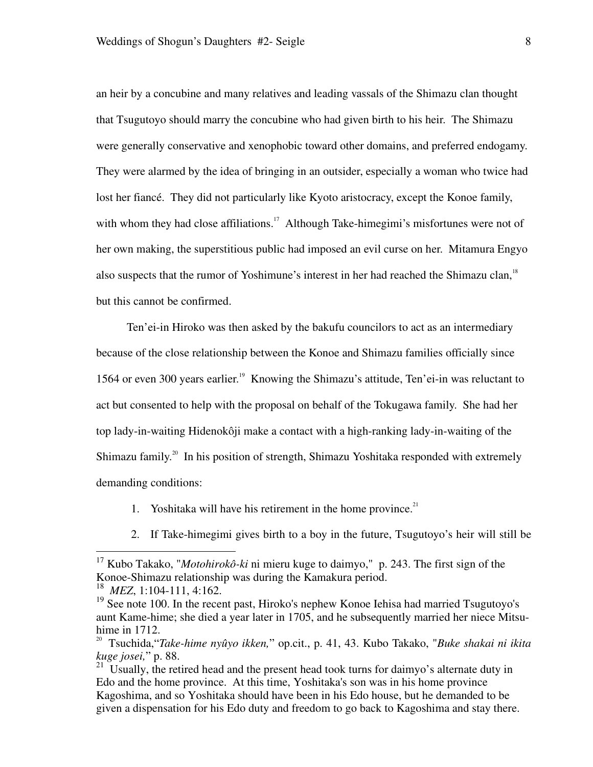an heir by a concubine and many relatives and leading vassals of the Shimazu clan thought that Tsugutoyo should marry the concubine who had given birth to his heir. The Shimazu were generally conservative and xenophobic toward other domains, and preferred endogamy. They were alarmed by the idea of bringing in an outsider, especially a woman who twice had lost her fiancé. They did not particularly like Kyoto aristocracy, except the Konoe family, with whom they had close affiliations.[17] Although Take-himegimi's misfortunes were not of her own making, the superstitious public had imposed an evil curse on her. Mitamura Engyo also suspects that the rumor of Yoshimune's interest in her had reached the Shimazu clan,[18] but this cannot be confirmed.

Ten'ei-in Hiroko was then asked by the bakufu councilors to act as an intermediary because of the close relationship between the Konoe and Shimazu families officially since 1564 or even 300 years earlier.[19] Knowing the Shimazu's attitude, Ten'ei-in was reluctant to act but consented to help with the proposal on behalf of the Tokugawa family. She had her top lady-in-waiting Hidenokôji make a contact with a high-ranking lady-in-waiting of the Shimazu family.[20] In his position of strength, Shimazu Yoshitaka responded with extremely demanding conditions:

1. Yoshitaka will have his retirement in the home province.[21]
2. If Take-himegimi gives birth to a boy in the future, Tsugutoyo's heir will still be

---

[17] Kubo Takako, "*Motohirokô-ki* ni mieru kuge to daimyo," p. 243. The first sign of the Konoe-Shimazu relationship was during the Kamakura period.

[18] *MEZ*, 1:104-111, 4:162.

[19] See note 100. In the recent past, Hiroko's nephew Konoe Iehisa had married Tsugutoyo's aunt Kame-hime; she died a year later in 1705, and he subsequently married her niece Mitsu-hime in 1712.

[20] Tsuchida, "*Take-hime nyûyo ikken,*" op.cit., p. 41, 43. Kubo Takako, "*Buke shakai ni ikita kuge josei,*" p. 88.

[21] Usually, the retired head and the present head took turns for daimyo's alternate duty in Edo and the home province. At this time, Yoshitaka's son was in his home province Kagoshima, and so Yoshitaka should have been in his Edo house, but he demanded to be given a dispensation for his Edo duty and freedom to go back to Kagoshima and stay there.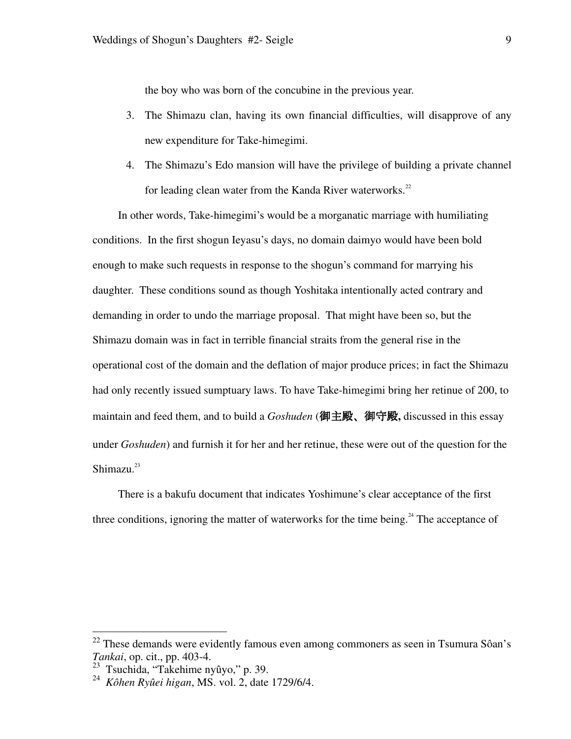the boy who was born of the concubine in the previous year.

3. The Shimazu clan, having its own financial difficulties, will disapprove of any new expenditure for Take-himegimi.
4. The Shimazu's Edo mansion will have the privilege of building a private channel for leading clean water from the Kanda River waterworks.[22]

In other words, Take-himegimi's would be a morganatic marriage with humiliating conditions. In the first shogun Ieyasu's days, no domain daimyo would have been bold enough to make such requests in response to the shogun's command for marrying his daughter. These conditions sound as though Yoshitaka intentionally acted contrary and demanding in order to undo the marriage proposal. That might have been so, but the Shimazu domain was in fact in terrible financial straits from the general rise in the operational cost of the domain and the deflation of major produce prices; in fact the Shimazu had only recently issued sumptuary laws. To have Take-himegimi bring her retinue of 200, to maintain and feed them, and to build a *Goshuden* (**御主殿、御守殿,** discussed in this essay under *Goshuden*) and furnish it for her and her retinue, these were out of the question for the Shimazu.[23]

There is a bakufu document that indicates Yoshimune's clear acceptance of the first three conditions, ignoring the matter of waterworks for the time being.[24] The acceptance of

---

[22] These demands were evidently famous even among commoners as seen in Tsumura Sôan's *Tankai*, op. cit., pp. 403-4.

[23] Tsuchida, "Takehime nyûyo," p. 39.

[24] *Kôhen Ryûei higan*, MS. vol. 2, date 1729/6/4.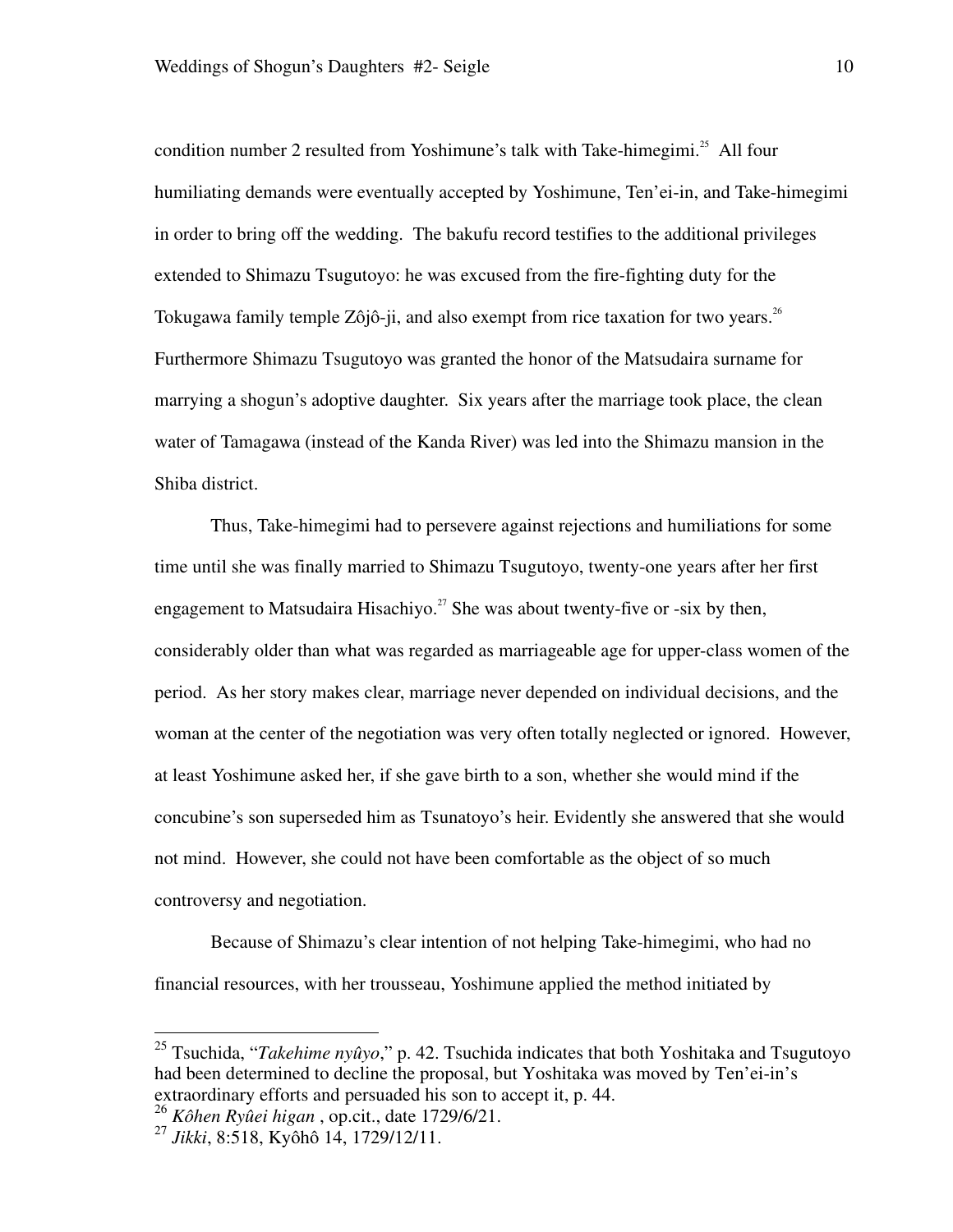condition number 2 resulted from Yoshimune's talk with Take-himegimi.[25] All four humiliating demands were eventually accepted by Yoshimune, Ten'ei-in, and Take-himegimi in order to bring off the wedding. The bakufu record testifies to the additional privileges extended to Shimazu Tsugutoyo: he was excused from the fire-fighting duty for the Tokugawa family temple Zôjô-ji, and also exempt from rice taxation for two years.[26] Furthermore Shimazu Tsugutoyo was granted the honor of the Matsudaira surname for marrying a shogun's adoptive daughter. Six years after the marriage took place, the clean water of Tamagawa (instead of the Kanda River) was led into the Shimazu mansion in the Shiba district.

Thus, Take-himegimi had to persevere against rejections and humiliations for some time until she was finally married to Shimazu Tsugutoyo, twenty-one years after her first engagement to Matsudaira Hisachiyo.[27] She was about twenty-five or -six by then, considerably older than what was regarded as marriageable age for upper-class women of the period. As her story makes clear, marriage never depended on individual decisions, and the woman at the center of the negotiation was very often totally neglected or ignored. However, at least Yoshimune asked her, if she gave birth to a son, whether she would mind if the concubine's son superseded him as Tsunatoyo's heir. Evidently she answered that she would not mind. However, she could not have been comfortable as the object of so much controversy and negotiation.

Because of Shimazu's clear intention of not helping Take-himegimi, who had no financial resources, with her trousseau, Yoshimune applied the method initiated by

---

[25] Tsuchida, "*Takehime nyûyo*," p. 42. Tsuchida indicates that both Yoshitaka and Tsugutoyo had been determined to decline the proposal, but Yoshitaka was moved by Ten'ei-in's extraordinary efforts and persuaded his son to accept it, p. 44.

[26] *Kôhen Ryûei higan* , op.cit., date 1729/6/21.

[27] *Jikki*, 8:518, Kyôhô 14, 1729/12/11.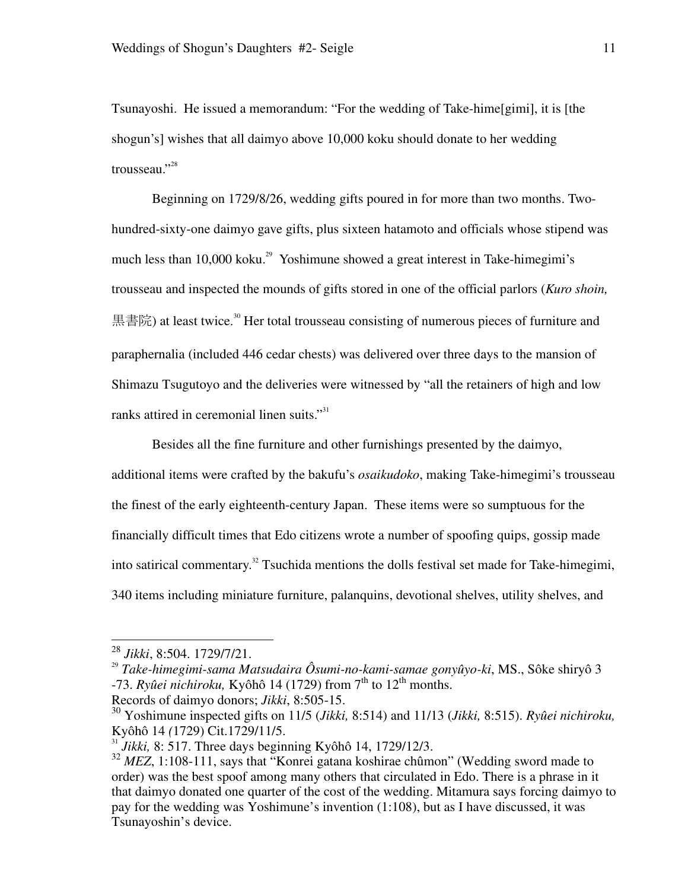Tsunayoshi. He issued a memorandum: "For the wedding of Take-hime[gimi], it is [the shogun's] wishes that all daimyo above 10,000 koku should donate to her wedding trousseau."[28]

Beginning on 1729/8/26, wedding gifts poured in for more than two months. Two-hundred-sixty-one daimyo gave gifts, plus sixteen hatamoto and officials whose stipend was much less than 10,000 koku.[29] Yoshimune showed a great interest in Take-himegimi's trousseau and inspected the mounds of gifts stored in one of the official parlors (*Kuro shoin,* 黒書院) at least twice.[30] Her total trousseau consisting of numerous pieces of furniture and paraphernalia (included 446 cedar chests) was delivered over three days to the mansion of Shimazu Tsugutoyo and the deliveries were witnessed by "all the retainers of high and low ranks attired in ceremonial linen suits."[31]

Besides all the fine furniture and other furnishings presented by the daimyo, additional items were crafted by the bakufu's *osaikudoko*, making Take-himegimi's trousseau the finest of the early eighteenth-century Japan. These items were so sumptuous for the financially difficult times that Edo citizens wrote a number of spoofing quips, gossip made into satirical commentary.[32] Tsuchida mentions the dolls festival set made for Take-himegimi, 340 items including miniature furniture, palanquins, devotional shelves, utility shelves, and

---

[28] *Jikki*, 8:504. 1729/7/21.

[29] *Take-himegimi-sama Matsudaira Ôsumi-no-kami-samae gonyûyo-ki*, MS., Sôke shiryô 3 -73. *Ryûei nichiroku,* Kyôhô 14 (1729) from 7th to 12th months.
Records of daimyo donors; *Jikki*, 8:505-15.

[30] Yoshimune inspected gifts on 11/5 (*Jikki,* 8:514) and 11/13 (*Jikki,* 8:515). *Ryûei nichiroku,* Kyôhô 14 *(*1729) Cit.1729/11/5.

[31] *Jikki,* 8: 517. Three days beginning Kyôhô 14, 1729/12/3.

[32] *MEZ*, 1:108-111, says that "Konrei gatana koshirae chûmon" (Wedding sword made to order) was the best spoof among many others that circulated in Edo. There is a phrase in it that daimyo donated one quarter of the cost of the wedding. Mitamura says forcing daimyo to pay for the wedding was Yoshimune's invention (1:108), but as I have discussed, it was Tsunayoshin's device.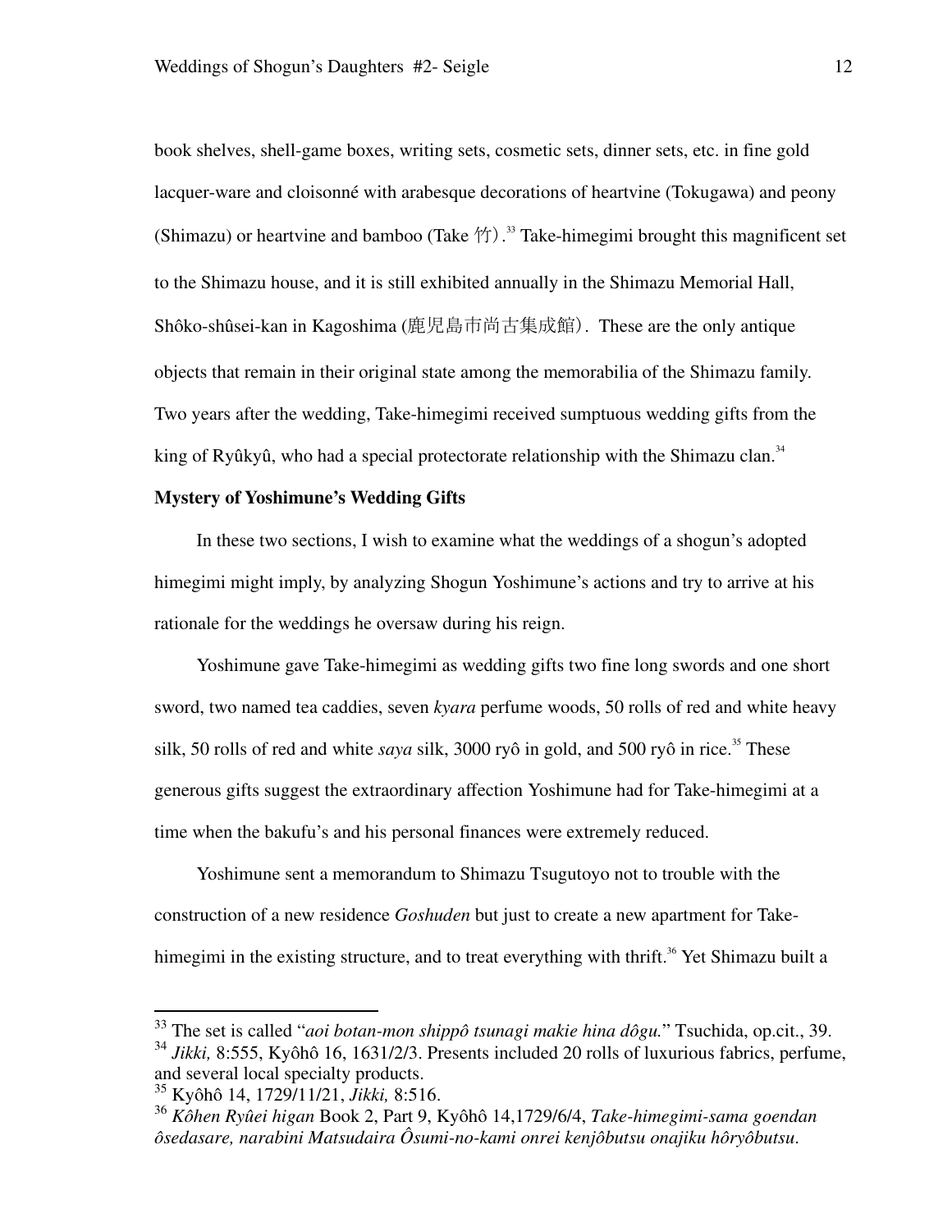book shelves, shell-game boxes, writing sets, cosmetic sets, dinner sets, etc. in fine gold lacquer-ware and cloisonné with arabesque decorations of heartvine (Tokugawa) and peony (Shimazu) or heartvine and bamboo (Take 竹).[33] Take-himegimi brought this magnificent set to the Shimazu house, and it is still exhibited annually in the Shimazu Memorial Hall, Shôko-shûsei-kan in Kagoshima (鹿児島市尚古集成館). These are the only antique objects that remain in their original state among the memorabilia of the Shimazu family. Two years after the wedding, Take-himegimi received sumptuous wedding gifts from the king of Ryûkyû, who had a special protectorate relationship with the Shimazu clan.[34]

**Mystery of Yoshimune's Wedding Gifts**

In these two sections, I wish to examine what the weddings of a shogun's adopted himegimi might imply, by analyzing Shogun Yoshimune's actions and try to arrive at his rationale for the weddings he oversaw during his reign.

Yoshimune gave Take-himegimi as wedding gifts two fine long swords and one short sword, two named tea caddies, seven *kyara* perfume woods, 50 rolls of red and white heavy silk, 50 rolls of red and white *saya* silk, 3000 ryô in gold, and 500 ryô in rice.[35] These generous gifts suggest the extraordinary affection Yoshimune had for Take-himegimi at a time when the bakufu's and his personal finances were extremely reduced.

Yoshimune sent a memorandum to Shimazu Tsugutoyo not to trouble with the construction of a new residence *Goshuden* but just to create a new apartment for Take-himegimi in the existing structure, and to treat everything with thrift.[36] Yet Shimazu built a

---

[33] The set is called "*aoi botan-mon shippô tsunagi makie hina dôgu.*" Tsuchida, op.cit., 39.

[34] *Jikki,* 8:555, Kyôhô 16, 1631/2/3. Presents included 20 rolls of luxurious fabrics, perfume, and several local specialty products.

[35] Kyôhô 14, 1729/11/21, *Jikki,* 8:516.

[36] *Kôhen Ryûei higan* Book 2, Part 9, Kyôhô 14,1729/6/4, *Take-himegimi-sama goendan ôsedasare, narabini Matsudaira Ôsumi-no-kami onrei kenjôbutsu onajiku hôryôbutsu*.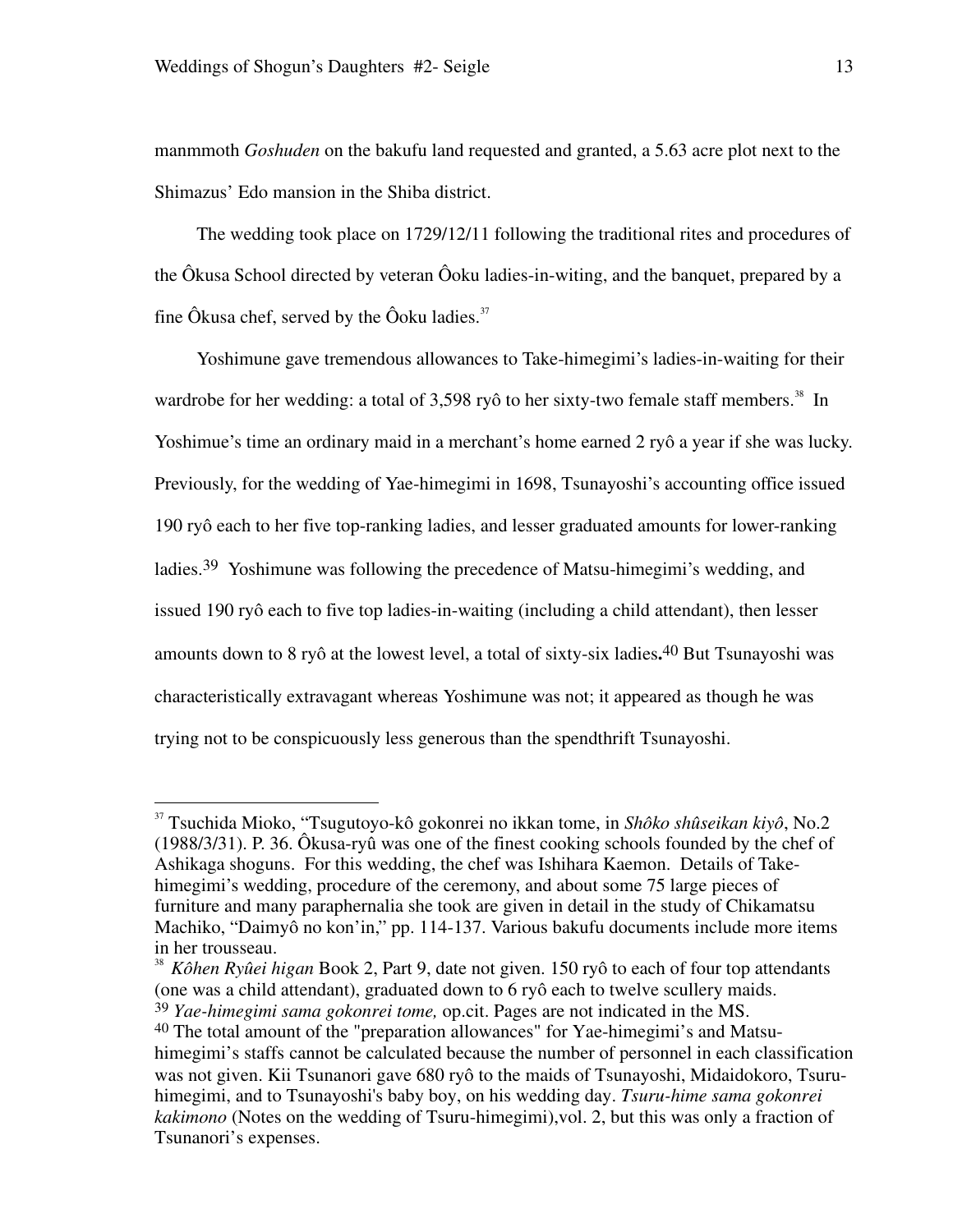manmmoth *Goshuden* on the bakufu land requested and granted, a 5.63 acre plot next to the Shimazus' Edo mansion in the Shiba district.

The wedding took place on 1729/12/11 following the traditional rites and procedures of the Ôkusa School directed by veteran Ôoku ladies-in-witing, and the banquet, prepared by a fine Ôkusa chef, served by the Ôoku ladies.[37]

Yoshimune gave tremendous allowances to Take-himegimi's ladies-in-waiting for their wardrobe for her wedding: a total of 3,598 ryô to her sixty-two female staff members.[38] In Yoshimue's time an ordinary maid in a merchant's home earned 2 ryô a year if she was lucky. Previously, for the wedding of Yae-himegimi in 1698, Tsunayoshi's accounting office issued 190 ryô each to her five top-ranking ladies, and lesser graduated amounts for lower-ranking ladies.[39] Yoshimune was following the precedence of Matsu-himegimi's wedding, and issued 190 ryô each to five top ladies-in-waiting (including a child attendant), then lesser amounts down to 8 ryô at the lowest level, a total of sixty-six ladies**.**[40] But Tsunayoshi was characteristically extravagant whereas Yoshimune was not; it appeared as though he was trying not to be conspicuously less generous than the spendthrift Tsunayoshi.

---

[37] Tsuchida Mioko, "Tsugutoyo-kô gokonrei no ikkan tome, in *Shôko shûseikan kiyô*, No.2 (1988/3/31). P. 36. Ôkusa-ryû was one of the finest cooking schools founded by the chef of Ashikaga shoguns. For this wedding, the chef was Ishihara Kaemon. Details of Take-himegimi's wedding, procedure of the ceremony, and about some 75 large pieces of furniture and many paraphernalia she took are given in detail in the study of Chikamatsu Machiko, "Daimyô no kon'in," pp. 114-137. Various bakufu documents include more items in her trousseau.

[38] *Kôhen Ryûei higan* Book 2, Part 9, date not given. 150 ryô to each of four top attendants (one was a child attendant), graduated down to 6 ryô each to twelve scullery maids.

[39] *Yae-himegimi sama gokonrei tome,* op.cit. Pages are not indicated in the MS.

[40] The total amount of the "preparation allowances" for Yae-himegimi's and Matsu-himegimi's staffs cannot be calculated because the number of personnel in each classification was not given. Kii Tsunanori gave 680 ryô to the maids of Tsunayoshi, Midaidokoro, Tsuru-himegimi, and to Tsunayoshi's baby boy, on his wedding day. *Tsuru-hime sama gokonrei kakimono* (Notes on the wedding of Tsuru-himegimi),vol. 2, but this was only a fraction of Tsunanori's expenses.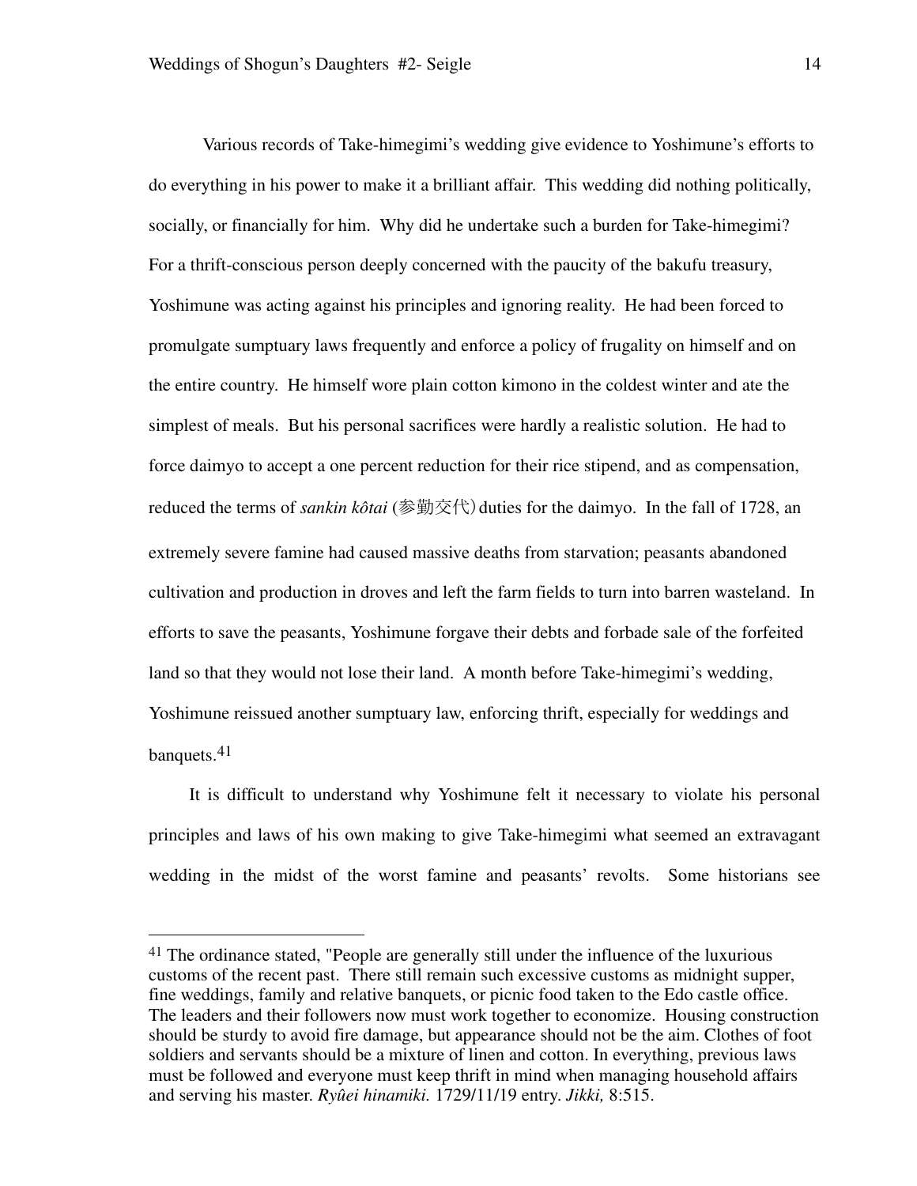Various records of Take-himegimi's wedding give evidence to Yoshimune's efforts to do everything in his power to make it a brilliant affair. This wedding did nothing politically, socially, or financially for him. Why did he undertake such a burden for Take-himegimi? For a thrift-conscious person deeply concerned with the paucity of the bakufu treasury, Yoshimune was acting against his principles and ignoring reality. He had been forced to promulgate sumptuary laws frequently and enforce a policy of frugality on himself and on the entire country. He himself wore plain cotton kimono in the coldest winter and ate the simplest of meals. But his personal sacrifices were hardly a realistic solution. He had to force daimyo to accept a one percent reduction for their rice stipend, and as compensation, reduced the terms of *sankin kôtai* (参勤交代) duties for the daimyo. In the fall of 1728, an extremely severe famine had caused massive deaths from starvation; peasants abandoned cultivation and production in droves and left the farm fields to turn into barren wasteland. In efforts to save the peasants, Yoshimune forgave their debts and forbade sale of the forfeited land so that they would not lose their land. A month before Take-himegimi's wedding, Yoshimune reissued another sumptuary law, enforcing thrift, especially for weddings and banquets.[41]

It is difficult to understand why Yoshimune felt it necessary to violate his personal principles and laws of his own making to give Take-himegimi what seemed an extravagant wedding in the midst of the worst famine and peasants' revolts. Some historians see

---

[41] The ordinance stated, "People are generally still under the influence of the luxurious customs of the recent past. There still remain such excessive customs as midnight supper, fine weddings, family and relative banquets, or picnic food taken to the Edo castle office. The leaders and their followers now must work together to economize. Housing construction should be sturdy to avoid fire damage, but appearance should not be the aim. Clothes of foot soldiers and servants should be a mixture of linen and cotton. In everything, previous laws must be followed and everyone must keep thrift in mind when managing household affairs and serving his master. *Ryûei hinamiki.* 1729/11/19 entry. *Jikki,* 8:515.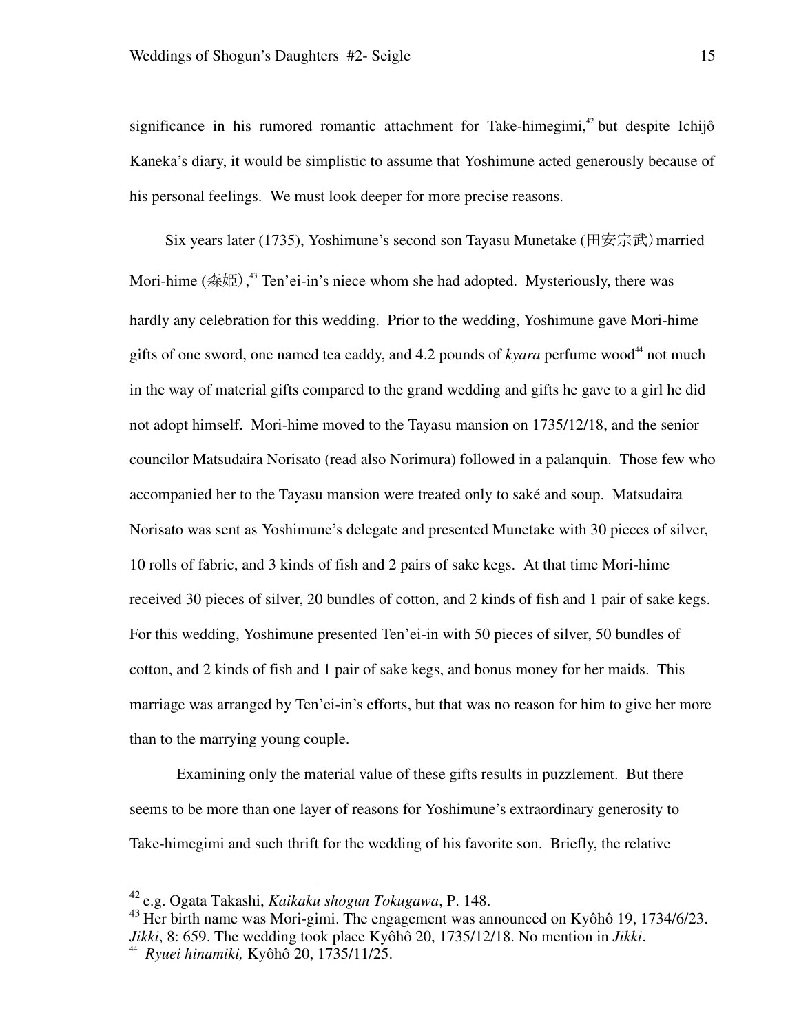significance in his rumored romantic attachment for Take-himegimi,[42] but despite Ichijô Kaneka's diary, it would be simplistic to assume that Yoshimune acted generously because of his personal feelings. We must look deeper for more precise reasons.

Six years later (1735), Yoshimune's second son Tayasu Munetake (田安宗武) married Mori-hime (森姫),[43] Ten'ei-in's niece whom she had adopted. Mysteriously, there was hardly any celebration for this wedding. Prior to the wedding, Yoshimune gave Mori-hime gifts of one sword, one named tea caddy, and 4.2 pounds of *kyara* perfume wood[44] not much in the way of material gifts compared to the grand wedding and gifts he gave to a girl he did not adopt himself. Mori-hime moved to the Tayasu mansion on 1735/12/18, and the senior councilor Matsudaira Norisato (read also Norimura) followed in a palanquin. Those few who accompanied her to the Tayasu mansion were treated only to saké and soup. Matsudaira Norisato was sent as Yoshimune's delegate and presented Munetake with 30 pieces of silver, 10 rolls of fabric, and 3 kinds of fish and 2 pairs of sake kegs. At that time Mori-hime received 30 pieces of silver, 20 bundles of cotton, and 2 kinds of fish and 1 pair of sake kegs. For this wedding, Yoshimune presented Ten'ei-in with 50 pieces of silver, 50 bundles of cotton, and 2 kinds of fish and 1 pair of sake kegs, and bonus money for her maids. This marriage was arranged by Ten'ei-in's efforts, but that was no reason for him to give her more than to the marrying young couple.

Examining only the material value of these gifts results in puzzlement. But there seems to be more than one layer of reasons for Yoshimune's extraordinary generosity to Take-himegimi and such thrift for the wedding of his favorite son. Briefly, the relative

---

[42] e.g. Ogata Takashi, *Kaikaku shogun Tokugawa*, P. 148.

[43] Her birth name was Mori-gimi. The engagement was announced on Kyôhô 19, 1734/6/23. *Jikki*, 8: 659. The wedding took place Kyôhô 20, 1735/12/18. No mention in *Jikki*.

[44] *Ryuei hinamiki,* Kyôhô 20, 1735/11/25.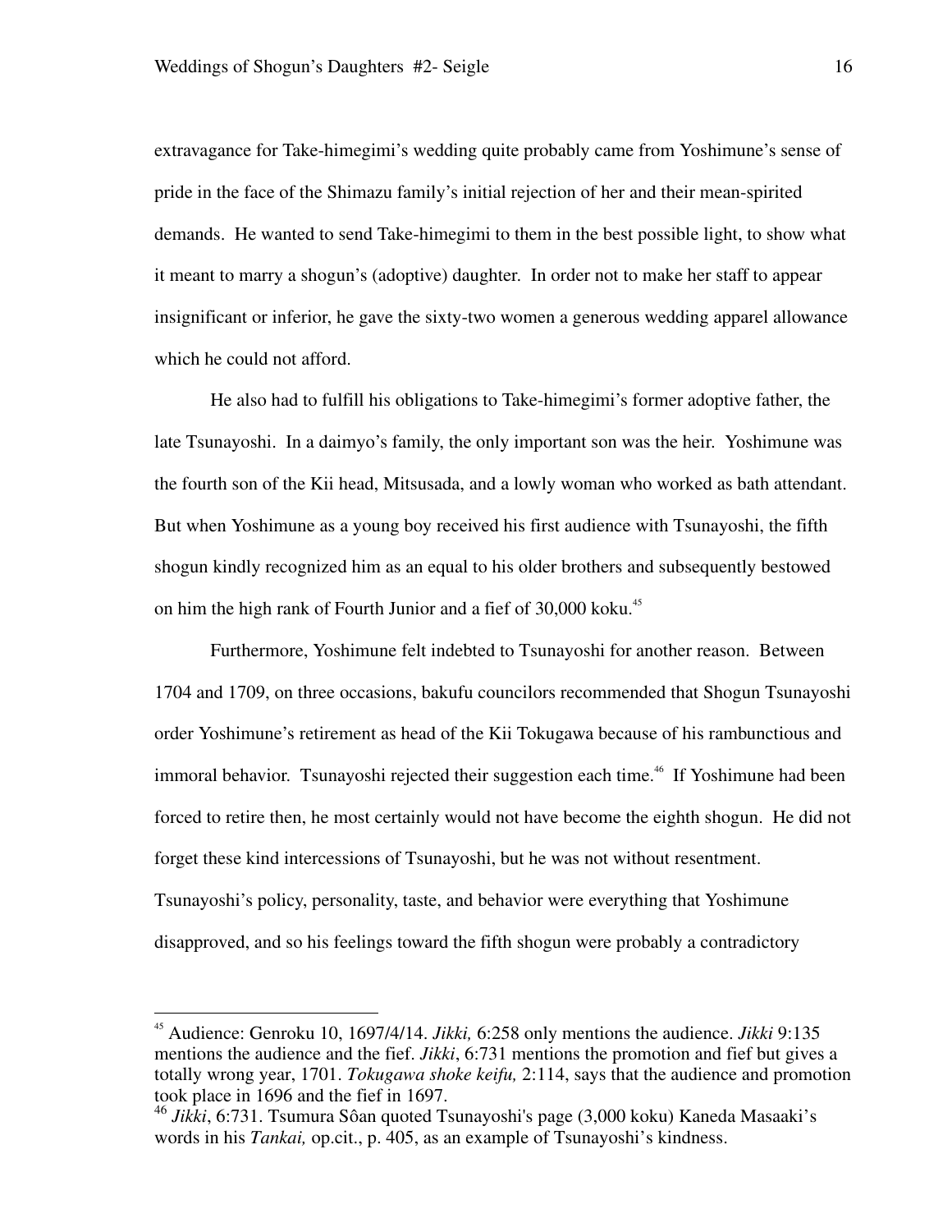extravagance for Take-himegimi's wedding quite probably came from Yoshimune's sense of pride in the face of the Shimazu family's initial rejection of her and their mean-spirited demands. He wanted to send Take-himegimi to them in the best possible light, to show what it meant to marry a shogun's (adoptive) daughter. In order not to make her staff to appear insignificant or inferior, he gave the sixty-two women a generous wedding apparel allowance which he could not afford.

He also had to fulfill his obligations to Take-himegimi's former adoptive father, the late Tsunayoshi. In a daimyo's family, the only important son was the heir. Yoshimune was the fourth son of the Kii head, Mitsusada, and a lowly woman who worked as bath attendant. But when Yoshimune as a young boy received his first audience with Tsunayoshi, the fifth shogun kindly recognized him as an equal to his older brothers and subsequently bestowed on him the high rank of Fourth Junior and a fief of 30,000 koku.[45]

Furthermore, Yoshimune felt indebted to Tsunayoshi for another reason. Between 1704 and 1709, on three occasions, bakufu councilors recommended that Shogun Tsunayoshi order Yoshimune's retirement as head of the Kii Tokugawa because of his rambunctious and immoral behavior. Tsunayoshi rejected their suggestion each time.[46] If Yoshimune had been forced to retire then, he most certainly would not have become the eighth shogun. He did not forget these kind intercessions of Tsunayoshi, but he was not without resentment. Tsunayoshi's policy, personality, taste, and behavior were everything that Yoshimune disapproved, and so his feelings toward the fifth shogun were probably a contradictory

---

[45] Audience: Genroku 10, 1697/4/14. *Jikki,* 6:258 only mentions the audience. *Jikki* 9:135 mentions the audience and the fief. *Jikki*, 6:731 mentions the promotion and fief but gives a totally wrong year, 1701. *Tokugawa shoke keifu,* 2:114, says that the audience and promotion took place in 1696 and the fief in 1697.

[46] *Jikki*, 6:731. Tsumura Sôan quoted Tsunayoshi's page (3,000 koku) Kaneda Masaaki's words in his *Tankai,* op.cit., p. 405, as an example of Tsunayoshi's kindness.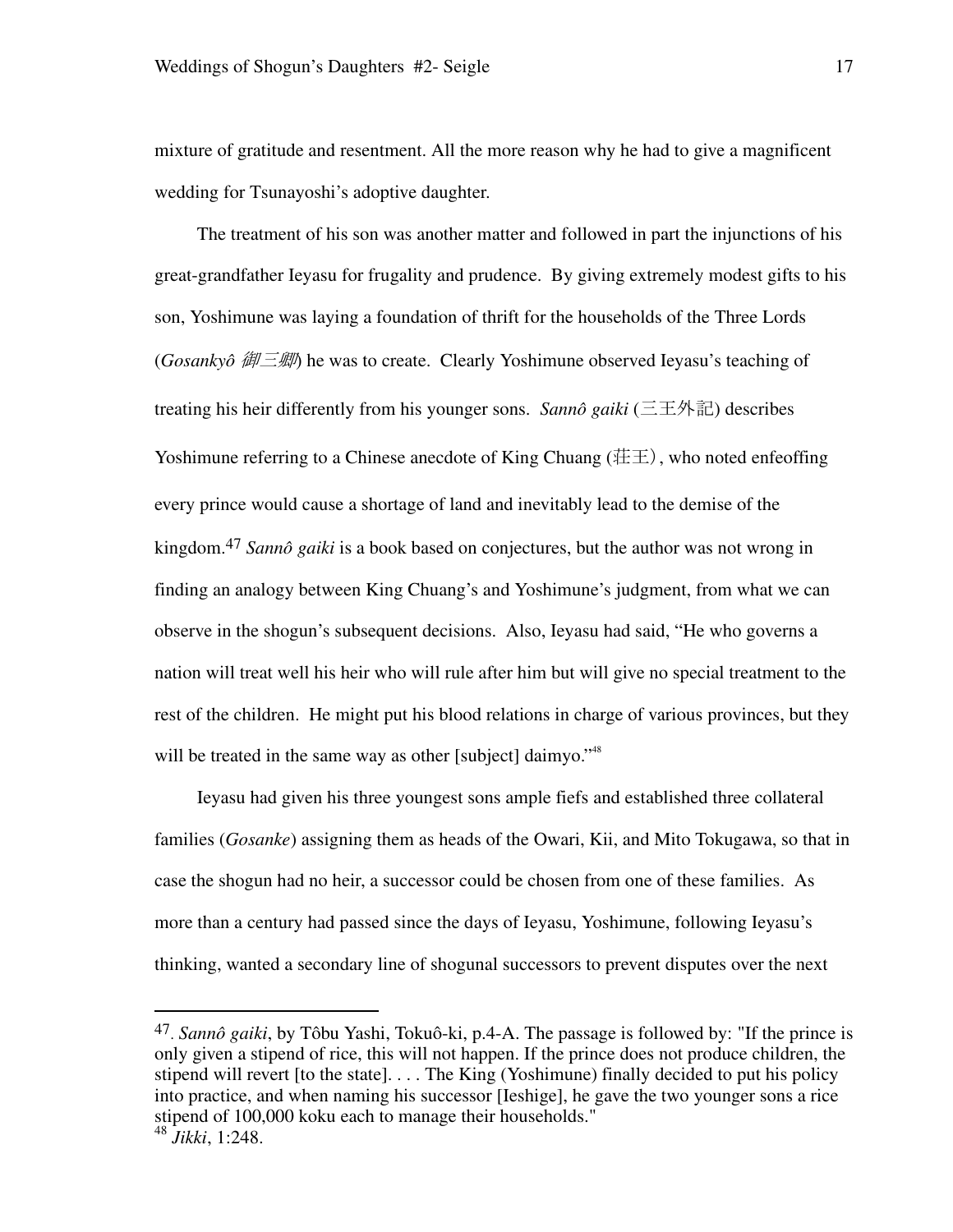mixture of gratitude and resentment. All the more reason why he had to give a magnificent wedding for Tsunayoshi's adoptive daughter.

The treatment of his son was another matter and followed in part the injunctions of his great-grandfather Ieyasu for frugality and prudence. By giving extremely modest gifts to his son, Yoshimune was laying a foundation of thrift for the households of the Three Lords (*Gosankyô 御三卿*) he was to create. Clearly Yoshimune observed Ieyasu's teaching of treating his heir differently from his younger sons. *Sannô gaiki* (三王外記) describes Yoshimune referring to a Chinese anecdote of King Chuang (荘王), who noted enfeoffing every prince would cause a shortage of land and inevitably lead to the demise of the kingdom.[47] *Sannô gaiki* is a book based on conjectures, but the author was not wrong in finding an analogy between King Chuang's and Yoshimune's judgment, from what we can observe in the shogun's subsequent decisions. Also, Ieyasu had said, "He who governs a nation will treat well his heir who will rule after him but will give no special treatment to the rest of the children. He might put his blood relations in charge of various provinces, but they will be treated in the same way as other [subject] daimyo."[48]

Ieyasu had given his three youngest sons ample fiefs and established three collateral families (*Gosanke*) assigning them as heads of the Owari, Kii, and Mito Tokugawa, so that in case the shogun had no heir, a successor could be chosen from one of these families. As more than a century had passed since the days of Ieyasu, Yoshimune, following Ieyasu's thinking, wanted a secondary line of shogunal successors to prevent disputes over the next

---

47. *Sannô gaiki*, by Tôbu Yashi, Tokuô-ki, p.4-A. The passage is followed by: "If the prince is only given a stipend of rice, this will not happen. If the prince does not produce children, the stipend will revert [to the state]. . . . The King (Yoshimune) finally decided to put his policy into practice, and when naming his successor [Ieshige], he gave the two younger sons a rice stipend of 100,000 koku each to manage their households."

48. *Jikki*, 1:248.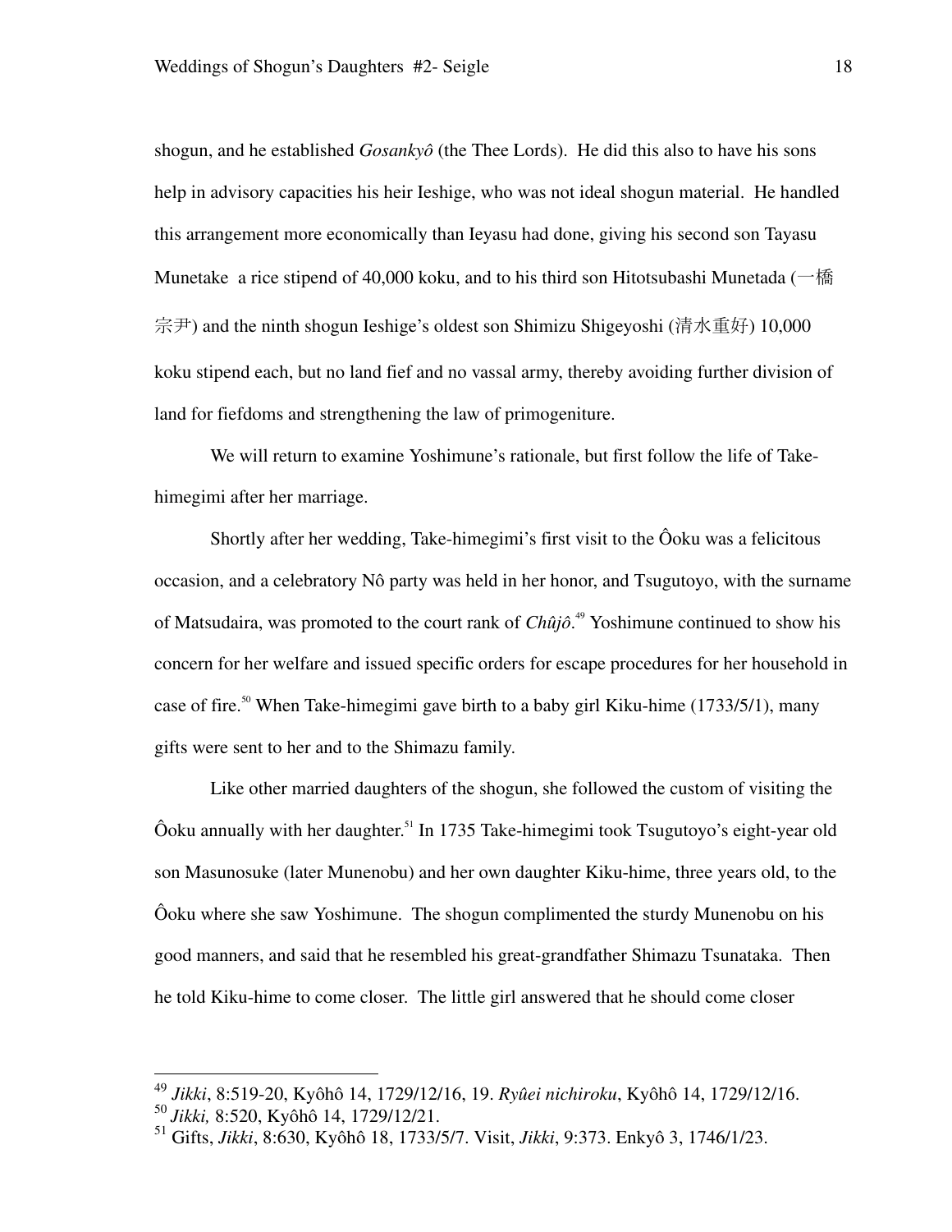shogun, and he established *Gosankyô* (the Thee Lords). He did this also to have his sons help in advisory capacities his heir Ieshige, who was not ideal shogun material. He handled this arrangement more economically than Ieyasu had done, giving his second son Tayasu Munetake a rice stipend of 40,000 koku, and to his third son Hitotsubashi Munetada (一橋宗尹) and the ninth shogun Ieshige's oldest son Shimizu Shigeyoshi (清水重好) 10,000 koku stipend each, but no land fief and no vassal army, thereby avoiding further division of land for fiefdoms and strengthening the law of primogeniture.

We will return to examine Yoshimune's rationale, but first follow the life of Take-himegimi after her marriage.

Shortly after her wedding, Take-himegimi's first visit to the Ôoku was a felicitous occasion, and a celebratory Nô party was held in her honor, and Tsugutoyo, with the surname of Matsudaira, was promoted to the court rank of *Chûjô*.[49] Yoshimune continued to show his concern for her welfare and issued specific orders for escape procedures for her household in case of fire.[50] When Take-himegimi gave birth to a baby girl Kiku-hime (1733/5/1), many gifts were sent to her and to the Shimazu family.

Like other married daughters of the shogun, she followed the custom of visiting the Ôoku annually with her daughter.[51] In 1735 Take-himegimi took Tsugutoyo's eight-year old son Masunosuke (later Munenobu) and her own daughter Kiku-hime, three years old, to the Ôoku where she saw Yoshimune. The shogun complimented the sturdy Munenobu on his good manners, and said that he resembled his great-grandfather Shimazu Tsunataka. Then he told Kiku-hime to come closer. The little girl answered that he should come closer

---

[49] *Jikki*, 8:519-20, Kyôhô 14, 1729/12/16, 19. *Ryûei nichiroku*, Kyôhô 14, 1729/12/16.

[50] *Jikki,* 8:520, Kyôhô 14, 1729/12/21.

[51] Gifts, *Jikki*, 8:630, Kyôhô 18, 1733/5/7. Visit, *Jikki*, 9:373. Enkyô 3, 1746/1/23.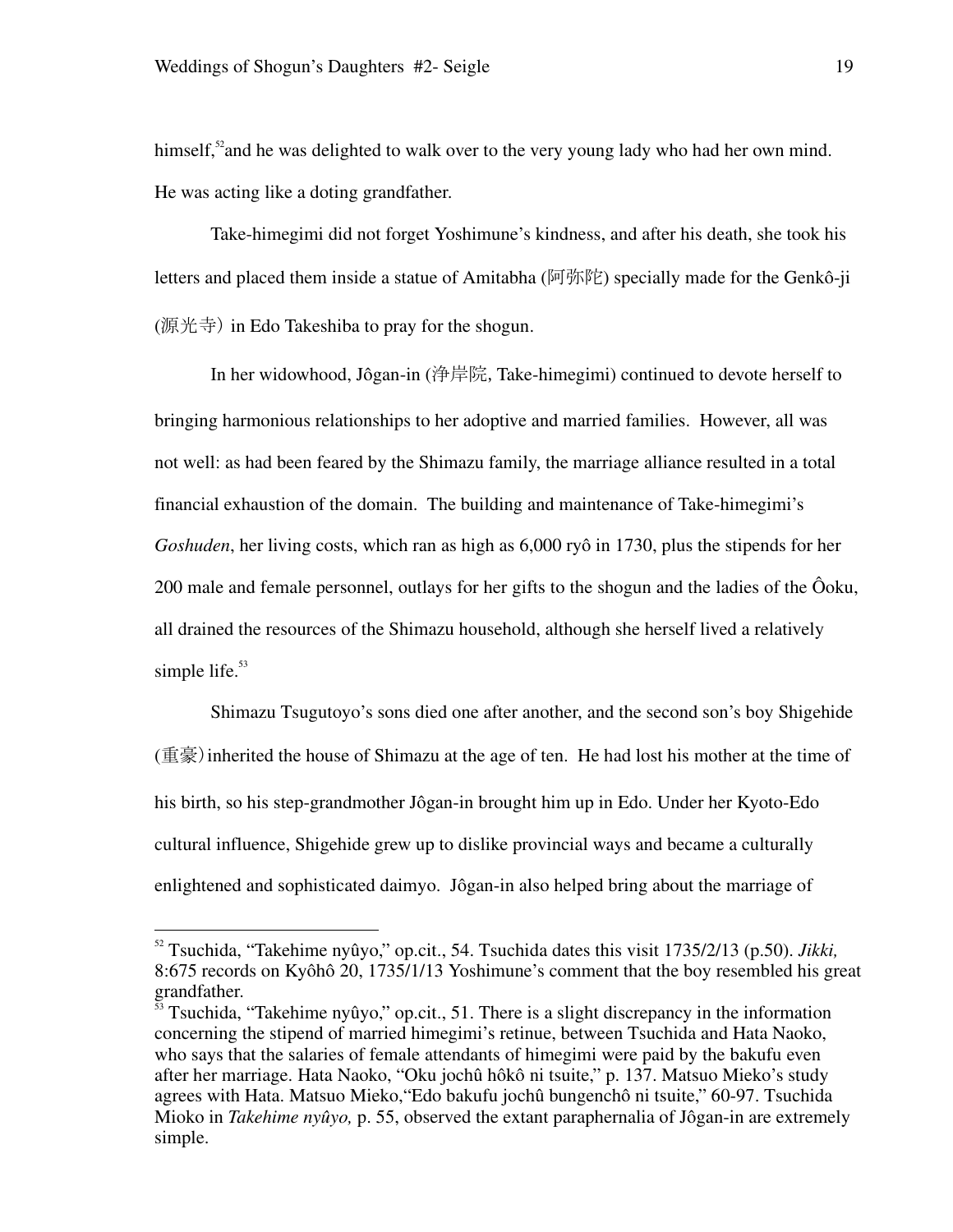himself,[52] and he was delighted to walk over to the very young lady who had her own mind. He was acting like a doting grandfather.

Take-himegimi did not forget Yoshimune's kindness, and after his death, she took his letters and placed them inside a statue of Amitabha (阿弥陀) specially made for the Genkô-ji (源光寺) in Edo Takeshiba to pray for the shogun.

In her widowhood, Jôgan-in (浄岸院, Take-himegimi) continued to devote herself to bringing harmonious relationships to her adoptive and married families. However, all was not well: as had been feared by the Shimazu family, the marriage alliance resulted in a total financial exhaustion of the domain. The building and maintenance of Take-himegimi's *Goshuden*, her living costs, which ran as high as 6,000 ryô in 1730, plus the stipends for her 200 male and female personnel, outlays for her gifts to the shogun and the ladies of the Ôoku, all drained the resources of the Shimazu household, although she herself lived a relatively simple life.[53]

Shimazu Tsugutoyo's sons died one after another, and the second son's boy Shigehide (重豪) inherited the house of Shimazu at the age of ten. He had lost his mother at the time of his birth, so his step-grandmother Jôgan-in brought him up in Edo. Under her Kyoto-Edo cultural influence, Shigehide grew up to dislike provincial ways and became a culturally enlightened and sophisticated daimyo. Jôgan-in also helped bring about the marriage of

---

[52] Tsuchida, "Takehime nyûyo," op.cit., 54. Tsuchida dates this visit 1735/2/13 (p.50). *Jikki,* 8:675 records on Kyôhô 20, 1735/1/13 Yoshimune's comment that the boy resembled his great grandfather.

[53] Tsuchida, "Takehime nyûyo," op.cit., 51. There is a slight discrepancy in the information concerning the stipend of married himegimi's retinue, between Tsuchida and Hata Naoko, who says that the salaries of female attendants of himegimi were paid by the bakufu even after her marriage. Hata Naoko, "Oku jochû hôkô ni tsuite," p. 137. Matsuo Mieko's study agrees with Hata. Matsuo Mieko,"Edo bakufu jochû bungenchô ni tsuite," 60-97. Tsuchida Mioko in *Takehime nyûyo,* p. 55, observed the extant paraphernalia of Jôgan-in are extremely simple.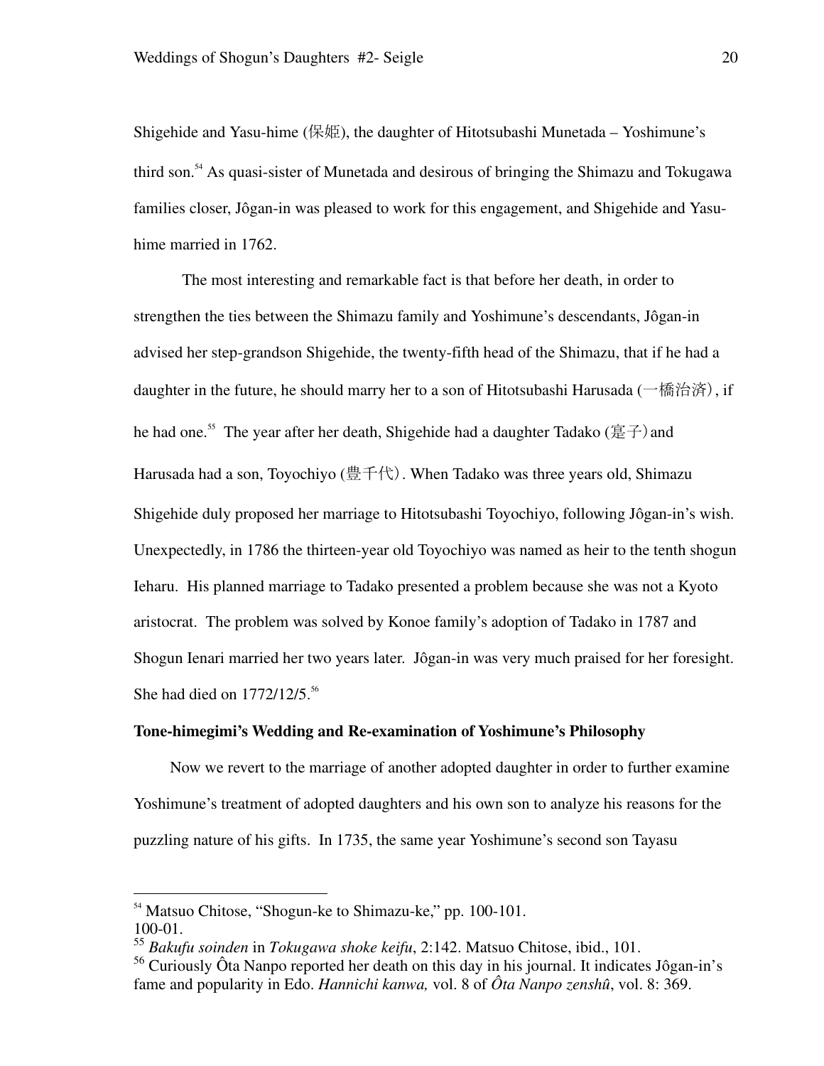Shigehide and Yasu-hime (保姫), the daughter of Hitotsubashi Munetada – Yoshimune's third son.[54] As quasi-sister of Munetada and desirous of bringing the Shimazu and Tokugawa families closer, Jôgan-in was pleased to work for this engagement, and Shigehide and Yasu-hime married in 1762.

The most interesting and remarkable fact is that before her death, in order to strengthen the ties between the Shimazu family and Yoshimune's descendants, Jôgan-in advised her step-grandson Shigehide, the twenty-fifth head of the Shimazu, that if he had a daughter in the future, he should marry her to a son of Hitotsubashi Harusada (一橋治済), if he had one.[55] The year after her death, Shigehide had a daughter Tadako (寔子) and Harusada had a son, Toyochiyo (豊千代). When Tadako was three years old, Shimazu Shigehide duly proposed her marriage to Hitotsubashi Toyochiyo, following Jôgan-in's wish. Unexpectedly, in 1786 the thirteen-year old Toyochiyo was named as heir to the tenth shogun Ieharu. His planned marriage to Tadako presented a problem because she was not a Kyoto aristocrat. The problem was solved by Konoe family's adoption of Tadako in 1787 and Shogun Ienari married her two years later. Jôgan-in was very much praised for her foresight. She had died on 1772/12/5.[56]

**Tone-himegimi's Wedding and Re-examination of Yoshimune's Philosophy**

Now we revert to the marriage of another adopted daughter in order to further examine Yoshimune's treatment of adopted daughters and his own son to analyze his reasons for the puzzling nature of his gifts. In 1735, the same year Yoshimune's second son Tayasu

---

[54] Matsuo Chitose, "Shogun-ke to Shimazu-ke," pp. 100-101.
100-01.

[55] *Bakufu soinden* in *Tokugawa shoke keifu*, 2:142. Matsuo Chitose, ibid., 101.

[56] Curiously Ôta Nanpo reported her death on this day in his journal. It indicates Jôgan-in's fame and popularity in Edo. *Hannichi kanwa,* vol. 8 of *Ôta Nanpo zenshû*, vol. 8: 369.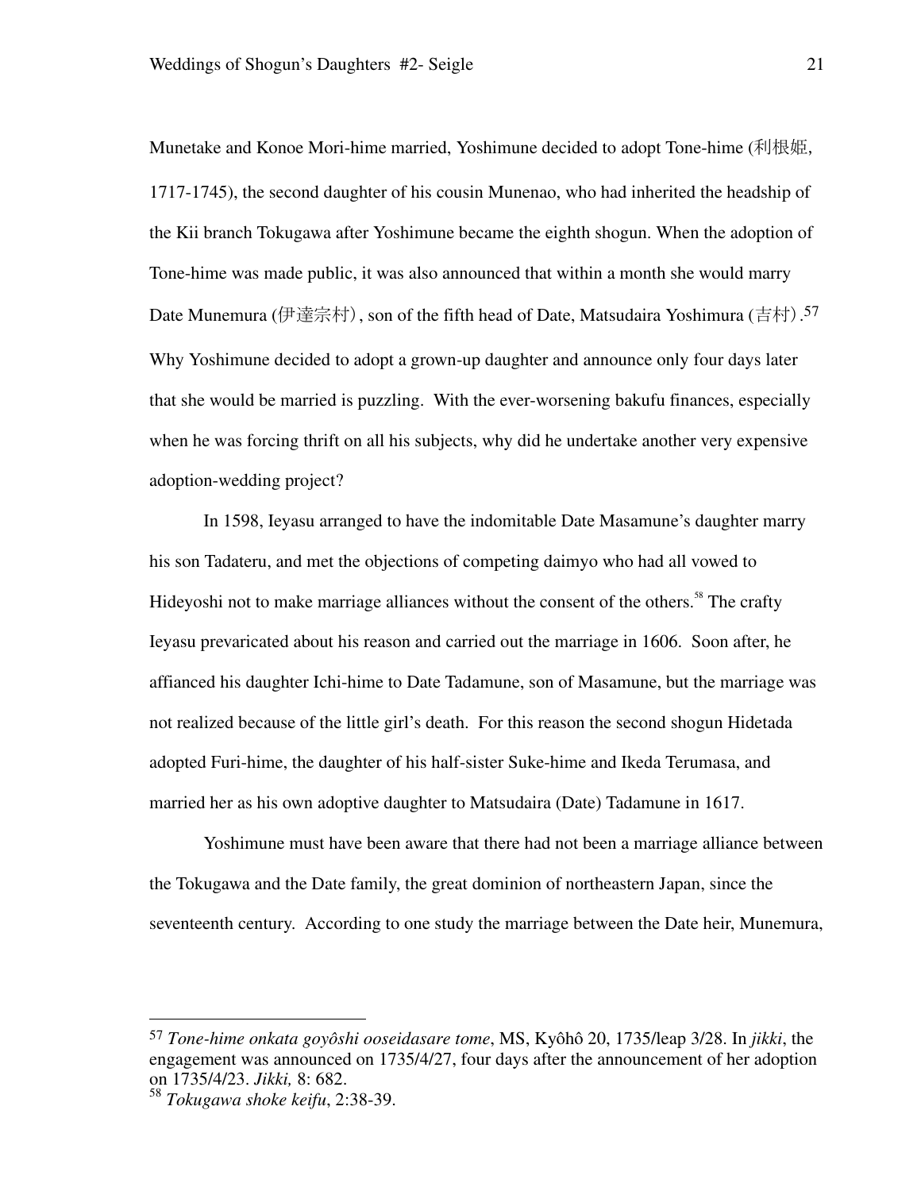Munetake and Konoe Mori-hime married, Yoshimune decided to adopt Tone-hime (利根姫, 1717-1745), the second daughter of his cousin Munenao, who had inherited the headship of the Kii branch Tokugawa after Yoshimune became the eighth shogun. When the adoption of Tone-hime was made public, it was also announced that within a month she would marry Date Munemura (伊達宗村), son of the fifth head of Date, Matsudaira Yoshimura (吉村).[57] Why Yoshimune decided to adopt a grown-up daughter and announce only four days later that she would be married is puzzling. With the ever-worsening bakufu finances, especially when he was forcing thrift on all his subjects, why did he undertake another very expensive adoption-wedding project?

In 1598, Ieyasu arranged to have the indomitable Date Masamune's daughter marry his son Tadateru, and met the objections of competing daimyo who had all vowed to Hideyoshi not to make marriage alliances without the consent of the others.[58] The crafty Ieyasu prevaricated about his reason and carried out the marriage in 1606. Soon after, he affianced his daughter Ichi-hime to Date Tadamune, son of Masamune, but the marriage was not realized because of the little girl's death. For this reason the second shogun Hidetada adopted Furi-hime, the daughter of his half-sister Suke-hime and Ikeda Terumasa, and married her as his own adoptive daughter to Matsudaira (Date) Tadamune in 1617.

Yoshimune must have been aware that there had not been a marriage alliance between the Tokugawa and the Date family, the great dominion of northeastern Japan, since the seventeenth century. According to one study the marriage between the Date heir, Munemura,

---

[57] *Tone-hime onkata goyôshi ooseidasare tome*, MS, Kyôhô 20, 1735/leap 3/28. In *jikki*, the engagement was announced on 1735/4/27, four days after the announcement of her adoption on 1735/4/23. *Jikki,* 8: 682.

[58] *Tokugawa shoke keifu*, 2:38-39.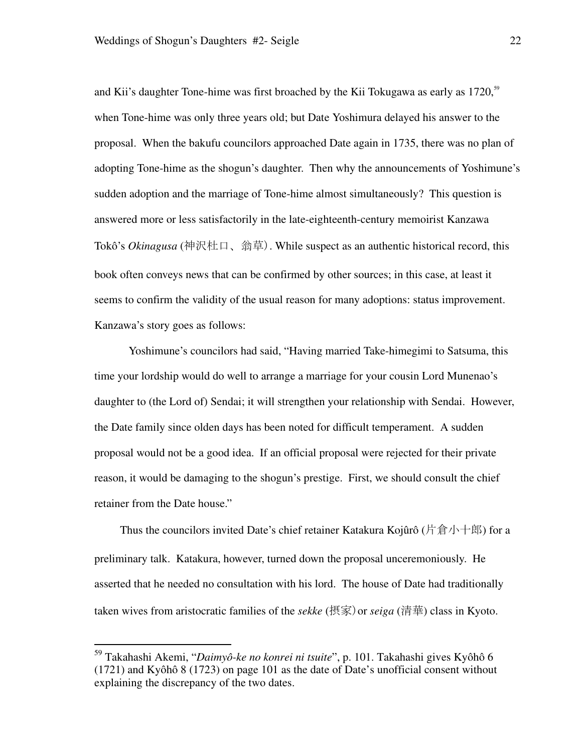and Kii's daughter Tone-hime was first broached by the Kii Tokugawa as early as 1720,[59] when Tone-hime was only three years old; but Date Yoshimura delayed his answer to the proposal. When the bakufu councilors approached Date again in 1735, there was no plan of adopting Tone-hime as the shogun's daughter. Then why the announcements of Yoshimune's sudden adoption and the marriage of Tone-hime almost simultaneously? This question is answered more or less satisfactorily in the late-eighteenth-century memoirist Kanzawa Tokô's *Okinagusa* (神沢杜口、翁草). While suspect as an authentic historical record, this book often conveys news that can be confirmed by other sources; in this case, at least it seems to confirm the validity of the usual reason for many adoptions: status improvement. Kanzawa's story goes as follows:

Yoshimune's councilors had said, "Having married Take-himegimi to Satsuma, this time your lordship would do well to arrange a marriage for your cousin Lord Munenao's daughter to (the Lord of) Sendai; it will strengthen your relationship with Sendai. However, the Date family since olden days has been noted for difficult temperament. A sudden proposal would not be a good idea. If an official proposal were rejected for their private reason, it would be damaging to the shogun's prestige. First, we should consult the chief retainer from the Date house."

Thus the councilors invited Date's chief retainer Katakura Kojûrô (片倉小十郎) for a preliminary talk. Katakura, however, turned down the proposal unceremoniously. He asserted that he needed no consultation with his lord. The house of Date had traditionally taken wives from aristocratic families of the *sekke* (摂家) or *seiga* (清華) class in Kyoto.

---

[59] Takahashi Akemi, "*Daimyô-ke no konrei ni tsuite*", p. 101. Takahashi gives Kyôhô 6 (1721) and Kyôhô 8 (1723) on page 101 as the date of Date's unofficial consent without explaining the discrepancy of the two dates.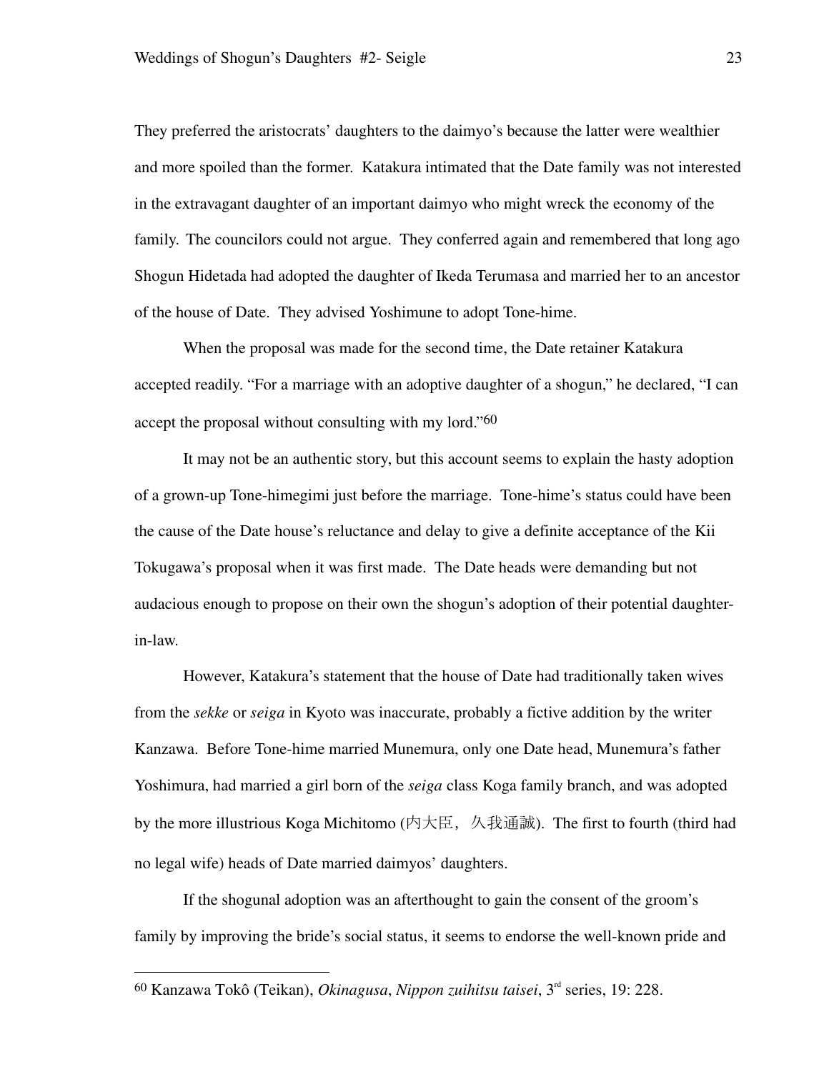They preferred the aristocrats' daughters to the daimyo's because the latter were wealthier and more spoiled than the former. Katakura intimated that the Date family was not interested in the extravagant daughter of an important daimyo who might wreck the economy of the family. The councilors could not argue. They conferred again and remembered that long ago Shogun Hidetada had adopted the daughter of Ikeda Terumasa and married her to an ancestor of the house of Date. They advised Yoshimune to adopt Tone-hime.

When the proposal was made for the second time, the Date retainer Katakura accepted readily. "For a marriage with an adoptive daughter of a shogun," he declared, "I can accept the proposal without consulting with my lord."[60]

It may not be an authentic story, but this account seems to explain the hasty adoption of a grown-up Tone-himegimi just before the marriage. Tone-hime's status could have been the cause of the Date house's reluctance and delay to give a definite acceptance of the Kii Tokugawa's proposal when it was first made. The Date heads were demanding but not audacious enough to propose on their own the shogun's adoption of their potential daughter-in-law.

However, Katakura's statement that the house of Date had traditionally taken wives from the *sekke* or *seiga* in Kyoto was inaccurate, probably a fictive addition by the writer Kanzawa. Before Tone-hime married Munemura, only one Date head, Munemura's father Yoshimura, had married a girl born of the *seiga* class Koga family branch, and was adopted by the more illustrious Koga Michitomo (内大臣，久我通誠). The first to fourth (third had no legal wife) heads of Date married daimyos' daughters.

If the shogunal adoption was an afterthought to gain the consent of the groom's family by improving the bride's social status, it seems to endorse the well-known pride and

---

[60] Kanzawa Tokô (Teikan), *Okinagusa*, *Nippon zuihitsu taisei*, 3rd series, 19: 228.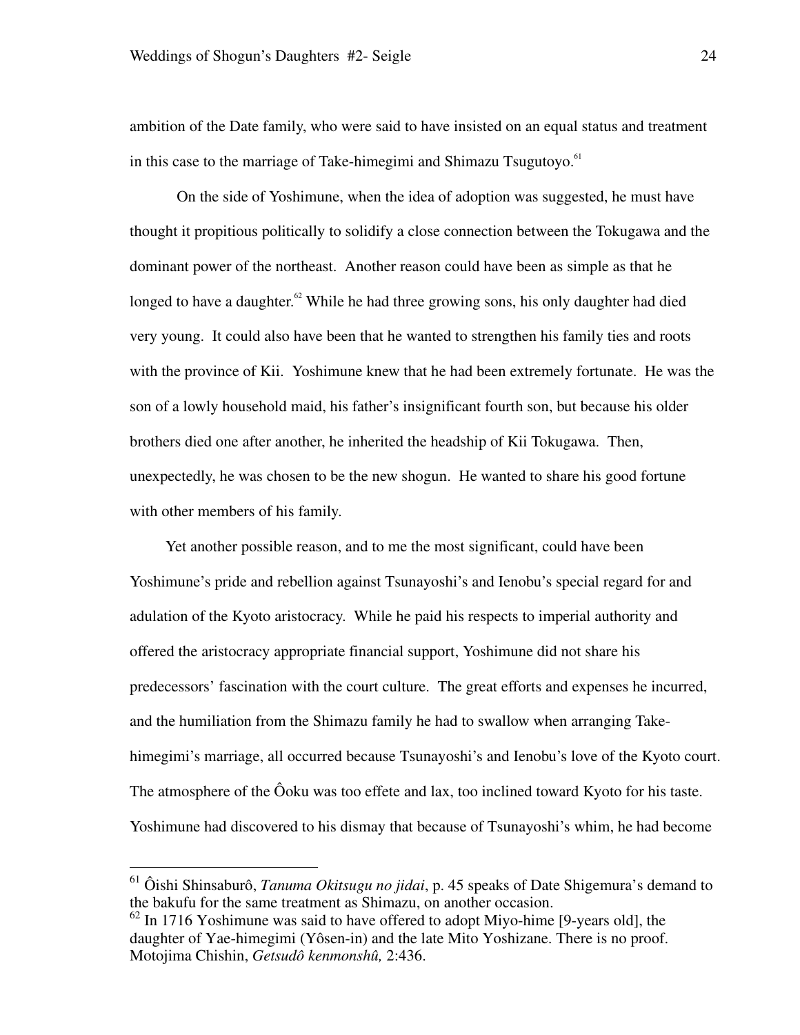ambition of the Date family, who were said to have insisted on an equal status and treatment in this case to the marriage of Take-himegimi and Shimazu Tsugutoyo.[61]

On the side of Yoshimune, when the idea of adoption was suggested, he must have thought it propitious politically to solidify a close connection between the Tokugawa and the dominant power of the northeast. Another reason could have been as simple as that he longed to have a daughter.[62] While he had three growing sons, his only daughter had died very young. It could also have been that he wanted to strengthen his family ties and roots with the province of Kii. Yoshimune knew that he had been extremely fortunate. He was the son of a lowly household maid, his father's insignificant fourth son, but because his older brothers died one after another, he inherited the headship of Kii Tokugawa. Then, unexpectedly, he was chosen to be the new shogun. He wanted to share his good fortune with other members of his family.

Yet another possible reason, and to me the most significant, could have been Yoshimune's pride and rebellion against Tsunayoshi's and Ienobu's special regard for and adulation of the Kyoto aristocracy. While he paid his respects to imperial authority and offered the aristocracy appropriate financial support, Yoshimune did not share his predecessors' fascination with the court culture. The great efforts and expenses he incurred, and the humiliation from the Shimazu family he had to swallow when arranging Take-himegimi's marriage, all occurred because Tsunayoshi's and Ienobu's love of the Kyoto court. The atmosphere of the Ôoku was too effete and lax, too inclined toward Kyoto for his taste. Yoshimune had discovered to his dismay that because of Tsunayoshi's whim, he had become

---

[61] Ôishi Shinsaburô, *Tanuma Okitsugu no jidai*, p. 45 speaks of Date Shigemura's demand to the bakufu for the same treatment as Shimazu, on another occasion.

[62] In 1716 Yoshimune was said to have offered to adopt Miyo-hime [9-years old], the daughter of Yae-himegimi (Yôsen-in) and the late Mito Yoshizane. There is no proof. Motojima Chishin, *Getsudô kenmonshû,* 2:436.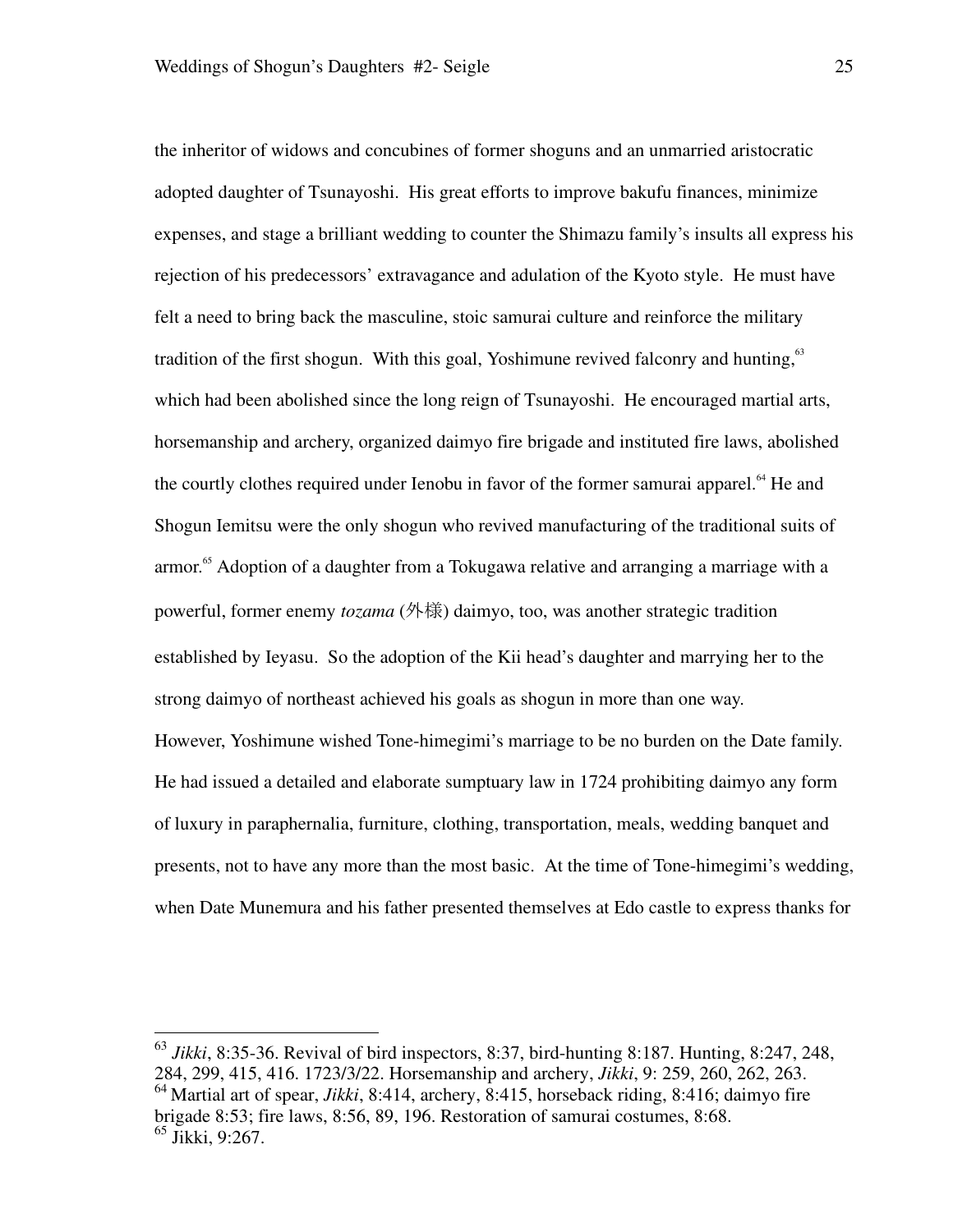the inheritor of widows and concubines of former shoguns and an unmarried aristocratic adopted daughter of Tsunayoshi. His great efforts to improve bakufu finances, minimize expenses, and stage a brilliant wedding to counter the Shimazu family's insults all express his rejection of his predecessors' extravagance and adulation of the Kyoto style. He must have felt a need to bring back the masculine, stoic samurai culture and reinforce the military tradition of the first shogun. With this goal, Yoshimune revived falconry and hunting,[63] which had been abolished since the long reign of Tsunayoshi. He encouraged martial arts, horsemanship and archery, organized daimyo fire brigade and instituted fire laws, abolished the courtly clothes required under Ienobu in favor of the former samurai apparel.[64] He and Shogun Iemitsu were the only shogun who revived manufacturing of the traditional suits of armor.[65] Adoption of a daughter from a Tokugawa relative and arranging a marriage with a powerful, former enemy *tozama* (外様) daimyo, too, was another strategic tradition established by Ieyasu. So the adoption of the Kii head's daughter and marrying her to the strong daimyo of northeast achieved his goals as shogun in more than one way.

However, Yoshimune wished Tone-himegimi's marriage to be no burden on the Date family. He had issued a detailed and elaborate sumptuary law in 1724 prohibiting daimyo any form of luxury in paraphernalia, furniture, clothing, transportation, meals, wedding banquet and presents, not to have any more than the most basic. At the time of Tone-himegimi's wedding, when Date Munemura and his father presented themselves at Edo castle to express thanks for

---

[63] *Jikki*, 8:35-36. Revival of bird inspectors, 8:37, bird-hunting 8:187. Hunting, 8:247, 248, 284, 299, 415, 416. 1723/3/22. Horsemanship and archery, *Jikki*, 9: 259, 260, 262, 263.

[64] Martial art of spear, *Jikki*, 8:414, archery, 8:415, horseback riding, 8:416; daimyo fire brigade 8:53; fire laws, 8:56, 89, 196. Restoration of samurai costumes, 8:68.

[65] Jikki, 9:267.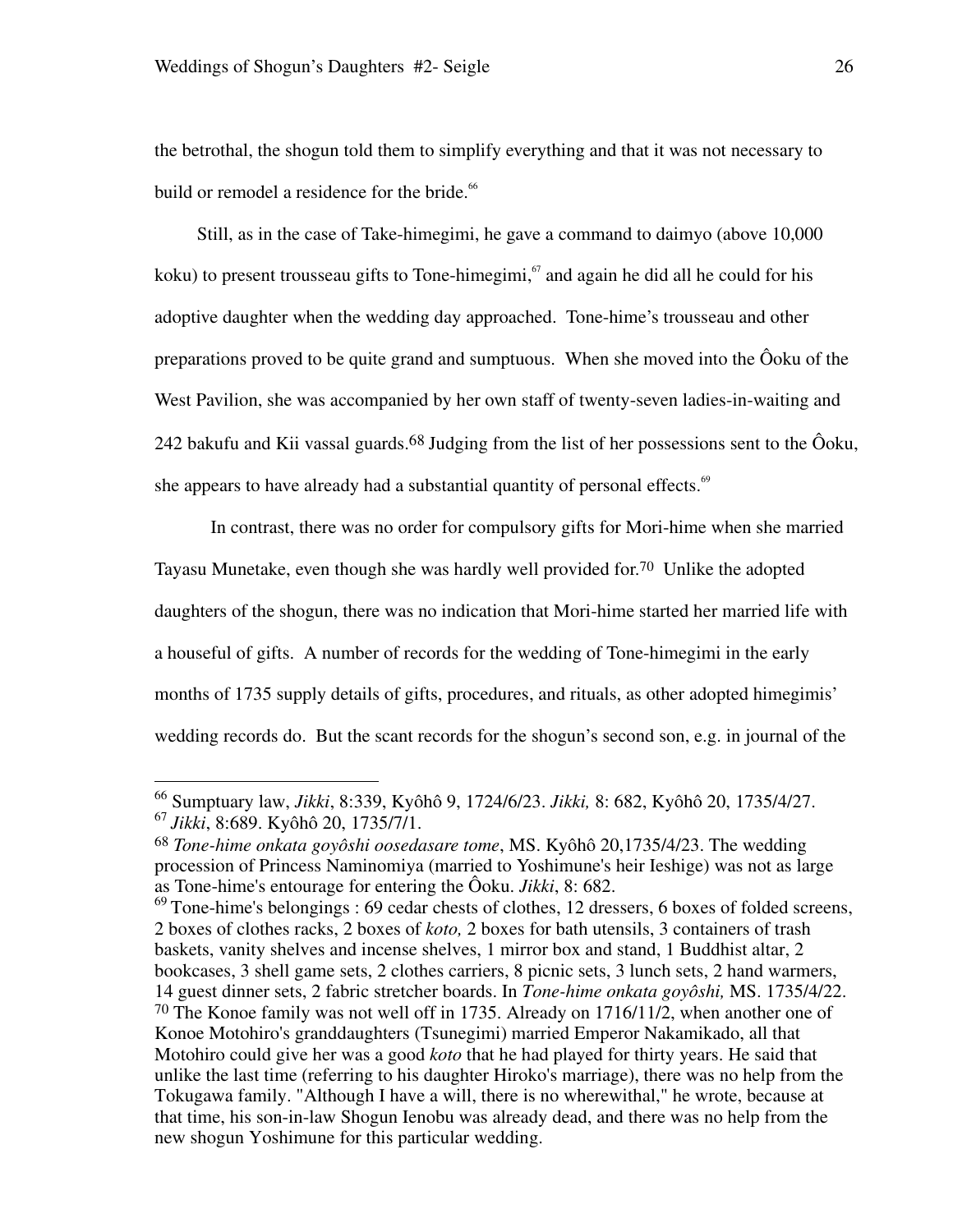the betrothal, the shogun told them to simplify everything and that it was not necessary to build or remodel a residence for the bride.[66]

Still, as in the case of Take-himegimi, he gave a command to daimyo (above 10,000 koku) to present trousseau gifts to Tone-himegimi,[67] and again he did all he could for his adoptive daughter when the wedding day approached. Tone-hime's trousseau and other preparations proved to be quite grand and sumptuous. When she moved into the Ôoku of the West Pavilion, she was accompanied by her own staff of twenty-seven ladies-in-waiting and 242 bakufu and Kii vassal guards.[68] Judging from the list of her possessions sent to the Ôoku, she appears to have already had a substantial quantity of personal effects.[69]

In contrast, there was no order for compulsory gifts for Mori-hime when she married Tayasu Munetake, even though she was hardly well provided for.[70] Unlike the adopted daughters of the shogun, there was no indication that Mori-hime started her married life with a houseful of gifts. A number of records for the wedding of Tone-himegimi in the early months of 1735 supply details of gifts, procedures, and rituals, as other adopted himegimis' wedding records do. But the scant records for the shogun's second son, e.g. in journal of the

---

[66] Sumptuary law, *Jikki*, 8:339, Kyôhô 9, 1724/6/23. *Jikki,* 8: 682, Kyôhô 20, 1735/4/27.

[67] *Jikki*, 8:689. Kyôhô 20, 1735/7/1.

[68] *Tone-hime onkata goyôshi oosedasare tome*, MS. Kyôhô 20,1735/4/23. The wedding procession of Princess Naminomiya (married to Yoshimune's heir Ieshige) was not as large as Tone-hime's entourage for entering the Ôoku. *Jikki*, 8: 682.

[69] Tone-hime's belongings : 69 cedar chests of clothes, 12 dressers, 6 boxes of folded screens, 2 boxes of clothes racks, 2 boxes of *koto,* 2 boxes for bath utensils, 3 containers of trash baskets, vanity shelves and incense shelves, 1 mirror box and stand, 1 Buddhist altar, 2 bookcases, 3 shell game sets, 2 clothes carriers, 8 picnic sets, 3 lunch sets, 2 hand warmers, 14 guest dinner sets, 2 fabric stretcher boards. In *Tone-hime onkata goyôshi,* MS. 1735/4/22.

[70] The Konoe family was not well off in 1735. Already on 1716/11/2, when another one of Konoe Motohiro's granddaughters (Tsunegimi) married Emperor Nakamikado, all that Motohiro could give her was a good *koto* that he had played for thirty years. He said that unlike the last time (referring to his daughter Hiroko's marriage), there was no help from the Tokugawa family. "Although I have a will, there is no wherewithal," he wrote, because at that time, his son-in-law Shogun Ienobu was already dead, and there was no help from the new shogun Yoshimune for this particular wedding.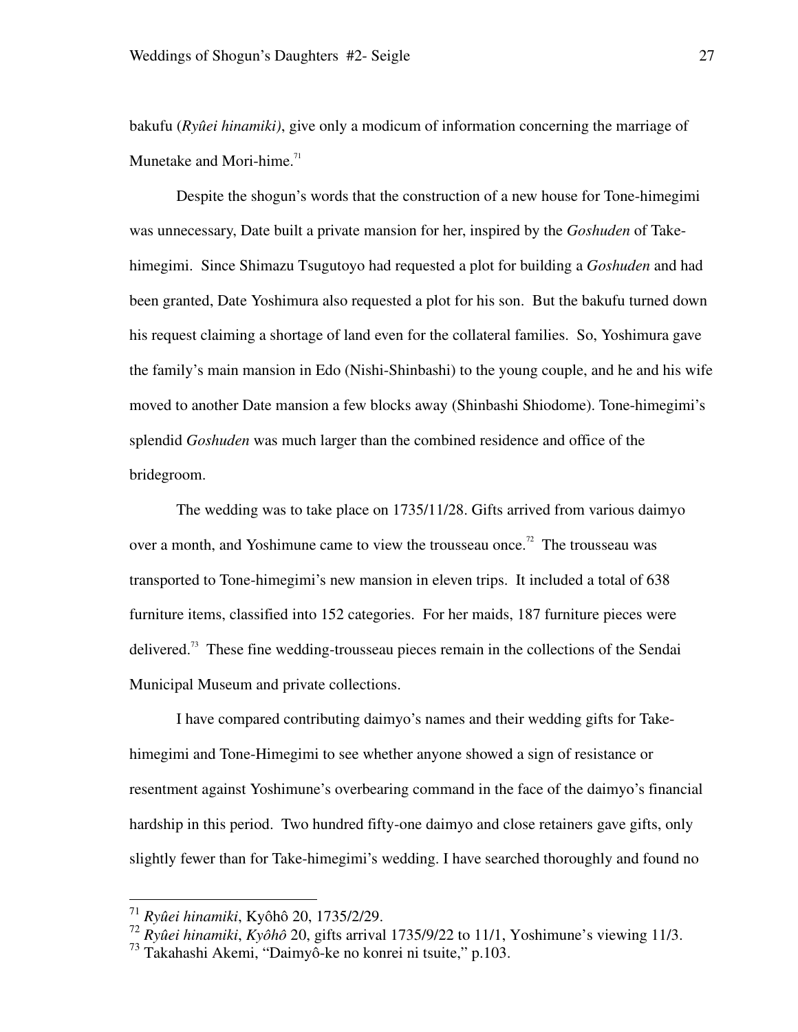bakufu (*Ryûei hinamiki)*, give only a modicum of information concerning the marriage of Munetake and Mori-hime.[71]

Despite the shogun's words that the construction of a new house for Tone-himegimi was unnecessary, Date built a private mansion for her, inspired by the *Goshuden* of Take-himegimi. Since Shimazu Tsugutoyo had requested a plot for building a *Goshuden* and had been granted, Date Yoshimura also requested a plot for his son. But the bakufu turned down his request claiming a shortage of land even for the collateral families. So, Yoshimura gave the family's main mansion in Edo (Nishi-Shinbashi) to the young couple, and he and his wife moved to another Date mansion a few blocks away (Shinbashi Shiodome). Tone-himegimi's splendid *Goshuden* was much larger than the combined residence and office of the bridegroom.

The wedding was to take place on 1735/11/28. Gifts arrived from various daimyo over a month, and Yoshimune came to view the trousseau once.[72] The trousseau was transported to Tone-himegimi's new mansion in eleven trips. It included a total of 638 furniture items, classified into 152 categories. For her maids, 187 furniture pieces were delivered.[73] These fine wedding-trousseau pieces remain in the collections of the Sendai Municipal Museum and private collections.

I have compared contributing daimyo's names and their wedding gifts for Take-himegimi and Tone-Himegimi to see whether anyone showed a sign of resistance or resentment against Yoshimune's overbearing command in the face of the daimyo's financial hardship in this period. Two hundred fifty-one daimyo and close retainers gave gifts, only slightly fewer than for Take-himegimi's wedding. I have searched thoroughly and found no

---

[71] *Ryûei hinamiki*, Kyôhô 20, 1735/2/29.

[72] *Ryûei hinamiki*, *Kyôhô* 20, gifts arrival 1735/9/22 to 11/1, Yoshimune's viewing 11/3.

[73] Takahashi Akemi, "Daimyô-ke no konrei ni tsuite," p.103.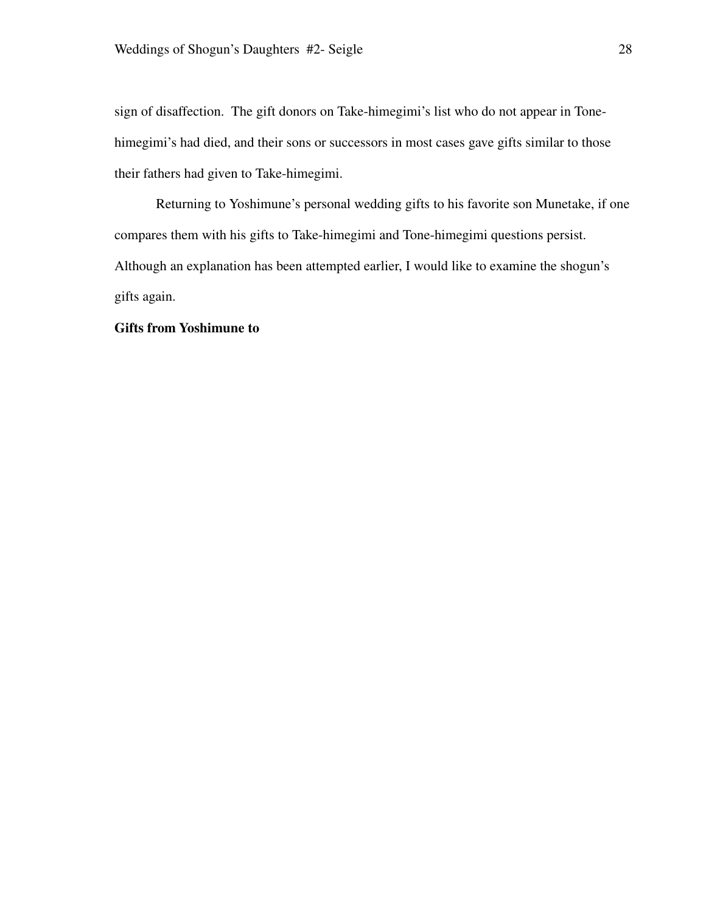sign of disaffection. The gift donors on Take-himegimi's list who do not appear in Tone-himegimi's had died, and their sons or successors in most cases gave gifts similar to those their fathers had given to Take-himegimi.

Returning to Yoshimune's personal wedding gifts to his favorite son Munetake, if one compares them with his gifts to Take-himegimi and Tone-himegimi questions persist. Although an explanation has been attempted earlier, I would like to examine the shogun's gifts again.

**Gifts from Yoshimune to**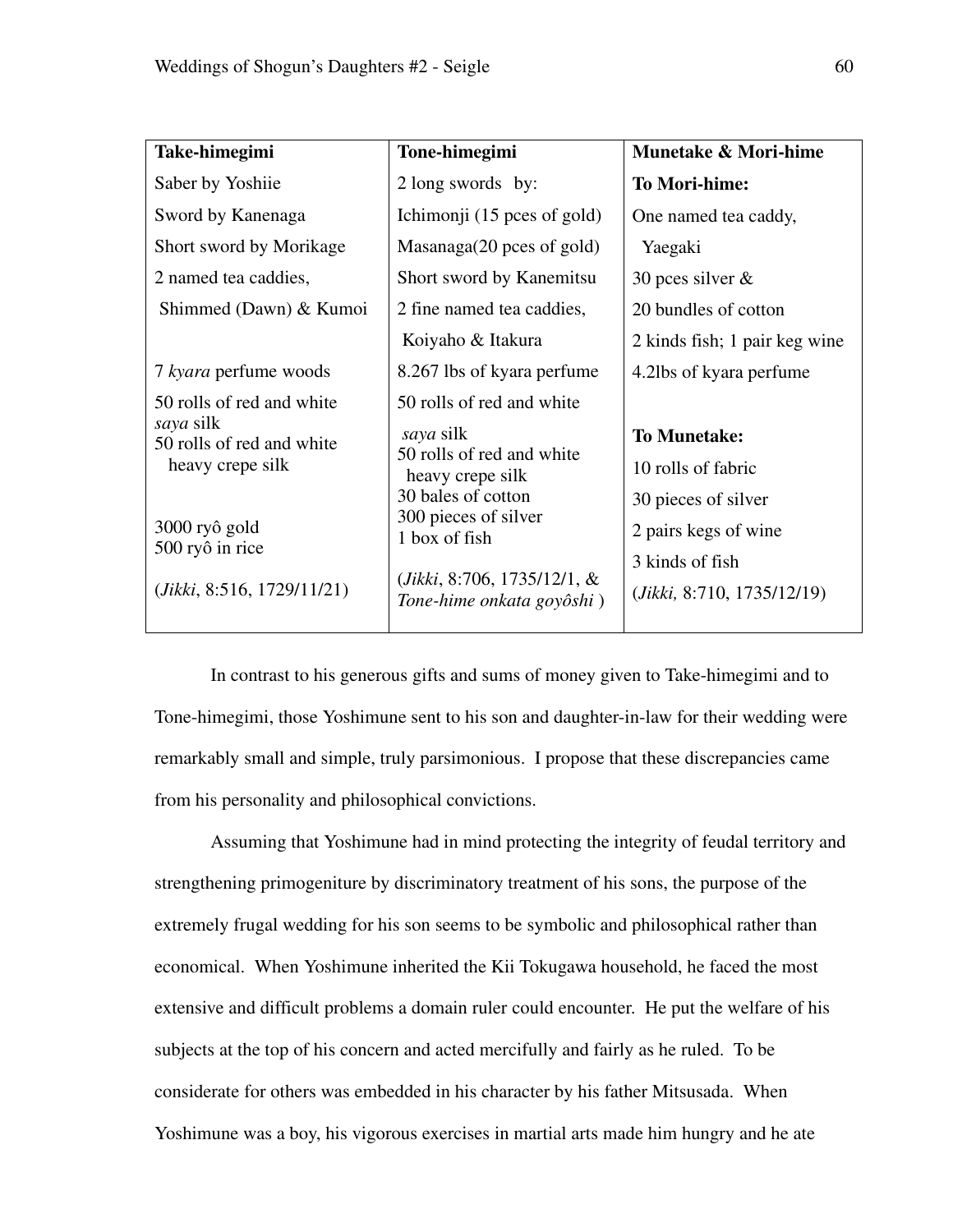| Take-himegimi | Tone-himegimi | Munetake & Mori-hime |
|---|---|---|
| Saber by Yoshiie | 2 long swords by: | **To Mori-hime:** |
| Sword by Kanenaga | Ichimonji (15 pces of gold) | One named tea caddy, |
| Short sword by Morikage | Masanaga(20 pces of gold) | Yaegaki |
| 2 named tea caddies, | Short sword by Kanemitsu | 30 pces silver & |
| Shimmed (Dawn) & Kumoi | 2 fine named tea caddies, | 20 bundles of cotton |
| | Koiyaho & Itakura | 2 kinds fish; 1 pair keg wine |
| 7 *kyara* perfume woods | 8.267 lbs of kyara perfume | 4.2lbs of kyara perfume |
| 50 rolls of red and white *saya* silk | 50 rolls of red and white *saya* silk | |
| 50 rolls of red and white heavy crepe silk | 50 rolls of red and white heavy crepe silk | **To Munetake:** |
| | 30 bales of cotton | 10 rolls of fabric |
| 3000 ryô gold | 300 pieces of silver | 30 pieces of silver |
| 500 ryô in rice | 1 box of fish | 2 pairs kegs of wine |
| | | 3 kinds of fish |
| (*Jikki*, 8:516, 1729/11/21) | (*Jikki*, 8:706, 1735/12/1, & *Tone-hime onkata goyôshi* ) | (*Jikki,* 8:710, 1735/12/19) |

In contrast to his generous gifts and sums of money given to Take-himegimi and to Tone-himegimi, those Yoshimune sent to his son and daughter-in-law for their wedding were remarkably small and simple, truly parsimonious. I propose that these discrepancies came from his personality and philosophical convictions.

Assuming that Yoshimune had in mind protecting the integrity of feudal territory and strengthening primogeniture by discriminatory treatment of his sons, the purpose of the extremely frugal wedding for his son seems to be symbolic and philosophical rather than economical. When Yoshimune inherited the Kii Tokugawa household, he faced the most extensive and difficult problems a domain ruler could encounter. He put the welfare of his subjects at the top of his concern and acted mercifully and fairly as he ruled. To be considerate for others was embedded in his character by his father Mitsusada. When Yoshimune was a boy, his vigorous exercises in martial arts made him hungry and he ate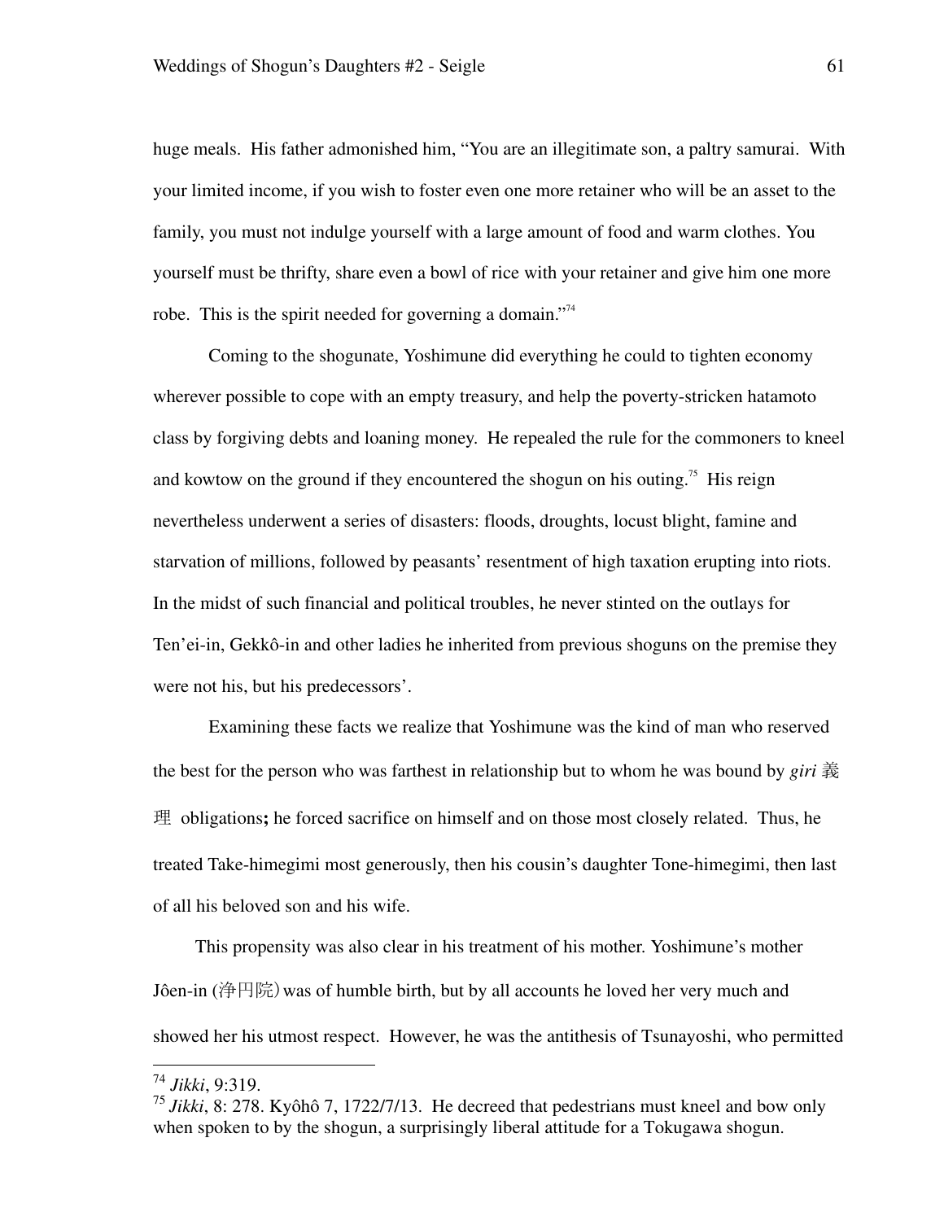huge meals. His father admonished him, "You are an illegitimate son, a paltry samurai. With your limited income, if you wish to foster even one more retainer who will be an asset to the family, you must not indulge yourself with a large amount of food and warm clothes. You yourself must be thrifty, share even a bowl of rice with your retainer and give him one more robe. This is the spirit needed for governing a domain."[74]

Coming to the shogunate, Yoshimune did everything he could to tighten economy wherever possible to cope with an empty treasury, and help the poverty-stricken hatamoto class by forgiving debts and loaning money. He repealed the rule for the commoners to kneel and kowtow on the ground if they encountered the shogun on his outing.[75] His reign nevertheless underwent a series of disasters: floods, droughts, locust blight, famine and starvation of millions, followed by peasants' resentment of high taxation erupting into riots. In the midst of such financial and political troubles, he never stinted on the outlays for Ten'ei-in, Gekkô-in and other ladies he inherited from previous shoguns on the premise they were not his, but his predecessors'.

Examining these facts we realize that Yoshimune was the kind of man who reserved the best for the person who was farthest in relationship but to whom he was bound by *giri* 義理 obligations**;** he forced sacrifice on himself and on those most closely related. Thus, he treated Take-himegimi most generously, then his cousin's daughter Tone-himegimi, then last of all his beloved son and his wife.

This propensity was also clear in his treatment of his mother. Yoshimune's mother Jôen-in (浄円院) was of humble birth, but by all accounts he loved her very much and showed her his utmost respect. However, he was the antithesis of Tsunayoshi, who permitted

---

[74] *Jikki*, 9:319.

[75] *Jikki*, 8: 278. Kyôhô 7, 1722/7/13. He decreed that pedestrians must kneel and bow only when spoken to by the shogun, a surprisingly liberal attitude for a Tokugawa shogun.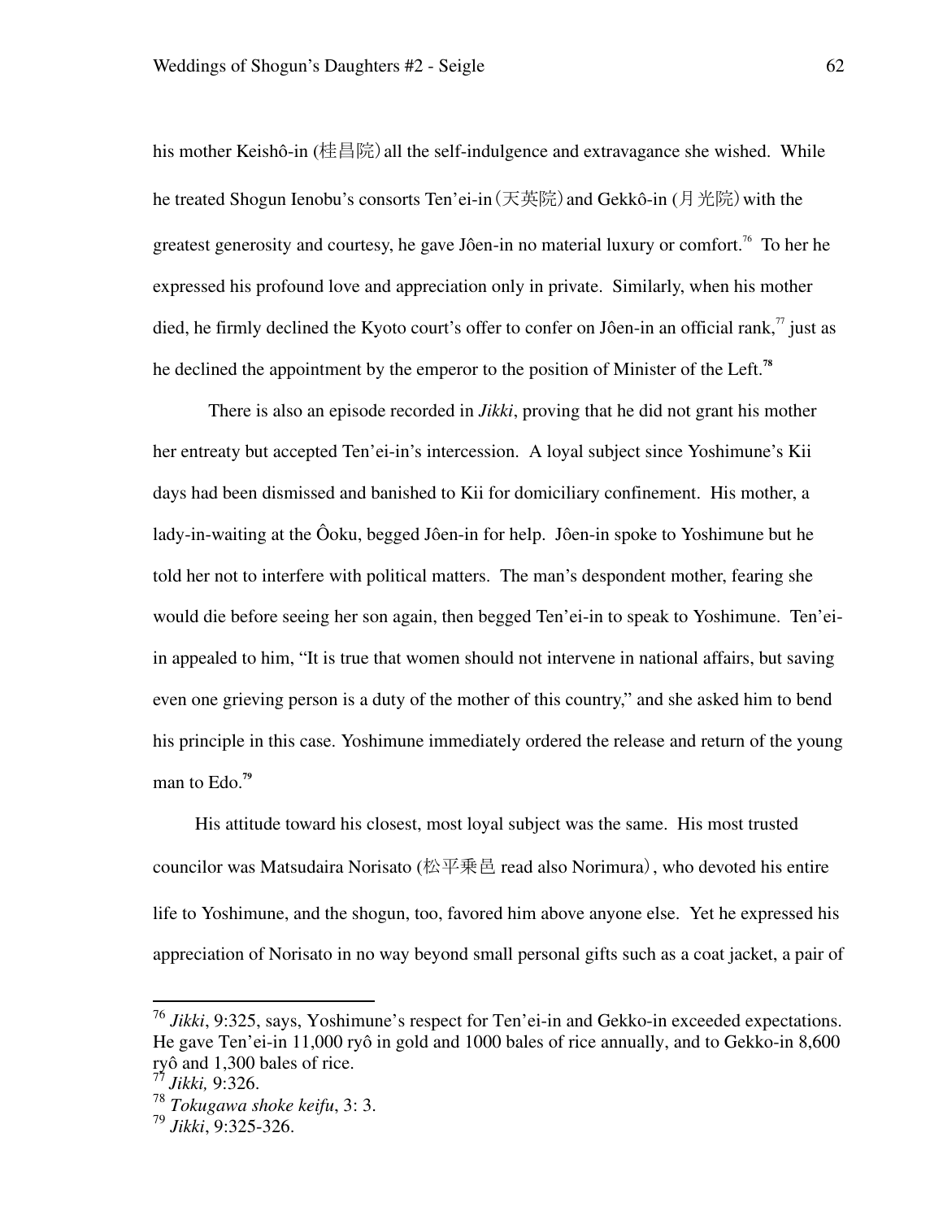his mother Keishô-in (桂昌院) all the self-indulgence and extravagance she wished. While he treated Shogun Ienobu's consorts Ten'ei-in (天英院) and Gekkô-in (月光院) with the greatest generosity and courtesy, he gave Jôen-in no material luxury or comfort.[76] To her he expressed his profound love and appreciation only in private. Similarly, when his mother died, he firmly declined the Kyoto court's offer to confer on Jôen-in an official rank,[77] just as he declined the appointment by the emperor to the position of Minister of the Left.[78]

There is also an episode recorded in *Jikki*, proving that he did not grant his mother her entreaty but accepted Ten'ei-in's intercession. A loyal subject since Yoshimune's Kii days had been dismissed and banished to Kii for domiciliary confinement. His mother, a lady-in-waiting at the Ôoku, begged Jôen-in for help. Jôen-in spoke to Yoshimune but he told her not to interfere with political matters. The man's despondent mother, fearing she would die before seeing her son again, then begged Ten'ei-in to speak to Yoshimune. Ten'ei-in appealed to him, "It is true that women should not intervene in national affairs, but saving even one grieving person is a duty of the mother of this country," and she asked him to bend his principle in this case. Yoshimune immediately ordered the release and return of the young man to Edo.[79]

His attitude toward his closest, most loyal subject was the same. His most trusted councilor was Matsudaira Norisato (松平乗邑 read also Norimura), who devoted his entire life to Yoshimune, and the shogun, too, favored him above anyone else. Yet he expressed his appreciation of Norisato in no way beyond small personal gifts such as a coat jacket, a pair of

---

[76] *Jikki*, 9:325, says, Yoshimune's respect for Ten'ei-in and Gekko-in exceeded expectations. He gave Ten'ei-in 11,000 ryô in gold and 1000 bales of rice annually, and to Gekko-in 8,600 ryô and 1,300 bales of rice.

[77] *Jikki,* 9:326.

[78] *Tokugawa shoke keifu*, 3: 3.

[79] *Jikki*, 9:325-326.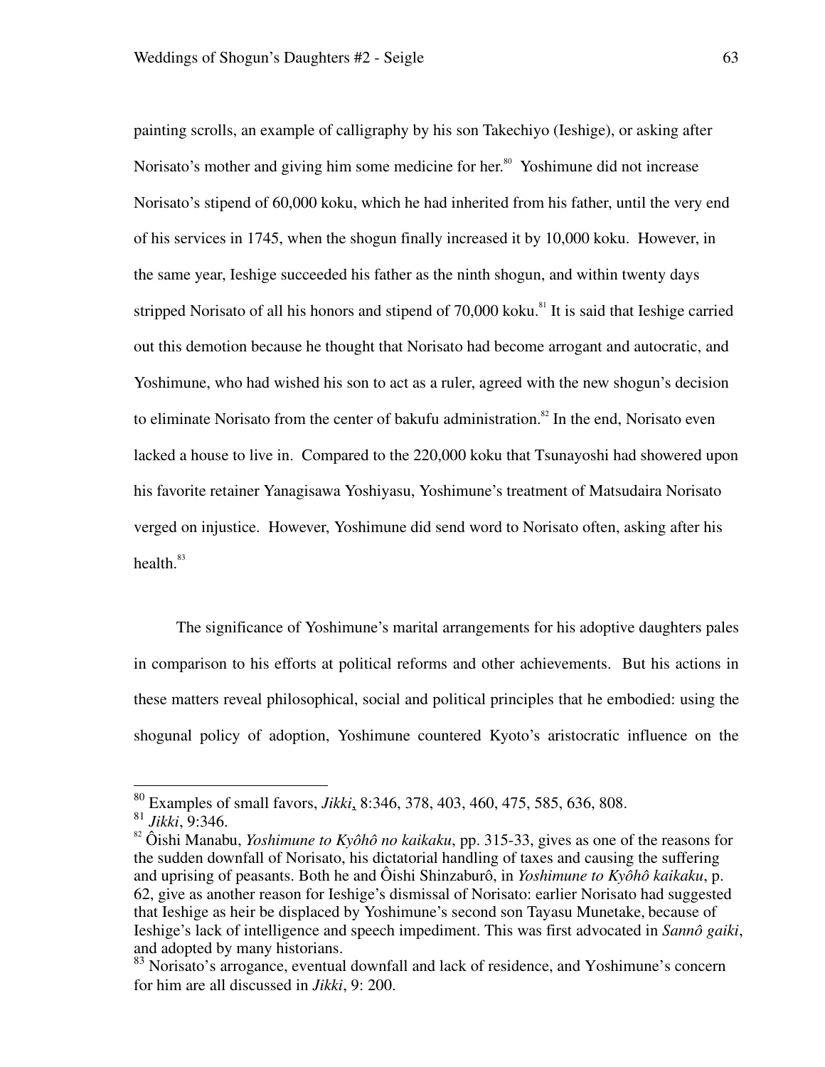painting scrolls, an example of calligraphy by his son Takechiyo (Ieshige), or asking after Norisato's mother and giving him some medicine for her.[80] Yoshimune did not increase Norisato's stipend of 60,000 koku, which he had inherited from his father, until the very end of his services in 1745, when the shogun finally increased it by 10,000 koku. However, in the same year, Ieshige succeeded his father as the ninth shogun, and within twenty days stripped Norisato of all his honors and stipend of 70,000 koku.[81] It is said that Ieshige carried out this demotion because he thought that Norisato had become arrogant and autocratic, and Yoshimune, who had wished his son to act as a ruler, agreed with the new shogun's decision to eliminate Norisato from the center of bakufu administration.[82] In the end, Norisato even lacked a house to live in. Compared to the 220,000 koku that Tsunayoshi had showered upon his favorite retainer Yanagisawa Yoshiyasu, Yoshimune's treatment of Matsudaira Norisato verged on injustice. However, Yoshimune did send word to Norisato often, asking after his health.[83]

The significance of Yoshimune's marital arrangements for his adoptive daughters pales in comparison to his efforts at political reforms and other achievements. But his actions in these matters reveal philosophical, social and political principles that he embodied: using the shogunal policy of adoption, Yoshimune countered Kyoto's aristocratic influence on the

---

[80] Examples of small favors, *Jikki*, 8:346, 378, 403, 460, 475, 585, 636, 808.

[81] *Jikki*, 9:346.

[82] Ôishi Manabu, *Yoshimune to Kyôhô no kaikaku*, pp. 315-33, gives as one of the reasons for the sudden downfall of Norisato, his dictatorial handling of taxes and causing the suffering and uprising of peasants. Both he and Ôishi Shinzaburô, in *Yoshimune to Kyôhô kaikaku*, p. 62, give as another reason for Ieshige's dismissal of Norisato: earlier Norisato had suggested that Ieshige as heir be displaced by Yoshimune's second son Tayasu Munetake, because of Ieshige's lack of intelligence and speech impediment. This was first advocated in *Sannô gaiki*, and adopted by many historians.

[83] Norisato's arrogance, eventual downfall and lack of residence, and Yoshimune's concern for him are all discussed in *Jikki*, 9: 200.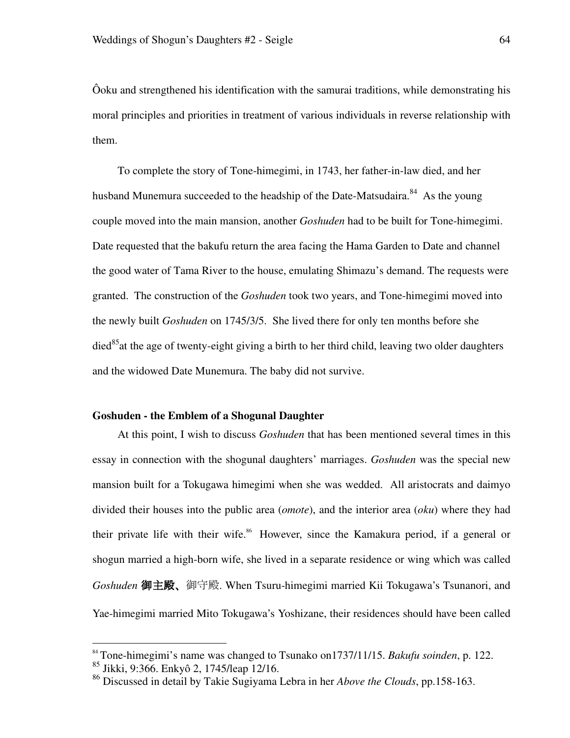Ôoku and strengthened his identification with the samurai traditions, while demonstrating his moral principles and priorities in treatment of various individuals in reverse relationship with them.

To complete the story of Tone-himegimi, in 1743, her father-in-law died, and her husband Munemura succeeded to the headship of the Date-Matsudaira.[84] As the young couple moved into the main mansion, another *Goshuden* had to be built for Tone-himegimi. Date requested that the bakufu return the area facing the Hama Garden to Date and channel the good water of Tama River to the house, emulating Shimazu's demand. The requests were granted. The construction of the *Goshuden* took two years, and Tone-himegimi moved into the newly built *Goshuden* on 1745/3/5. She lived there for only ten months before she died[85] at the age of twenty-eight giving a birth to her third child, leaving two older daughters and the widowed Date Munemura. The baby did not survive.

## Goshuden - the Emblem of a Shogunal Daughter

At this point, I wish to discuss *Goshuden* that has been mentioned several times in this essay in connection with the shogunal daughters' marriages. *Goshuden* was the special new mansion built for a Tokugawa himegimi when she was wedded. All aristocrats and daimyo divided their houses into the public area (*omote*), and the interior area (*oku*) where they had their private life with their wife.[86] However, since the Kamakura period, if a general or shogun married a high-born wife, she lived in a separate residence or wing which was called *Goshuden* **御主殿、**御守殿. When Tsuru-himegimi married Kii Tokugawa's Tsunanori, and Yae-himegimi married Mito Tokugawa's Yoshizane, their residences should have been called

---

[84] Tone-himegimi's name was changed to Tsunako on1737/11/15. *Bakufu soinden*, p. 122.

[85] Jikki, 9:366. Enkyô 2, 1745/leap 12/16.

[86] Discussed in detail by Takie Sugiyama Lebra in her *Above the Clouds*, pp.158-163.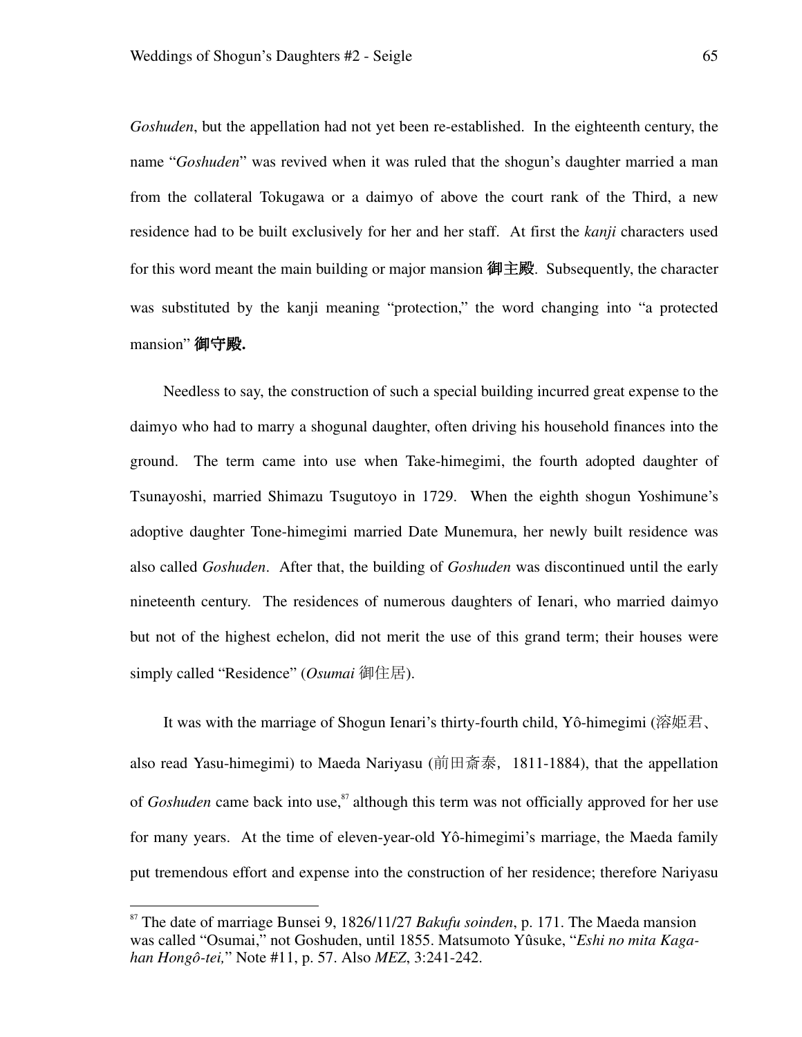*Goshuden*, but the appellation had not yet been re-established. In the eighteenth century, the name "*Goshuden*" was revived when it was ruled that the shogun's daughter married a man from the collateral Tokugawa or a daimyo of above the court rank of the Third, a new residence had to be built exclusively for her and her staff. At first the *kanji* characters used for this word meant the main building or major mansion **御主殿**. Subsequently, the character was substituted by the kanji meaning "protection," the word changing into "a protected mansion" **御守殿.**

Needless to say, the construction of such a special building incurred great expense to the daimyo who had to marry a shogunal daughter, often driving his household finances into the ground. The term came into use when Take-himegimi, the fourth adopted daughter of Tsunayoshi, married Shimazu Tsugutoyo in 1729. When the eighth shogun Yoshimune's adoptive daughter Tone-himegimi married Date Munemura, her newly built residence was also called *Goshuden*. After that, the building of *Goshuden* was discontinued until the early nineteenth century. The residences of numerous daughters of Ienari, who married daimyo but not of the highest echelon, did not merit the use of this grand term; their houses were simply called "Residence" (*Osumai* 御住居).

It was with the marriage of Shogun Ienari's thirty-fourth child, Yô-himegimi (溶姫君、also read Yasu-himegimi) to Maeda Nariyasu (前田斎泰，1811-1884), that the appellation of *Goshuden* came back into use,[87] although this term was not officially approved for her use for many years. At the time of eleven-year-old Yô-himegimi's marriage, the Maeda family put tremendous effort and expense into the construction of her residence; therefore Nariyasu

[87] The date of marriage Bunsei 9, 1826/11/27 *Bakufu soinden*, p. 171. The Maeda mansion was called "Osumai," not Goshuden, until 1855. Matsumoto Yûsuke, "*Eshi no mita Kaga-han Hongô-tei,*" Note #11, p. 57. Also *MEZ*, 3:241-242.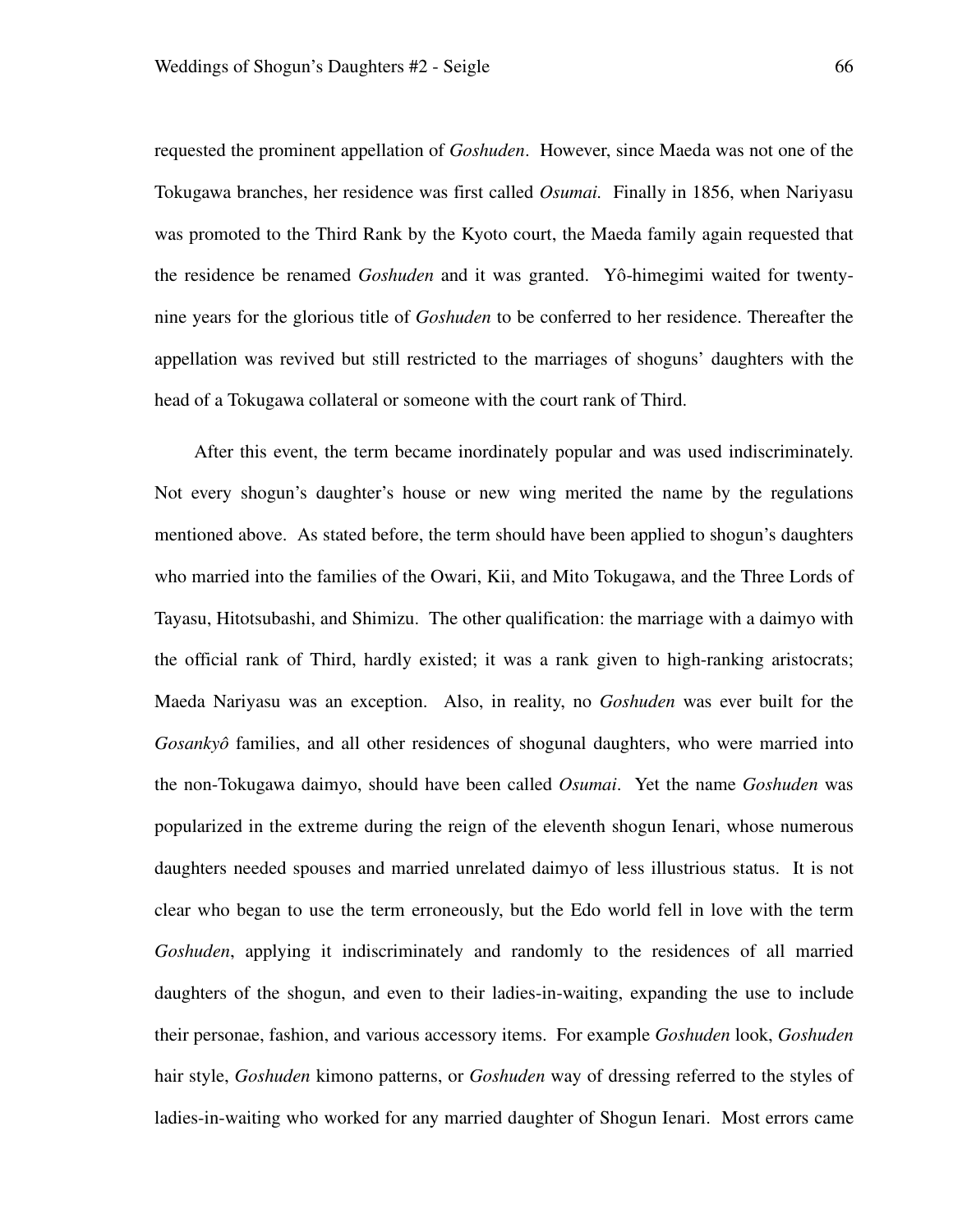requested the prominent appellation of *Goshuden*. However, since Maeda was not one of the Tokugawa branches, her residence was first called *Osumai.* Finally in 1856, when Nariyasu was promoted to the Third Rank by the Kyoto court, the Maeda family again requested that the residence be renamed *Goshuden* and it was granted. Yô-himegimi waited for twenty-nine years for the glorious title of *Goshuden* to be conferred to her residence. Thereafter the appellation was revived but still restricted to the marriages of shoguns' daughters with the head of a Tokugawa collateral or someone with the court rank of Third.

After this event, the term became inordinately popular and was used indiscriminately. Not every shogun's daughter's house or new wing merited the name by the regulations mentioned above. As stated before, the term should have been applied to shogun's daughters who married into the families of the Owari, Kii, and Mito Tokugawa, and the Three Lords of Tayasu, Hitotsubashi, and Shimizu. The other qualification: the marriage with a daimyo with the official rank of Third, hardly existed; it was a rank given to high-ranking aristocrats; Maeda Nariyasu was an exception. Also, in reality, no *Goshuden* was ever built for the *Gosankyô* families, and all other residences of shogunal daughters, who were married into the non-Tokugawa daimyo, should have been called *Osumai*. Yet the name *Goshuden* was popularized in the extreme during the reign of the eleventh shogun Ienari, whose numerous daughters needed spouses and married unrelated daimyo of less illustrious status. It is not clear who began to use the term erroneously, but the Edo world fell in love with the term *Goshuden*, applying it indiscriminately and randomly to the residences of all married daughters of the shogun, and even to their ladies-in-waiting, expanding the use to include their personae, fashion, and various accessory items. For example *Goshuden* look, *Goshuden* hair style, *Goshuden* kimono patterns, or *Goshuden* way of dressing referred to the styles of ladies-in-waiting who worked for any married daughter of Shogun Ienari. Most errors came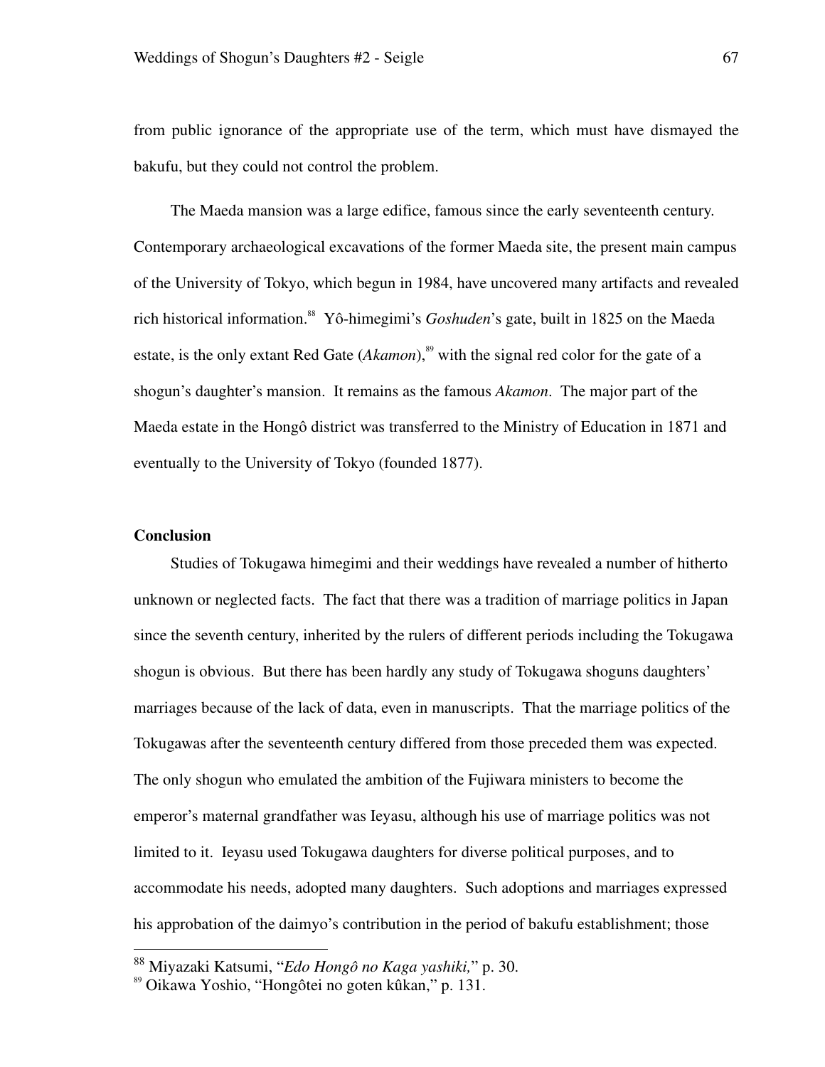from public ignorance of the appropriate use of the term, which must have dismayed the bakufu, but they could not control the problem.

The Maeda mansion was a large edifice, famous since the early seventeenth century. Contemporary archaeological excavations of the former Maeda site, the present main campus of the University of Tokyo, which begun in 1984, have uncovered many artifacts and revealed rich historical information.[88] Yô-himegimi's *Goshuden*'s gate, built in 1825 on the Maeda estate, is the only extant Red Gate (*Akamon*),[89] with the signal red color for the gate of a shogun's daughter's mansion. It remains as the famous *Akamon*. The major part of the Maeda estate in the Hongô district was transferred to the Ministry of Education in 1871 and eventually to the University of Tokyo (founded 1877).

**Conclusion**

Studies of Tokugawa himegimi and their weddings have revealed a number of hitherto unknown or neglected facts. The fact that there was a tradition of marriage politics in Japan since the seventh century, inherited by the rulers of different periods including the Tokugawa shogun is obvious. But there has been hardly any study of Tokugawa shoguns daughters' marriages because of the lack of data, even in manuscripts. That the marriage politics of the Tokugawas after the seventeenth century differed from those preceded them was expected. The only shogun who emulated the ambition of the Fujiwara ministers to become the emperor's maternal grandfather was Ieyasu, although his use of marriage politics was not limited to it. Ieyasu used Tokugawa daughters for diverse political purposes, and to accommodate his needs, adopted many daughters. Such adoptions and marriages expressed his approbation of the daimyo's contribution in the period of bakufu establishment; those

---

[88] Miyazaki Katsumi, "*Edo Hongô no Kaga yashiki,*" p. 30.

[89] Oikawa Yoshio, "Hongôtei no goten kûkan," p. 131.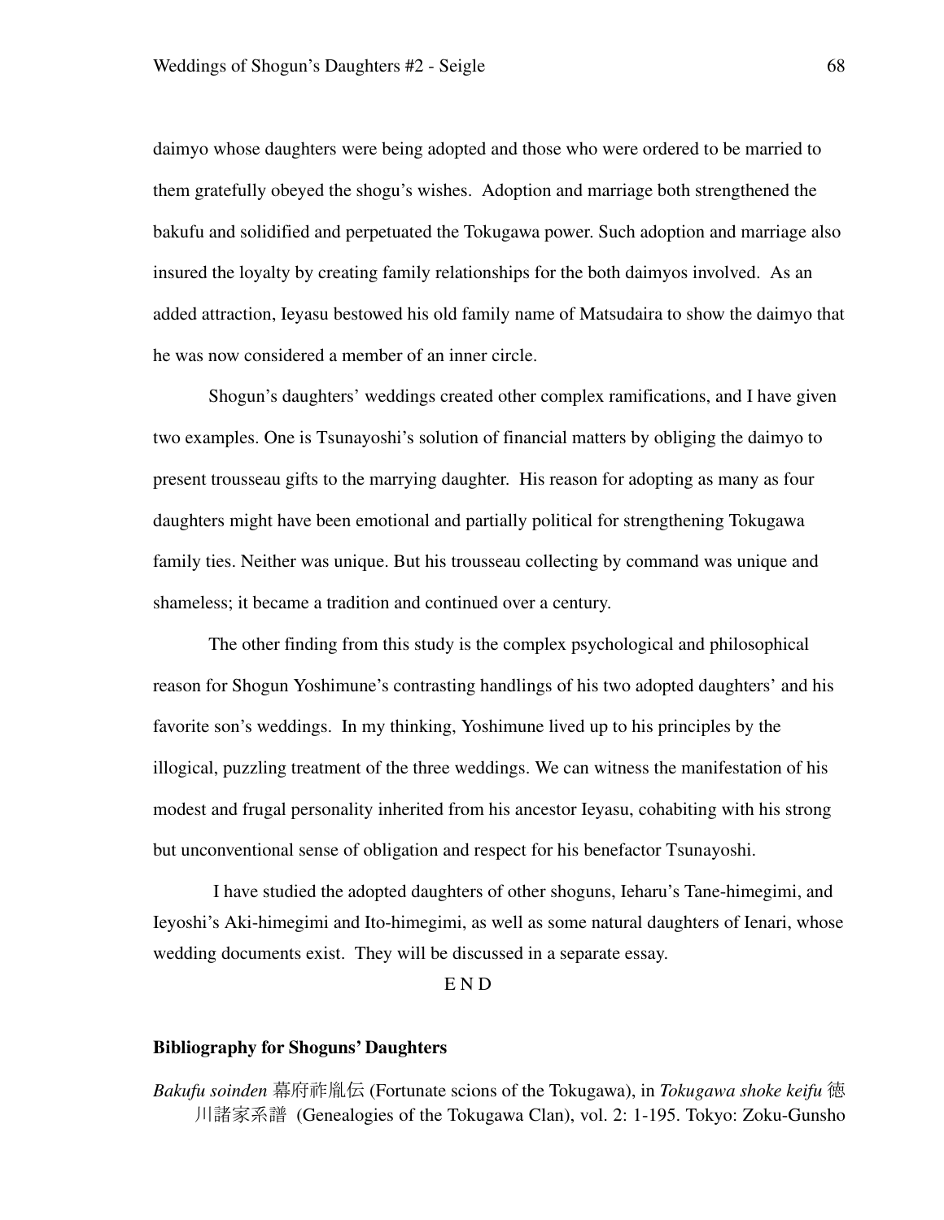daimyo whose daughters were being adopted and those who were ordered to be married to them gratefully obeyed the shogu's wishes. Adoption and marriage both strengthened the bakufu and solidified and perpetuated the Tokugawa power. Such adoption and marriage also insured the loyalty by creating family relationships for the both daimyos involved. As an added attraction, Ieyasu bestowed his old family name of Matsudaira to show the daimyo that he was now considered a member of an inner circle.

Shogun's daughters' weddings created other complex ramifications, and I have given two examples. One is Tsunayoshi's solution of financial matters by obliging the daimyo to present trousseau gifts to the marrying daughter. His reason for adopting as many as four daughters might have been emotional and partially political for strengthening Tokugawa family ties. Neither was unique. But his trousseau collecting by command was unique and shameless; it became a tradition and continued over a century.

The other finding from this study is the complex psychological and philosophical reason for Shogun Yoshimune's contrasting handlings of his two adopted daughters' and his favorite son's weddings. In my thinking, Yoshimune lived up to his principles by the illogical, puzzling treatment of the three weddings. We can witness the manifestation of his modest and frugal personality inherited from his ancestor Ieyasu, cohabiting with his strong but unconventional sense of obligation and respect for his benefactor Tsunayoshi.

I have studied the adopted daughters of other shoguns, Ieharu's Tane-himegimi, and Ieyoshi's Aki-himegimi and Ito-himegimi, as well as some natural daughters of Ienari, whose wedding documents exist. They will be discussed in a separate essay.

E N D

**Bibliography for Shoguns' Daughters**

*Bakufu soinden* 幕府祚胤伝 (Fortunate scions of the Tokugawa), in *Tokugawa shoke keifu* 徳川諸家系譜 (Genealogies of the Tokugawa Clan), vol. 2: 1-195. Tokyo: Zoku-Gunsho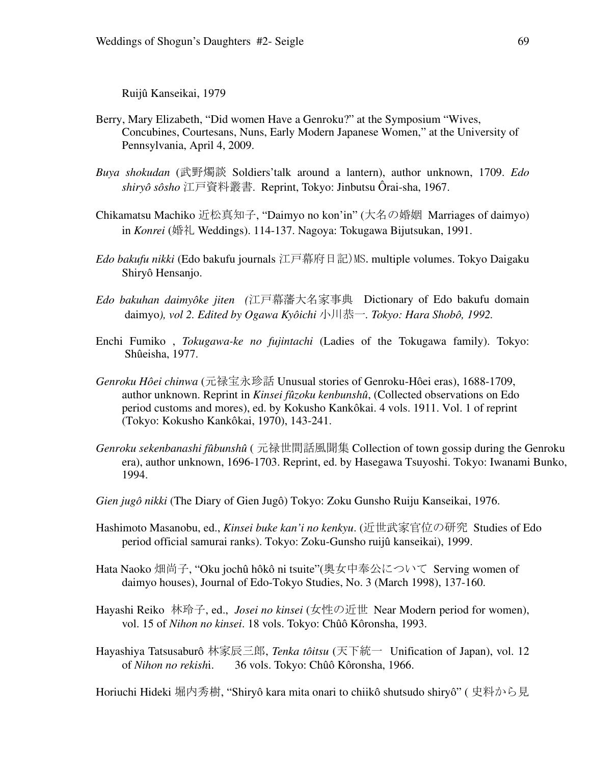Ruijû Kanseikai, 1979

Berry, Mary Elizabeth, "Did women Have a Genroku?" at the Symposium "Wives, Concubines, Courtesans, Nuns, Early Modern Japanese Women," at the University of Pennsylvania, April 4, 2009.

*Buya shokudan* (武野燭談 Soldiers'talk around a lantern), author unknown, 1709. *Edo shiryô sôsho* 江戸資料叢書. Reprint, Tokyo: Jinbutsu Ôrai-sha, 1967.

Chikamatsu Machiko 近松真知子, "Daimyo no kon'in" (大名の婚姻 Marriages of daimyo) in *Konrei* (婚礼 Weddings). 114-137. Nagoya: Tokugawa Bijutsukan, 1991.

*Edo bakufu nikki* (Edo bakufu journals 江戸幕府日記）MS. multiple volumes. Tokyo Daigaku Shiryô Hensanjo.

*Edo bakuhan daimyôke jiten (*江戸幕藩大名家事典 Dictionary of Edo bakufu domain daimyo*), vol 2. Edited by Ogawa Kyôichi* 小川恭一*. Tokyo: Hara Shobô, 1992.*

Enchi Fumiko , *Tokugawa-ke no fujintachi* (Ladies of the Tokugawa family). Tokyo: Shûeisha, 1977.

*Genroku Hôei chinwa* (元禄宝永珍話 Unusual stories of Genroku-Hôei eras), 1688-1709, author unknown. Reprint in *Kinsei fûzoku kenbunshû*, (Collected observations on Edo period customs and mores), ed. by Kokusho Kankôkai. 4 vols. 1911. Vol. 1 of reprint (Tokyo: Kokusho Kankôkai, 1970), 143-241.

*Genroku sekenbanashi fûbunshû* ( 元禄世間話風聞集 Collection of town gossip during the Genroku era), author unknown, 1696-1703. Reprint, ed. by Hasegawa Tsuyoshi. Tokyo: Iwanami Bunko, 1994.

*Gien jugô nikki* (The Diary of Gien Jugô) Tokyo: Zoku Gunsho Ruiju Kanseikai, 1976.

Hashimoto Masanobu, ed., *Kinsei buke kan'i no kenkyu*. (近世武家官位の研究 Studies of Edo period official samurai ranks). Tokyo: Zoku-Gunsho ruijû kanseikai), 1999.

Hata Naoko 畑尚子, "Oku jochû hôkô ni tsuite"(奥女中奉公について Serving women of daimyo houses), Journal of Edo-Tokyo Studies, No. 3 (March 1998), 137-160.

Hayashi Reiko 林玲子, ed., *Josei no kinsei* (女性の近世 Near Modern period for women), vol. 15 of *Nihon no kinsei*. 18 vols. Tokyo: Chûô Kôronsha, 1993.

Hayashiya Tatsusaburô 林家辰三郎, *Tenka tôitsu* (天下統一 Unification of Japan), vol. 12 of *Nihon no rekishi*. 36 vols. Tokyo: Chûô Kôronsha, 1966.

Horiuchi Hideki 堀内秀樹, "Shiryô kara mita onari to chiikô shutsudo shiryô" ( 史料から見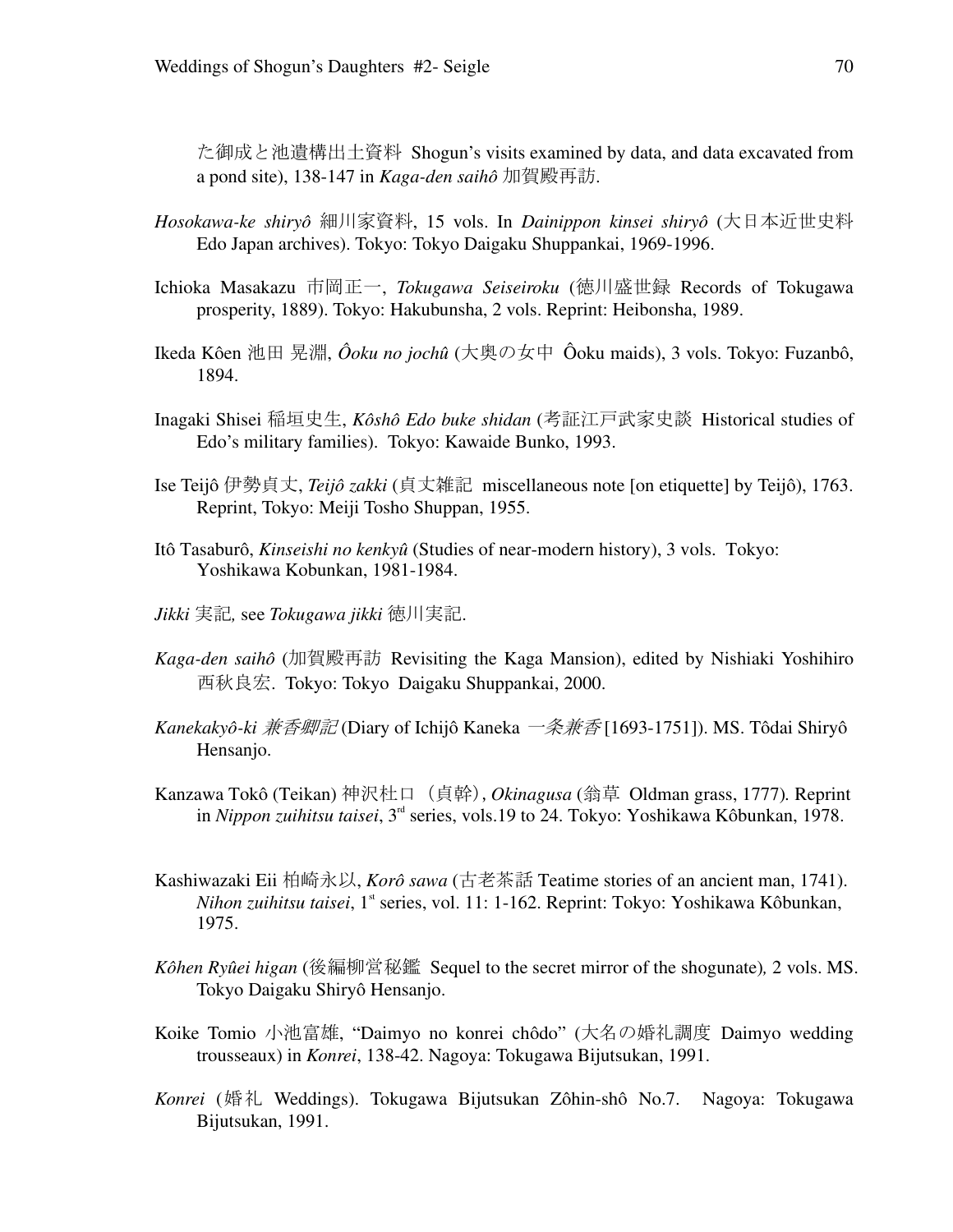た御成と池遺構出土資料 Shogun's visits examined by data, and data excavated from a pond site), 138-147 in *Kaga-den saihô* 加賀殿再訪.

*Hosokawa-ke shiryô* 細川家資料, 15 vols. In *Dainippon kinsei shiryô* (大日本近世史料 Edo Japan archives). Tokyo: Tokyo Daigaku Shuppankai, 1969-1996.

Ichioka Masakazu 市岡正一, *Tokugawa Seiseiroku* (徳川盛世録 Records of Tokugawa prosperity, 1889). Tokyo: Hakubunsha, 2 vols. Reprint: Heibonsha, 1989.

Ikeda Kôen 池田 晃淵, *Ôoku no jochû* (大奥の女中 Ôoku maids), 3 vols. Tokyo: Fuzanbô, 1894.

Inagaki Shisei 稲垣史生, *Kôshô Edo buke shidan* (考証江戸武家史談 Historical studies of Edo's military families). Tokyo: Kawaide Bunko, 1993.

Ise Teijô 伊勢貞丈, *Teijô zakki* (貞丈雑記 miscellaneous note [on etiquette] by Teijô), 1763. Reprint, Tokyo: Meiji Tosho Shuppan, 1955.

Itô Tasaburô, *Kinseishi no kenkyû* (Studies of near-modern history), 3 vols. Tokyo: Yoshikawa Kobunkan, 1981-1984.

*Jikki* 実記*,* see *Tokugawa jikki* 徳川実記.

*Kaga-den saihô* (加賀殿再訪 Revisiting the Kaga Mansion), edited by Nishiaki Yoshihiro 西秋良宏. Tokyo: Tokyo Daigaku Shuppankai, 2000.

*Kanekakyô-ki 兼香卿記* (Diary of Ichijô Kaneka *一条兼香* [1693-1751]). MS. Tôdai Shiryô Hensanjo.

Kanzawa Tokô (Teikan) 神沢杜口（貞幹）, *Okinagusa* (翁草 Oldman grass, 1777)*.* Reprint in *Nippon zuihitsu taisei*, 3rd series, vols.19 to 24. Tokyo: Yoshikawa Kôbunkan, 1978.

Kashiwazaki Eii 柏崎永以, *Korô sawa* (古老茶話 Teatime stories of an ancient man, 1741). *Nihon zuihitsu taisei*, 1st series, vol. 11: 1-162. Reprint: Tokyo: Yoshikawa Kôbunkan, 1975.

*Kôhen Ryûei higan* (後編柳営秘鑑 Sequel to the secret mirror of the shogunate)*,* 2 vols. MS. Tokyo Daigaku Shiryô Hensanjo.

Koike Tomio 小池富雄, "Daimyo no konrei chôdo" (大名の婚礼調度 Daimyo wedding trousseaux) in *Konrei*, 138-42. Nagoya: Tokugawa Bijutsukan, 1991.

*Konrei* (婚礼 Weddings). Tokugawa Bijutsukan Zôhin-shô No.7. Nagoya: Tokugawa Bijutsukan, 1991.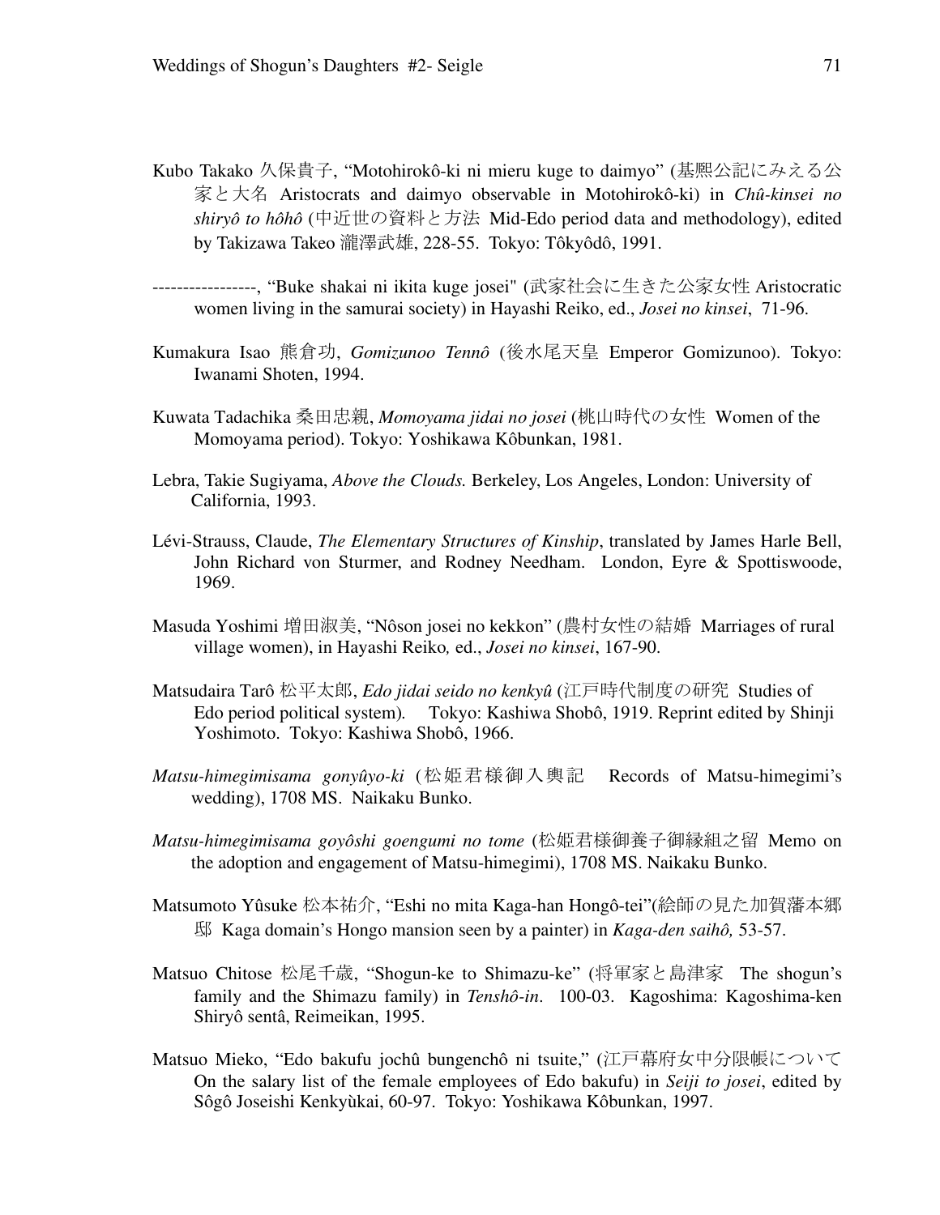Kubo Takako 久保貴子, "Motohirokô-ki ni mieru kuge to daimyo" (基熙公記にみえる公家と大名 Aristocrats and daimyo observable in Motohirokô-ki) in *Chû-kinsei no shiryô to hôhô* (中近世の資料と方法 Mid-Edo period data and methodology), edited by Takizawa Takeo 瀧澤武雄, 228-55. Tokyo: Tôkyôdô, 1991.

-----------------, "Buke shakai ni ikita kuge josei" (武家社会に生きた公家女性 Aristocratic women living in the samurai society) in Hayashi Reiko, ed., *Josei no kinsei*, 71-96.

Kumakura Isao 熊倉功, *Gomizunoo Tennô* (後水尾天皇 Emperor Gomizunoo). Tokyo: Iwanami Shoten, 1994.

Kuwata Tadachika 桑田忠親, *Momoyama jidai no josei* (桃山時代の女性 Women of the Momoyama period). Tokyo: Yoshikawa Kôbunkan, 1981.

Lebra, Takie Sugiyama, *Above the Clouds.* Berkeley, Los Angeles, London: University of California, 1993.

Lévi-Strauss, Claude, *The Elementary Structures of Kinship*, translated by James Harle Bell, John Richard von Sturmer, and Rodney Needham. London, Eyre & Spottiswoode, 1969.

Masuda Yoshimi 増田淑美, "Nôson josei no kekkon" (農村女性の結婚 Marriages of rural village women), in Hayashi Reiko*,* ed., *Josei no kinsei*, 167-90.

Matsudaira Tarô 松平太郎, *Edo jidai seido no kenkyû* (江戸時代制度の研究 Studies of Edo period political system)*.* Tokyo: Kashiwa Shobô, 1919. Reprint edited by Shinji Yoshimoto. Tokyo: Kashiwa Shobô, 1966.

*Matsu-himegimisama gonyûyo-ki* (松姫君様御入輿記 Records of Matsu-himegimi's wedding), 1708 MS. Naikaku Bunko.

*Matsu-himegimisama goyôshi goengumi no tome* (松姫君様御養子御縁組之留 Memo on the adoption and engagement of Matsu-himegimi), 1708 MS. Naikaku Bunko.

Matsumoto Yûsuke 松本祐介, "Eshi no mita Kaga-han Hongô-tei"(絵師の見た加賀藩本郷邸 Kaga domain's Hongo mansion seen by a painter) in *Kaga-den saihô,* 53-57.

Matsuo Chitose 松尾千歳, "Shogun-ke to Shimazu-ke" (将軍家と島津家 The shogun's family and the Shimazu family) in *Tenshô-in*. 100-03. Kagoshima: Kagoshima-ken Shiryô sentâ, Reimeikan, 1995.

Matsuo Mieko, "Edo bakufu jochû bungenchô ni tsuite," (江戸幕府女中分限帳について On the salary list of the female employees of Edo bakufu) in *Seiji to josei*, edited by Sôgô Joseishi Kenkyùkai, 60-97. Tokyo: Yoshikawa Kôbunkan, 1997.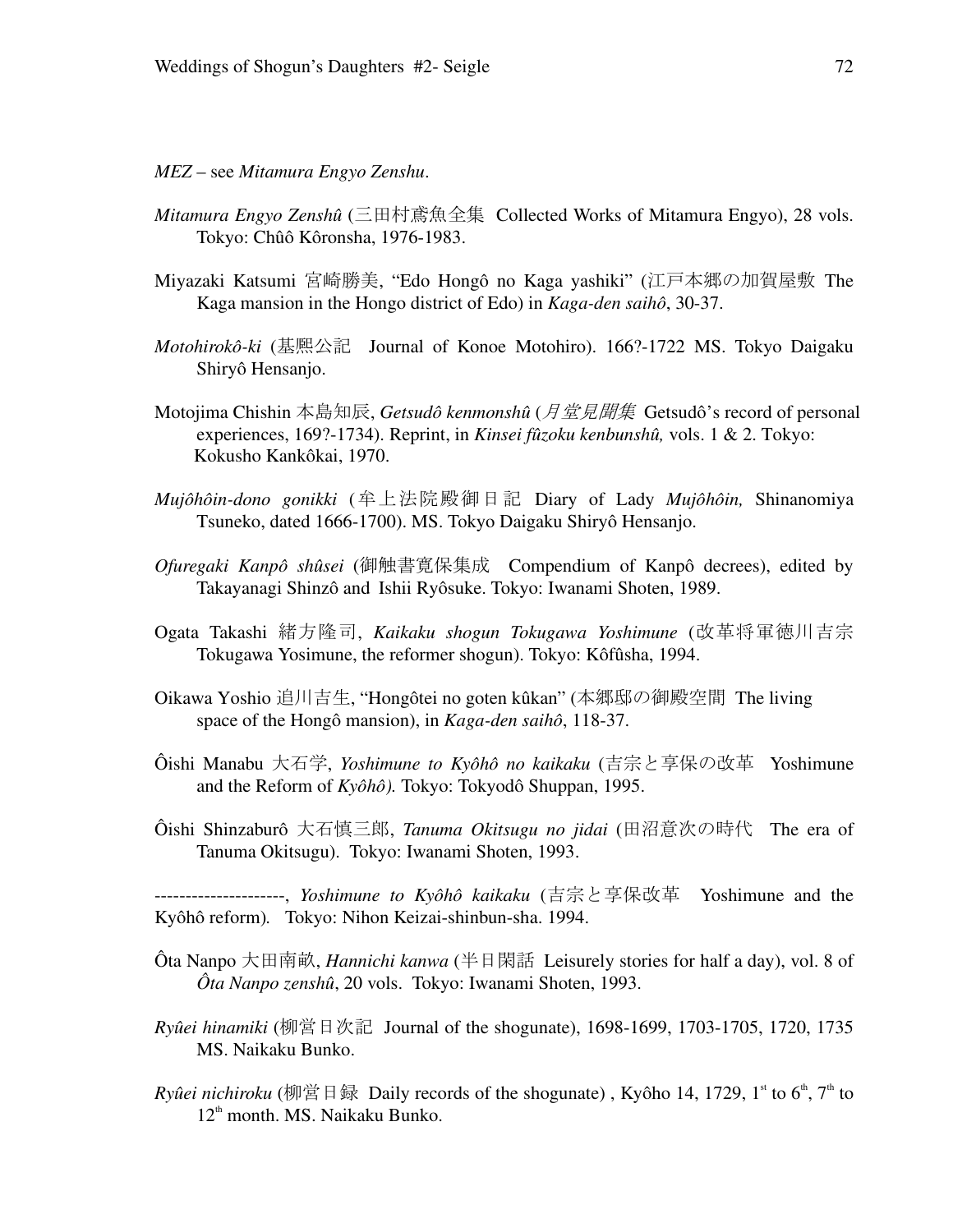*MEZ* – see *Mitamura Engyo Zenshu*.

*Mitamura Engyo Zenshû* (三田村鳶魚全集 Collected Works of Mitamura Engyo), 28 vols. Tokyo: Chûô Kôronsha, 1976-1983.

Miyazaki Katsumi 宮崎勝美, "Edo Hongô no Kaga yashiki" (江戸本郷の加賀屋敷 The Kaga mansion in the Hongo district of Edo) in *Kaga-den saihô*, 30-37.

*Motohirokô-ki* (基熙公記 Journal of Konoe Motohiro). 166?-1722 MS. Tokyo Daigaku Shiryô Hensanjo.

Motojima Chishin 本島知辰, *Getsudô kenmonshû* (*月堂見聞集* Getsudô's record of personal experiences, 169?-1734). Reprint, in *Kinsei fûzoku kenbunshû,* vols. 1 & 2. Tokyo: Kokusho Kankôkai, 1970.

*Mujôhôin-dono gonikki* (牟上法院殿御日記 Diary of Lady *Mujôhôin,* Shinanomiya Tsuneko, dated 1666-1700). MS. Tokyo Daigaku Shiryô Hensanjo.

*Ofuregaki Kanpô shûsei* (御触書寛保集成 Compendium of Kanpô decrees), edited by Takayanagi Shinzô and Ishii Ryôsuke. Tokyo: Iwanami Shoten, 1989.

Ogata Takashi 緒方隆司, *Kaikaku shogun Tokugawa Yoshimune* (改革将軍徳川吉宗 Tokugawa Yosimune, the reformer shogun). Tokyo: Kôfûsha, 1994.

Oikawa Yoshio 追川吉生, "Hongôtei no goten kûkan" (本郷邸の御殿空間 The living space of the Hongô mansion), in *Kaga-den saihô*, 118-37.

Ôishi Manabu 大石学, *Yoshimune to Kyôhô no kaikaku* (吉宗と享保の改革 Yoshimune and the Reform of *Kyôhô).* Tokyo: Tokyodô Shuppan, 1995.

Ôishi Shinzaburô 大石慎三郎, *Tanuma Okitsugu no jidai* (田沼意次の時代 The era of Tanuma Okitsugu). Tokyo: Iwanami Shoten, 1993.

---------------------, *Yoshimune to Kyôhô kaikaku* (吉宗と享保改革 Yoshimune and the Kyôhô reform). Tokyo: Nihon Keizai-shinbun-sha. 1994.

Ôta Nanpo 大田南畝, *Hannichi kanwa* (半日閑話 Leisurely stories for half a day), vol. 8 of *Ôta Nanpo zenshû*, 20 vols. Tokyo: Iwanami Shoten, 1993.

*Ryûei hinamiki* (柳営日次記 Journal of the shogunate), 1698-1699, 1703-1705, 1720, 1735 MS. Naikaku Bunko.

*Ryûei nichiroku* (柳営日録 Daily records of the shogunate) , Kyôho 14, 1729, 1st to 6th, 7th to 12th month. MS. Naikaku Bunko.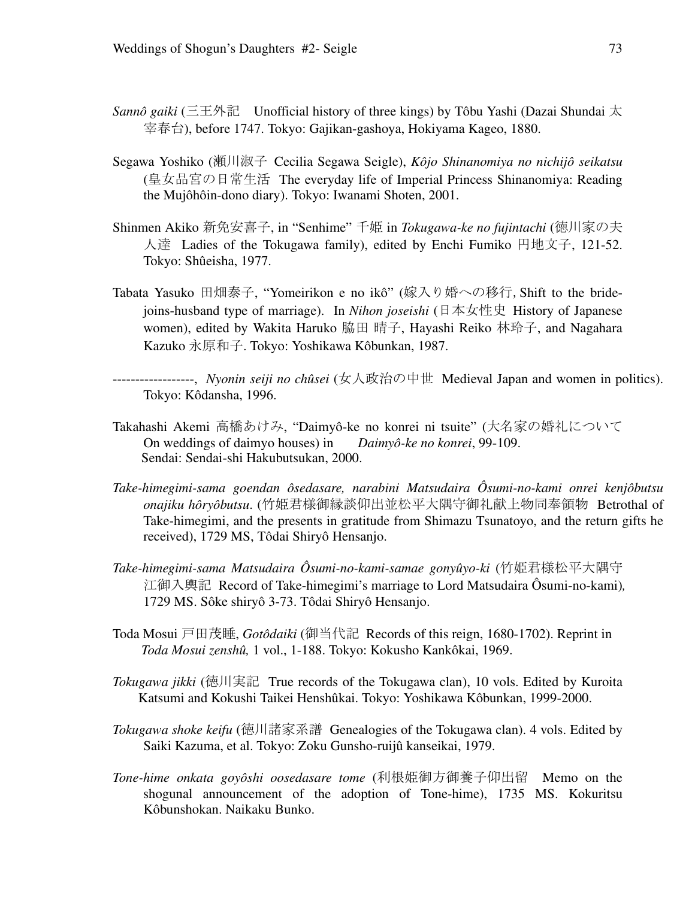*Sannô gaiki* (三王外記　Unofficial history of three kings) by Tôbu Yashi (Dazai Shundai 太宰春台), before 1747. Tokyo: Gajikan-gashoya, Hokiyama Kageo, 1880.

Segawa Yoshiko (瀬川淑子 Cecilia Segawa Seigle), *Kôjo Shinanomiya no nichijô seikatsu* (皇女品宮の日常生活 The everyday life of Imperial Princess Shinanomiya: Reading the Mujôhôin-dono diary). Tokyo: Iwanami Shoten, 2001.

Shinmen Akiko 新免安喜子, in "Senhime" 千姫 in *Tokugawa-ke no fujintachi* (徳川家の夫人達 Ladies of the Tokugawa family), edited by Enchi Fumiko 円地文子, 121-52. Tokyo: Shûeisha, 1977.

Tabata Yasuko 田畑泰子, "Yomeirikon e no ikô" (嫁入り婚への移行, Shift to the bride-joins-husband type of marriage). In *Nihon joseishi* (日本女性史 History of Japanese women), edited by Wakita Haruko 脇田 晴子, Hayashi Reiko 林玲子, and Nagahara Kazuko 永原和子. Tokyo: Yoshikawa Kôbunkan, 1987.

------------------, *Nyonin seiji no chûsei* (女人政治の中世 Medieval Japan and women in politics). Tokyo: Kôdansha, 1996.

Takahashi Akemi 高橋あけみ, "Daimyô-ke no konrei ni tsuite" (大名家の婚礼について On weddings of daimyo houses) in *Daimyô-ke no konrei*, 99-109. Sendai: Sendai-shi Hakubutsukan, 2000.

*Take-himegimi-sama goendan ôsedasare, narabini Matsudaira Ôsumi-no-kami onrei kenjôbutsu onajiku hôryôbutsu*. (竹姫君様御縁談仰出並松平大隅守御礼献上物同奉領物 Betrothal of Take-himegimi, and the presents in gratitude from Shimazu Tsunatoyo, and the return gifts he received), 1729 MS, Tôdai Shiryô Hensanjo.

*Take-himegimi-sama Matsudaira Ôsumi-no-kami-samae gonyûyo-ki* (竹姫君様松平大隅守江御入輿記 Record of Take-himegimi's marriage to Lord Matsudaira Ôsumi-no-kami)*,* 1729 MS. Sôke shiryô 3-73. Tôdai Shiryô Hensanjo.

Toda Mosui 戸田茂睡, *Gotôdaiki* (御当代記 Records of this reign, 1680-1702). Reprint in *Toda Mosui zenshû,* 1 vol., 1-188. Tokyo: Kokusho Kankôkai, 1969.

*Tokugawa jikki* (徳川実記 True records of the Tokugawa clan), 10 vols. Edited by Kuroita Katsumi and Kokushi Taikei Henshûkai. Tokyo: Yoshikawa Kôbunkan, 1999-2000.

*Tokugawa shoke keifu* (徳川諸家系譜 Genealogies of the Tokugawa clan). 4 vols. Edited by Saiki Kazuma, et al. Tokyo: Zoku Gunsho-ruijû kanseikai, 1979.

*Tone-hime onkata goyôshi oosedasare tome* (利根姫御方御養子仰出留 Memo on the shogunal announcement of the adoption of Tone-hime), 1735 MS. Kokuritsu Kôbunshokan. Naikaku Bunko.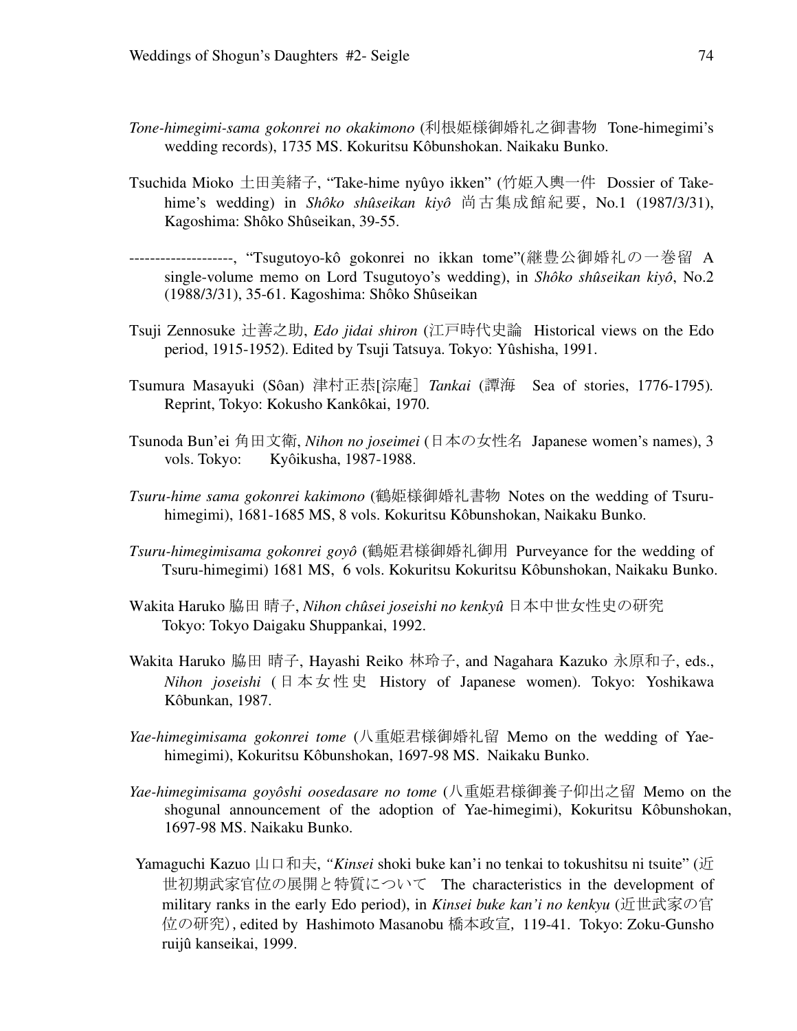*Tone-himegimi-sama gokonrei no okakimono* (利根姫様御婚礼之御書物 Tone-himegimi's wedding records), 1735 MS. Kokuritsu Kôbunshokan. Naikaku Bunko.

Tsuchida Mioko 土田美緒子, "Take-hime nyûyo ikken" (竹姫入輿一件 Dossier of Take-hime's wedding) in *Shôko shûseikan kiyô* 尚古集成館紀要, No.1 (1987/3/31), Kagoshima: Shôko Shûseikan, 39-55.

--------------------, "Tsugutoyo-kô gokonrei no ikkan tome"(継豊公御婚礼の一巻留 A single-volume memo on Lord Tsugutoyo's wedding), in *Shôko shûseikan kiyô*, No.2 (1988/3/31), 35-61. Kagoshima: Shôko Shûseikan

Tsuji Zennosuke 辻善之助, *Edo jidai shiron* (江戸時代史論 Historical views on the Edo period, 1915-1952). Edited by Tsuji Tatsuya. Tokyo: Yûshisha, 1991.

Tsumura Masayuki (Sôan) 津村正恭[淙庵] *Tankai* (譚海 Sea of stories, 1776-1795). Reprint, Tokyo: Kokusho Kankôkai, 1970.

Tsunoda Bun'ei 角田文衛, *Nihon no joseimei* (日本の女性名 Japanese women's names), 3 vols. Tokyo: Kyôikusha, 1987-1988.

*Tsuru-hime sama gokonrei kakimono* (鶴姫様御婚礼書物 Notes on the wedding of Tsuru-himegimi), 1681-1685 MS, 8 vols. Kokuritsu Kôbunshokan, Naikaku Bunko.

*Tsuru-himegimisama gokonrei goyô* (鶴姫君様御婚礼御用 Purveyance for the wedding of Tsuru-himegimi) 1681 MS, 6 vols. Kokuritsu Kokuritsu Kôbunshokan, Naikaku Bunko.

Wakita Haruko 脇田 晴子, *Nihon chûsei joseishi no kenkyû* 日本中世女性史の研究 Tokyo: Tokyo Daigaku Shuppankai, 1992.

Wakita Haruko 脇田 晴子, Hayashi Reiko 林玲子, and Nagahara Kazuko 永原和子, eds., *Nihon joseishi* (日本女性史 History of Japanese women). Tokyo: Yoshikawa Kôbunkan, 1987.

*Yae-himegimisama gokonrei tome* (八重姫君様御婚礼留 Memo on the wedding of Yae-himegimi), Kokuritsu Kôbunshokan, 1697-98 MS. Naikaku Bunko.

*Yae-himegimisama goyôshi oosedasare no tome* (八重姫君様御養子仰出之留 Memo on the shogunal announcement of the adoption of Yae-himegimi), Kokuritsu Kôbunshokan, 1697-98 MS. Naikaku Bunko.

Yamaguchi Kazuo 山口和夫, "*Kinsei* shoki buke kan'i no tenkai to tokushitsu ni tsuite" (近世初期武家官位の展開と特質について The characteristics in the development of military ranks in the early Edo period), in *Kinsei buke kan'i no kenkyu* (近世武家の官位の研究), edited by Hashimoto Masanobu 橋本政宣, 119-41. Tokyo: Zoku-Gunsho ruijû kanseikai, 1999.